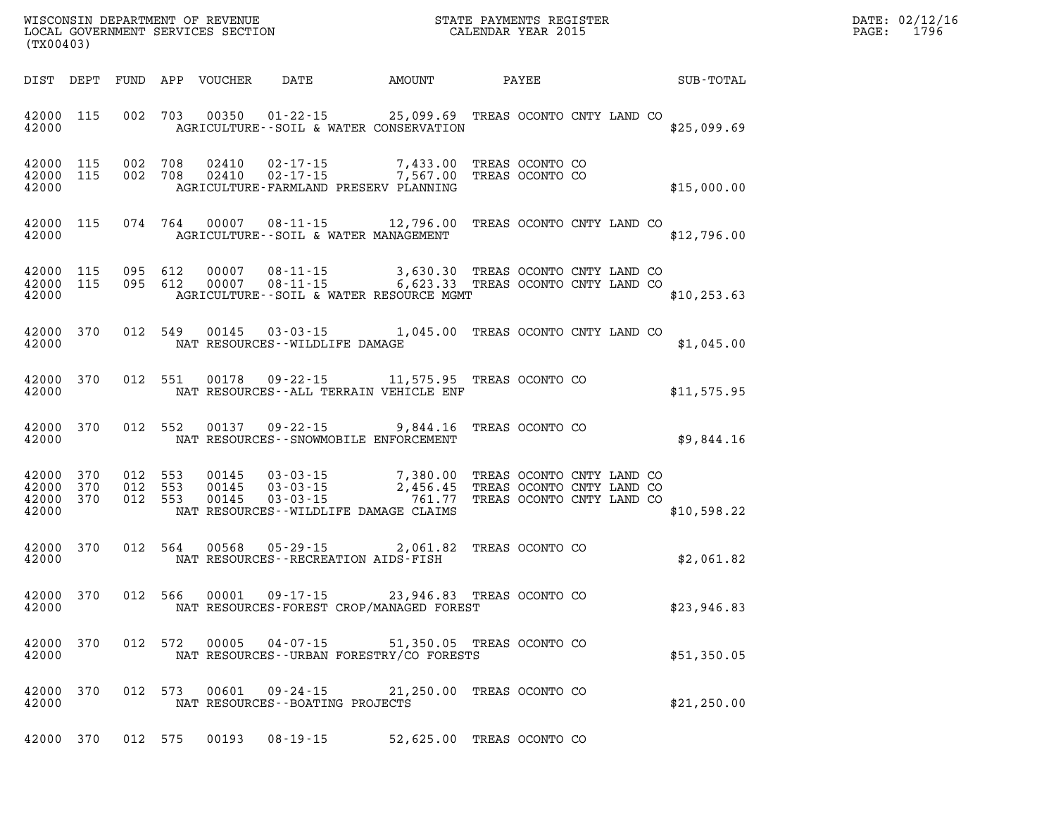WISCONSIN DEPARTMENT OF REVENUE
LOCAL GOVERNMENT SERVICES SECTION
(TX00403)

STATE PAYMENTS REGISTER
CALENDAR YEAR 2015

DATE: 02/12/16
PAGE: 1796

| DIST | DEPT | FUND | APP | VOUCHER | DATE | AMOUNT | PAYEE | SUB-TOTAL |
|---|---|---|---|---|---|---|---|---|
| 42000 | 115 | 002 | 703 | 00350 | 01-22-15 | 25,099.69 | TREAS OCONTO CNTY LAND CO | |
| 42000 | | | | | AGRICULTURE--SOIL & WATER CONSERVATION | | | $25,099.69 |
| 42000 | 115 | 002 | 708 | 02410 | 02-17-15 | 7,433.00 | TREAS OCONTO CO | |
| 42000 | 115 | 002 | 708 | 02410 | 02-17-15 | 7,567.00 | TREAS OCONTO CO | |
| 42000 | | | | | AGRICULTURE-FARMLAND PRESERV PLANNING | | | $15,000.00 |
| 42000 | 115 | 074 | 764 | 00007 | 08-11-15 | 12,796.00 | TREAS OCONTO CNTY LAND CO | |
| 42000 | | | | | AGRICULTURE--SOIL & WATER MANAGEMENT | | | $12,796.00 |
| 42000 | 115 | 095 | 612 | 00007 | 08-11-15 | 3,630.30 | TREAS OCONTO CNTY LAND CO | |
| 42000 | 115 | 095 | 612 | 00007 | 08-11-15 | 6,623.33 | TREAS OCONTO CNTY LAND CO | |
| 42000 | | | | | AGRICULTURE--SOIL & WATER RESOURCE MGMT | | | $10,253.63 |
| 42000 | 370 | 012 | 549 | 00145 | 03-03-15 | 1,045.00 | TREAS OCONTO CNTY LAND CO | |
| 42000 | | | | | NAT RESOURCES--WILDLIFE DAMAGE | | | $1,045.00 |
| 42000 | 370 | 012 | 551 | 00178 | 09-22-15 | 11,575.95 | TREAS OCONTO CO | |
| 42000 | | | | | NAT RESOURCES--ALL TERRAIN VEHICLE ENF | | | $11,575.95 |
| 42000 | 370 | 012 | 552 | 00137 | 09-22-15 | 9,844.16 | TREAS OCONTO CO | |
| 42000 | | | | | NAT RESOURCES--SNOWMOBILE ENFORCEMENT | | | $9,844.16 |
| 42000 | 370 | 012 | 553 | 00145 | 03-03-15 | 7,380.00 | TREAS OCONTO CNTY LAND CO | |
| 42000 | 370 | 012 | 553 | 00145 | 03-03-15 | 2,456.45 | TREAS OCONTO CNTY LAND CO | |
| 42000 | 370 | 012 | 553 | 00145 | 03-03-15 | 761.77 | TREAS OCONTO CNTY LAND CO | |
| 42000 | | | | | NAT RESOURCES--WILDLIFE DAMAGE CLAIMS | | | $10,598.22 |
| 42000 | 370 | 012 | 564 | 00568 | 05-29-15 | 2,061.82 | TREAS OCONTO CO | |
| 42000 | | | | | NAT RESOURCES--RECREATION AIDS-FISH | | | $2,061.82 |
| 42000 | 370 | 012 | 566 | 00001 | 09-17-15 | 23,946.83 | TREAS OCONTO CO | |
| 42000 | | | | | NAT RESOURCES-FOREST CROP/MANAGED FOREST | | | $23,946.83 |
| 42000 | 370 | 012 | 572 | 00005 | 04-07-15 | 51,350.05 | TREAS OCONTO CO | |
| 42000 | | | | | NAT RESOURCES--URBAN FORESTRY/CO FORESTS | | | $51,350.05 |
| 42000 | 370 | 012 | 573 | 00601 | 09-24-15 | 21,250.00 | TREAS OCONTO CO | |
| 42000 | | | | | NAT RESOURCES--BOATING PROJECTS | | | $21,250.00 |
| 42000 | 370 | 012 | 575 | 00193 | 08-19-15 | 52,625.00 | TREAS OCONTO CO | |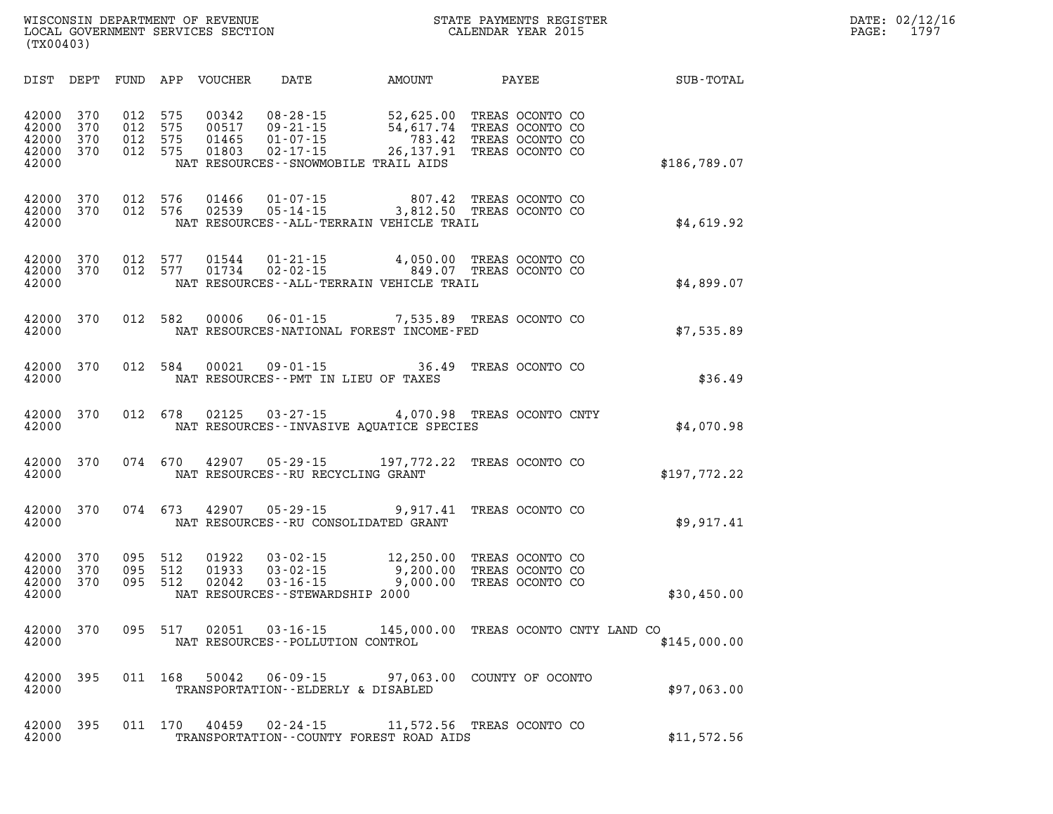WISCONSIN DEPARTMENT OF REVENUE
LOCAL GOVERNMENT SERVICES SECTION
(TX00403)

STATE PAYMENTS REGISTER
CALENDAR YEAR 2015

DATE: 02/12/16

| DIST | DEPT | FUND | APP | VOUCHER | DATE | AMOUNT | PAYEE | SUB-TOTAL |
|---|---|---|---|---|---|---|---|---|
| 42000 | 370 | 012 | 575 | 00342 | 08-28-15 | 52,625.00 | TREAS OCONTO CO | |
| 42000 | 370 | 012 | 575 | 00517 | 09-21-15 | 54,617.74 | TREAS OCONTO CO | |
| 42000 | 370 | 012 | 575 | 01465 | 01-07-15 | 783.42 | TREAS OCONTO CO | |
| 42000 | 370 | 012 | 575 | 01803 | 02-17-15 | 26,137.91 | TREAS OCONTO CO | |
| 42000 | | | | | NAT RESOURCES--SNOWMOBILE TRAIL AIDS | | | $186,789.07 |
| 42000 | 370 | 012 | 576 | 01466 | 01-07-15 | 807.42 | TREAS OCONTO CO | |
| 42000 | 370 | 012 | 576 | 02539 | 05-14-15 | 3,812.50 | TREAS OCONTO CO | |
| 42000 | | | | | NAT RESOURCES--ALL-TERRAIN VEHICLE TRAIL | | | $4,619.92 |
| 42000 | 370 | 012 | 577 | 01544 | 01-21-15 | 4,050.00 | TREAS OCONTO CO | |
| 42000 | 370 | 012 | 577 | 01734 | 02-02-15 | 849.07 | TREAS OCONTO CO | |
| 42000 | | | | | NAT RESOURCES--ALL-TERRAIN VEHICLE TRAIL | | | $4,899.07 |
| 42000 | 370 | 012 | 582 | 00006 | 06-01-15 | 7,535.89 | TREAS OCONTO CO | |
| 42000 | | | | | NAT RESOURCES-NATIONAL FOREST INCOME-FED | | | $7,535.89 |
| 42000 | 370 | 012 | 584 | 00021 | 09-01-15 | 36.49 | TREAS OCONTO CO | |
| 42000 | | | | | NAT RESOURCES--PMT IN LIEU OF TAXES | | | $36.49 |
| 42000 | 370 | 012 | 678 | 02125 | 03-27-15 | 4,070.98 | TREAS OCONTO CNTY | |
| 42000 | | | | | NAT RESOURCES--INVASIVE AQUATICE SPECIES | | | $4,070.98 |
| 42000 | 370 | 074 | 670 | 42907 | 05-29-15 | 197,772.22 | TREAS OCONTO CO | |
| 42000 | | | | | NAT RESOURCES--RU RECYCLING GRANT | | | $197,772.22 |
| 42000 | 370 | 074 | 673 | 42907 | 05-29-15 | 9,917.41 | TREAS OCONTO CO | |
| 42000 | | | | | NAT RESOURCES--RU CONSOLIDATED GRANT | | | $9,917.41 |
| 42000 | 370 | 095 | 512 | 01922 | 03-02-15 | 12,250.00 | TREAS OCONTO CO | |
| 42000 | 370 | 095 | 512 | 01933 | 03-02-15 | 9,200.00 | TREAS OCONTO CO | |
| 42000 | 370 | 095 | 512 | 02042 | 03-16-15 | 9,000.00 | TREAS OCONTO CO | |
| 42000 | | | | | NAT RESOURCES--STEWARDSHIP 2000 | | | $30,450.00 |
| 42000 | 370 | 095 | 517 | 02051 | 03-16-15 | 145,000.00 | TREAS OCONTO CNTY LAND CO | |
| 42000 | | | | | NAT RESOURCES--POLLUTION CONTROL | | | $145,000.00 |
| 42000 | 395 | 011 | 168 | 50042 | 06-09-15 | 97,063.00 | COUNTY OF OCONTO | |
| 42000 | | | | | TRANSPORTATION--ELDERLY & DISABLED | | | $97,063.00 |
| 42000 | 395 | 011 | 170 | 40459 | 02-24-15 | 11,572.56 | TREAS OCONTO CO | |
| 42000 | | | | | TRANSPORTATION--COUNTY FOREST ROAD AIDS | | | $11,572.56 |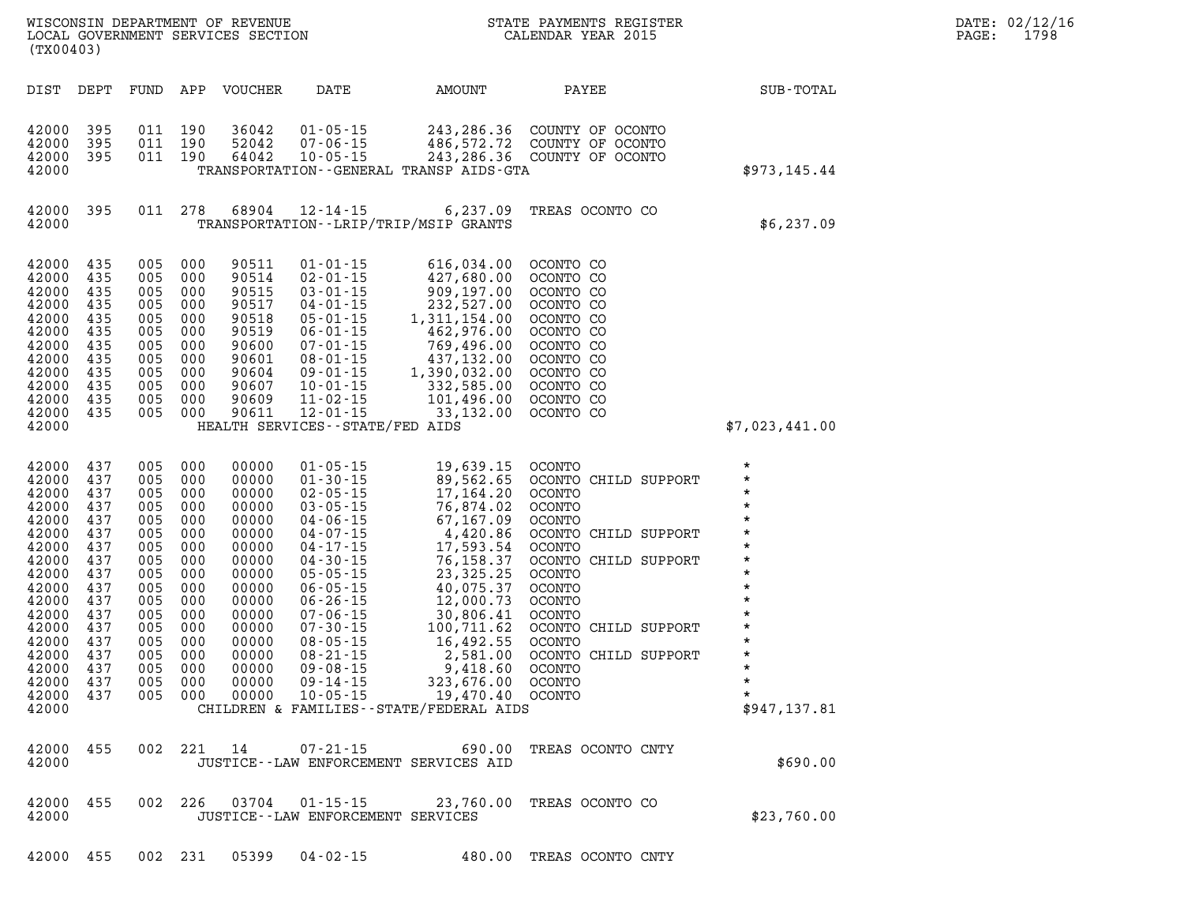WISCONSIN DEPARTMENT OF REVENUE
LOCAL GOVERNMENT SERVICES SECTION
(TX00403)

STATE PAYMENTS REGISTER
CALENDAR YEAR 2015

DATE: 02/12/16
PAGE: 1798

| DIST | DEPT | FUND | APP | VOUCHER | DATE | AMOUNT | PAYEE | SUB-TOTAL |
|---|---|---|---|---|---|---|---|---|
| 42000 | 395 | 011 | 190 | 36042 | 01-05-15 | 243,286.36 | COUNTY OF OCONTO | |
| 42000 | 395 | 011 | 190 | 52042 | 07-06-15 | 486,572.72 | COUNTY OF OCONTO | |
| 42000 | 395 | 011 | 190 | 64042 | 10-05-15 | 243,286.36 | COUNTY OF OCONTO | |
| 42000 | | | | | TRANSPORTATION--GENERAL TRANSP AIDS-GTA | | | $973,145.44 |
| 42000 | 395 | 011 | 278 | 68904 | 12-14-15 | 6,237.09 | TREAS OCONTO CO | |
| 42000 | | | | | TRANSPORTATION--LRIP/TRIP/MSIP GRANTS | | | $6,237.09 |
| 42000 | 435 | 005 | 000 | 90511 | 01-01-15 | 616,034.00 | OCONTO CO | |
| 42000 | 435 | 005 | 000 | 90514 | 02-01-15 | 427,680.00 | OCONTO CO | |
| 42000 | 435 | 005 | 000 | 90515 | 03-01-15 | 909,197.00 | OCONTO CO | |
| 42000 | 435 | 005 | 000 | 90517 | 04-01-15 | 232,527.00 | OCONTO CO | |
| 42000 | 435 | 005 | 000 | 90518 | 05-01-15 | 1,311,154.00 | OCONTO CO | |
| 42000 | 435 | 005 | 000 | 90519 | 06-01-15 | 462,976.00 | OCONTO CO | |
| 42000 | 435 | 005 | 000 | 90600 | 07-01-15 | 769,496.00 | OCONTO CO | |
| 42000 | 435 | 005 | 000 | 90601 | 08-01-15 | 437,132.00 | OCONTO CO | |
| 42000 | 435 | 005 | 000 | 90604 | 09-01-15 | 1,390,032.00 | OCONTO CO | |
| 42000 | 435 | 005 | 000 | 90607 | 10-01-15 | 332,585.00 | OCONTO CO | |
| 42000 | 435 | 005 | 000 | 90609 | 11-02-15 | 101,496.00 | OCONTO CO | |
| 42000 | 435 | 005 | 000 | 90611 | 12-01-15 | 33,132.00 | OCONTO CO | |
| 42000 | | | | | HEALTH SERVICES--STATE/FED AIDS | | | $7,023,441.00 |
| 42000 | 437 | 005 | 000 | 00000 | 01-05-15 | 19,639.15 | OCONTO | * |
| 42000 | 437 | 005 | 000 | 00000 | 01-30-15 | 89,562.65 | OCONTO CHILD SUPPORT | * |
| 42000 | 437 | 005 | 000 | 00000 | 02-05-15 | 17,164.20 | OCONTO | * |
| 42000 | 437 | 005 | 000 | 00000 | 03-05-15 | 76,874.02 | OCONTO | * |
| 42000 | 437 | 005 | 000 | 00000 | 04-06-15 | 67,167.09 | OCONTO | * |
| 42000 | 437 | 005 | 000 | 00000 | 04-07-15 | 4,420.86 | OCONTO CHILD SUPPORT | * |
| 42000 | 437 | 005 | 000 | 00000 | 04-17-15 | 17,593.54 | OCONTO | * |
| 42000 | 437 | 005 | 000 | 00000 | 04-30-15 | 76,158.37 | OCONTO CHILD SUPPORT | * |
| 42000 | 437 | 005 | 000 | 00000 | 05-05-15 | 23,325.25 | OCONTO | * |
| 42000 | 437 | 005 | 000 | 00000 | 06-05-15 | 40,075.37 | OCONTO | * |
| 42000 | 437 | 005 | 000 | 00000 | 06-26-15 | 12,000.73 | OCONTO | * |
| 42000 | 437 | 005 | 000 | 00000 | 07-06-15 | 30,806.41 | OCONTO | * |
| 42000 | 437 | 005 | 000 | 00000 | 07-30-15 | 100,711.62 | OCONTO CHILD SUPPORT | * |
| 42000 | 437 | 005 | 000 | 00000 | 08-05-15 | 16,492.55 | OCONTO | * |
| 42000 | 437 | 005 | 000 | 00000 | 08-21-15 | 2,581.00 | OCONTO CHILD SUPPORT | * |
| 42000 | 437 | 005 | 000 | 00000 | 09-08-15 | 9,418.60 | OCONTO | * |
| 42000 | 437 | 005 | 000 | 00000 | 09-14-15 | 323,676.00 | OCONTO | * |
| 42000 | 437 | 005 | 000 | 00000 | 10-05-15 | 19,470.40 | OCONTO | * |
| 42000 | | | | | CHILDREN & FAMILIES--STATE/FEDERAL AIDS | | | $947,137.81 |
| 42000 | 455 | 002 | 221 | 14 | 07-21-15 | 690.00 | TREAS OCONTO CNTY | |
| 42000 | | | | | JUSTICE--LAW ENFORCEMENT SERVICES AID | | | $690.00 |
| 42000 | 455 | 002 | 226 | 03704 | 01-15-15 | 23,760.00 | TREAS OCONTO CO | |
| 42000 | | | | | JUSTICE--LAW ENFORCEMENT SERVICES | | | $23,760.00 |
| 42000 | 455 | 002 | 231 | 05399 | 04-02-15 | 480.00 | TREAS OCONTO CNTY | |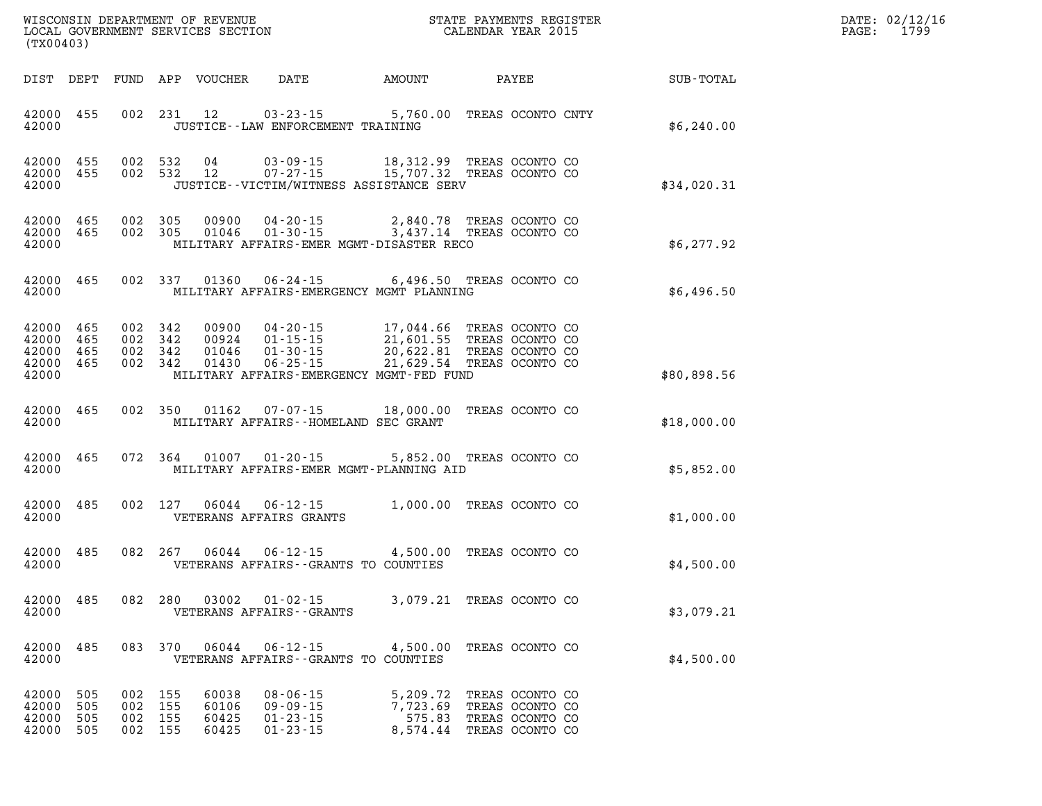WISCONSIN DEPARTMENT OF REVENUE
LOCAL GOVERNMENT SERVICES SECTION
(TX00403)

STATE PAYMENTS REGISTER
CALENDAR YEAR 2015

DATE: 02/12/16
PAGE: 1799

| DIST | DEPT | FUND | APP | VOUCHER | DATE | AMOUNT | PAYEE | SUB-TOTAL |
|---|---|---|---|---|---|---|---|---|
| 42000 | 455 | 002 | 231 | 12 | 03-23-15 | 5,760.00 | TREAS OCONTO CNTY | |
| 42000 | | | | | JUSTICE--LAW ENFORCEMENT TRAINING | | | $6,240.00 |
| 42000 | 455 | 002 | 532 | 04 | 03-09-15 | 18,312.99 | TREAS OCONTO CO | |
| 42000 | 455 | 002 | 532 | 12 | 07-27-15 | 15,707.32 | TREAS OCONTO CO | |
| 42000 | | | | | JUSTICE--VICTIM/WITNESS ASSISTANCE SERV | | | $34,020.31 |
| 42000 | 465 | 002 | 305 | 00900 | 04-20-15 | 2,840.78 | TREAS OCONTO CO | |
| 42000 | 465 | 002 | 305 | 01046 | 01-30-15 | 3,437.14 | TREAS OCONTO CO | |
| 42000 | | | | | MILITARY AFFAIRS-EMER MGMT-DISASTER RECO | | | $6,277.92 |
| 42000 | 465 | 002 | 337 | 01360 | 06-24-15 | 6,496.50 | TREAS OCONTO CO | |
| 42000 | | | | | MILITARY AFFAIRS-EMERGENCY MGMT PLANNING | | | $6,496.50 |
| 42000 | 465 | 002 | 342 | 00900 | 04-20-15 | 17,044.66 | TREAS OCONTO CO | |
| 42000 | 465 | 002 | 342 | 00924 | 01-15-15 | 21,601.55 | TREAS OCONTO CO | |
| 42000 | 465 | 002 | 342 | 01046 | 01-30-15 | 20,622.81 | TREAS OCONTO CO | |
| 42000 | 465 | 002 | 342 | 01430 | 06-25-15 | 21,629.54 | TREAS OCONTO CO | |
| 42000 | | | | | MILITARY AFFAIRS-EMERGENCY MGMT-FED FUND | | | $80,898.56 |
| 42000 | 465 | 002 | 350 | 01162 | 07-07-15 | 18,000.00 | TREAS OCONTO CO | |
| 42000 | | | | | MILITARY AFFAIRS--HOMELAND SEC GRANT | | | $18,000.00 |
| 42000 | 465 | 072 | 364 | 01007 | 01-20-15 | 5,852.00 | TREAS OCONTO CO | |
| 42000 | | | | | MILITARY AFFAIRS-EMER MGMT-PLANNING AID | | | $5,852.00 |
| 42000 | 485 | 002 | 127 | 06044 | 06-12-15 | 1,000.00 | TREAS OCONTO CO | |
| 42000 | | | | | VETERANS AFFAIRS GRANTS | | | $1,000.00 |
| 42000 | 485 | 082 | 267 | 06044 | 06-12-15 | 4,500.00 | TREAS OCONTO CO | |
| 42000 | | | | | VETERANS AFFAIRS--GRANTS TO COUNTIES | | | $4,500.00 |
| 42000 | 485 | 082 | 280 | 03002 | 01-02-15 | 3,079.21 | TREAS OCONTO CO | |
| 42000 | | | | | VETERANS AFFAIRS--GRANTS | | | $3,079.21 |
| 42000 | 485 | 083 | 370 | 06044 | 06-12-15 | 4,500.00 | TREAS OCONTO CO | |
| 42000 | | | | | VETERANS AFFAIRS--GRANTS TO COUNTIES | | | $4,500.00 |
| 42000 | 505 | 002 | 155 | 60038 | 08-06-15 | 5,209.72 | TREAS OCONTO CO | |
| 42000 | 505 | 002 | 155 | 60106 | 09-09-15 | 7,723.69 | TREAS OCONTO CO | |
| 42000 | 505 | 002 | 155 | 60425 | 01-23-15 | 575.83 | TREAS OCONTO CO | |
| 42000 | 505 | 002 | 155 | 60425 | 01-23-15 | 8,574.44 | TREAS OCONTO CO | |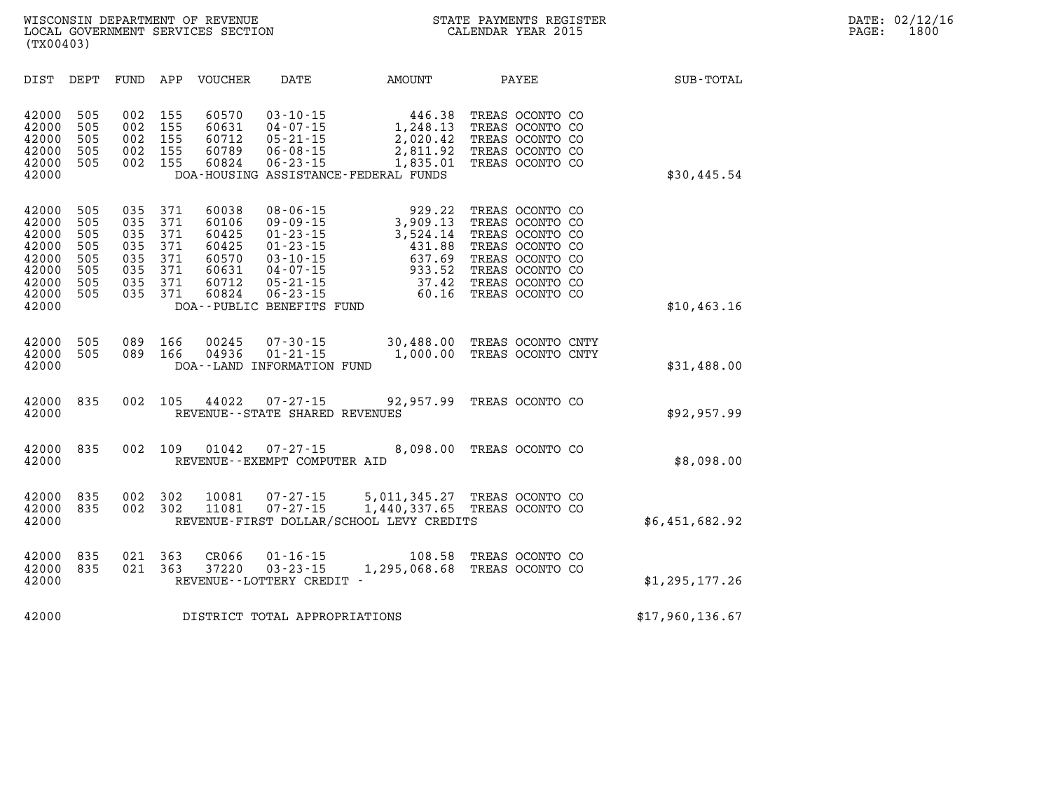WISCONSIN DEPARTMENT OF REVENUE
LOCAL GOVERNMENT SERVICES SECTION
(TX00403)

STATE PAYMENTS REGISTER
CALENDAR YEAR 2015

| DIST | DEPT | FUND | APP | VOUCHER | DATE | AMOUNT | PAYEE | SUB-TOTAL |
|---|---|---|---|---|---|---|---|---|
| 42000 | 505 | 002 | 155 | 60570 | 03-10-15 | 446.38 | TREAS OCONTO CO | |
| 42000 | 505 | 002 | 155 | 60631 | 04-07-15 | 1,248.13 | TREAS OCONTO CO | |
| 42000 | 505 | 002 | 155 | 60712 | 05-21-15 | 2,020.42 | TREAS OCONTO CO | |
| 42000 | 505 | 002 | 155 | 60789 | 06-08-15 | 2,811.92 | TREAS OCONTO CO | |
| 42000 | 505 | 002 | 155 | 60824 | 06-23-15 | 1,835.01 | TREAS OCONTO CO | |
| 42000 | | | | | DOA-HOUSING ASSISTANCE-FEDERAL FUNDS | | | $30,445.54 |
| 42000 | 505 | 035 | 371 | 60038 | 08-06-15 | 929.22 | TREAS OCONTO CO | |
| 42000 | 505 | 035 | 371 | 60106 | 09-09-15 | 3,909.13 | TREAS OCONTO CO | |
| 42000 | 505 | 035 | 371 | 60425 | 01-23-15 | 3,524.14 | TREAS OCONTO CO | |
| 42000 | 505 | 035 | 371 | 60425 | 01-23-15 | 431.88 | TREAS OCONTO CO | |
| 42000 | 505 | 035 | 371 | 60570 | 03-10-15 | 637.69 | TREAS OCONTO CO | |
| 42000 | 505 | 035 | 371 | 60631 | 04-07-15 | 933.52 | TREAS OCONTO CO | |
| 42000 | 505 | 035 | 371 | 60712 | 05-21-15 | 37.42 | TREAS OCONTO CO | |
| 42000 | 505 | 035 | 371 | 60824 | 06-23-15 | 60.16 | TREAS OCONTO CO | |
| 42000 | | | | | DOA--PUBLIC BENEFITS FUND | | | $10,463.16 |
| 42000 | 505 | 089 | 166 | 00245 | 07-30-15 | 30,488.00 | TREAS OCONTO CNTY | |
| 42000 | 505 | 089 | 166 | 04936 | 01-21-15 | 1,000.00 | TREAS OCONTO CNTY | |
| 42000 | | | | | DOA--LAND INFORMATION FUND | | | $31,488.00 |
| 42000 | 835 | 002 | 105 | 44022 | 07-27-15 | 92,957.99 | TREAS OCONTO CO | |
| 42000 | | | | | REVENUE--STATE SHARED REVENUES | | | $92,957.99 |
| 42000 | 835 | 002 | 109 | 01042 | 07-27-15 | 8,098.00 | TREAS OCONTO CO | |
| 42000 | | | | | REVENUE--EXEMPT COMPUTER AID | | | $8,098.00 |
| 42000 | 835 | 002 | 302 | 10081 | 07-27-15 | 5,011,345.27 | TREAS OCONTO CO | |
| 42000 | 835 | 002 | 302 | 11081 | 07-27-15 | 1,440,337.65 | TREAS OCONTO CO | |
| 42000 | | | | | REVENUE-FIRST DOLLAR/SCHOOL LEVY CREDITS | | | $6,451,682.92 |
| 42000 | 835 | 021 | 363 | CR066 | 01-16-15 | 108.58 | TREAS OCONTO CO | |
| 42000 | 835 | 021 | 363 | 37220 | 03-23-15 | 1,295,068.68 | TREAS OCONTO CO | |
| 42000 | | | | | REVENUE--LOTTERY CREDIT - | | | $1,295,177.26 |
| 42000 | | | | | DISTRICT TOTAL APPROPRIATIONS | | | $17,960,136.67 |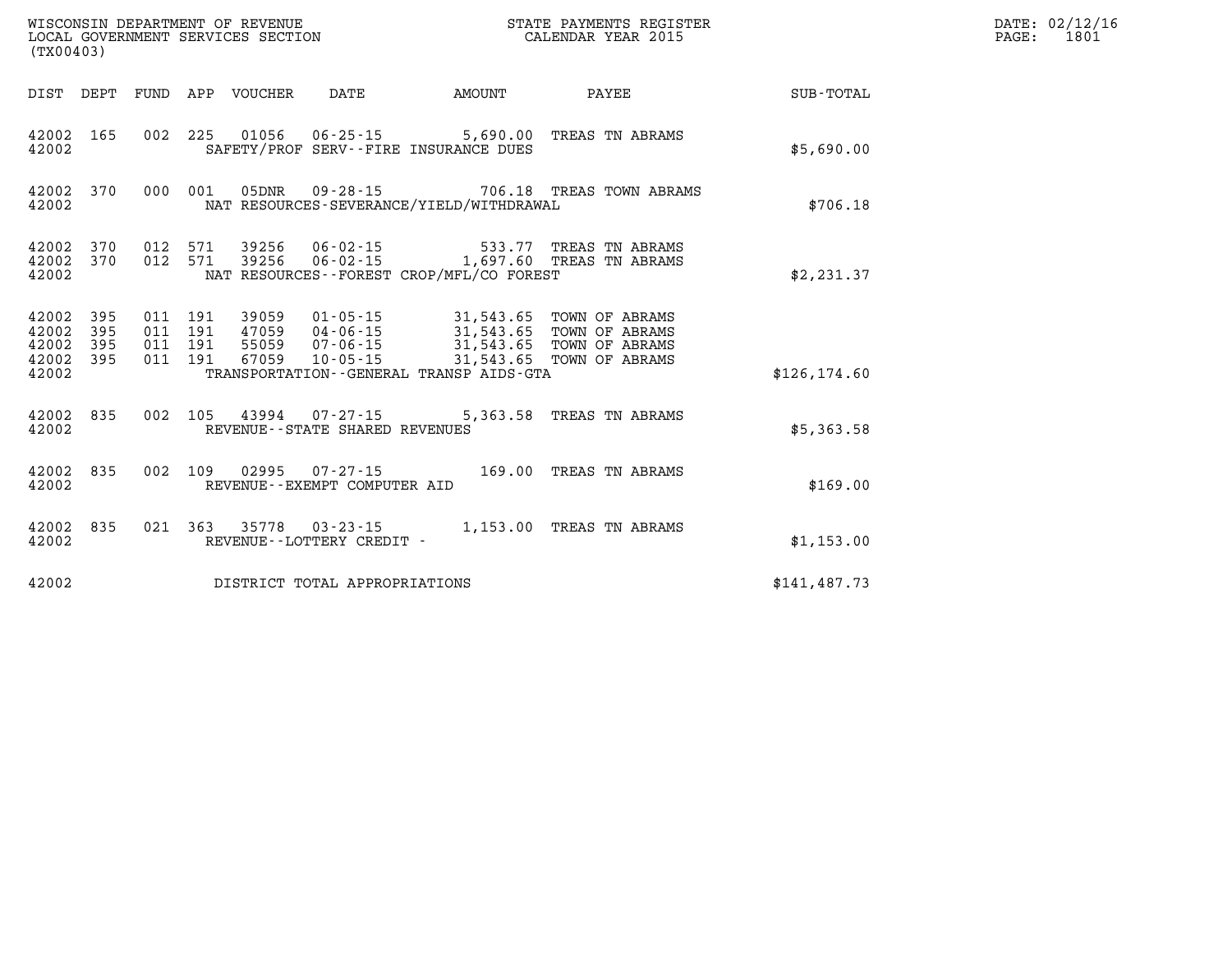WISCONSIN DEPARTMENT OF REVENUE
LOCAL GOVERNMENT SERVICES SECTION
(TX00403)

STATE PAYMENTS REGISTER
CALENDAR YEAR 2015

DATE: 02/12/16
PAGE: 1801

| DIST | DEPT | FUND | APP | VOUCHER | DATE | AMOUNT | PAYEE | SUB-TOTAL |
|---|---|---|---|---|---|---|---|---|
| 42002 | 165 | 002 | 225 | 01056 | 06-25-15 | 5,690.00 | TREAS TN ABRAMS | |
| 42002 | | | | SAFETY/PROF SERV--FIRE INSURANCE DUES | | | | $5,690.00 |
| 42002 | 370 | 000 | 001 | 05DNR | 09-28-15 | 706.18 | TREAS TOWN ABRAMS | |
| 42002 | | | | NAT RESOURCES-SEVERANCE/YIELD/WITHDRAWAL | | | | $706.18 |
| 42002 | 370 | 012 | 571 | 39256 | 06-02-15 | 533.77 | TREAS TN ABRAMS | |
| 42002 | 370 | 012 | 571 | 39256 | 06-02-15 | 1,697.60 | TREAS TN ABRAMS | |
| 42002 | | | | NAT RESOURCES--FOREST CROP/MFL/CO FOREST | | | | $2,231.37 |
| 42002 | 395 | 011 | 191 | 39059 | 01-05-15 | 31,543.65 | TOWN OF ABRAMS | |
| 42002 | 395 | 011 | 191 | 47059 | 04-06-15 | 31,543.65 | TOWN OF ABRAMS | |
| 42002 | 395 | 011 | 191 | 55059 | 07-06-15 | 31,543.65 | TOWN OF ABRAMS | |
| 42002 | 395 | 011 | 191 | 67059 | 10-05-15 | 31,543.65 | TOWN OF ABRAMS | |
| 42002 | | | | TRANSPORTATION--GENERAL TRANSP AIDS-GTA | | | | $126,174.60 |
| 42002 | 835 | 002 | 105 | 43994 | 07-27-15 | 5,363.58 | TREAS TN ABRAMS | |
| 42002 | | | | REVENUE--STATE SHARED REVENUES | | | | $5,363.58 |
| 42002 | 835 | 002 | 109 | 02995 | 07-27-15 | 169.00 | TREAS TN ABRAMS | |
| 42002 | | | | REVENUE--EXEMPT COMPUTER AID | | | | $169.00 |
| 42002 | 835 | 021 | 363 | 35778 | 03-23-15 | 1,153.00 | TREAS TN ABRAMS | |
| 42002 | | | | REVENUE--LOTTERY CREDIT - | | | | $1,153.00 |
| 42002 | | | | DISTRICT TOTAL APPROPRIATIONS | | | | $141,487.73 |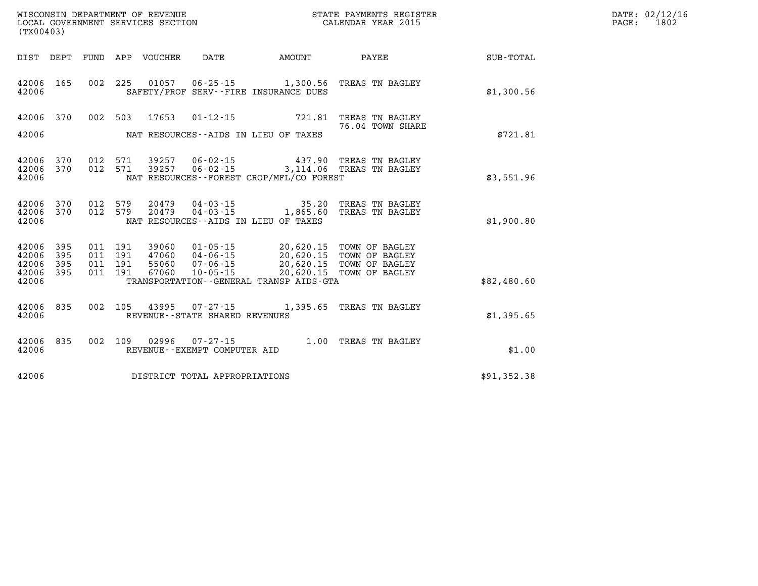WISCONSIN DEPARTMENT OF REVENUE
LOCAL GOVERNMENT SERVICES SECTION
(TX00403)

STATE PAYMENTS REGISTER
CALENDAR YEAR 2015

DATE: 02/12/16
PAGE: 1802

| DIST | DEPT | FUND | APP | VOUCHER | DATE | AMOUNT | PAYEE | SUB-TOTAL |
|---|---|---|---|---|---|---|---|---|
| 42006 | 165 | 002 | 225 | 01057 | 06-25-15 | 1,300.56 | TREAS TN BAGLEY | |
| 42006 | | | | | SAFETY/PROF SERV--FIRE INSURANCE DUES | | | $1,300.56 |
| 42006 | 370 | 002 | 503 | 17653 | 01-12-15 | 721.81 | TREAS TN BAGLEY<br>76.04 TOWN SHARE | |
| 42006 | | | | | NAT RESOURCES--AIDS IN LIEU OF TAXES | | | $721.81 |
| 42006 | 370 | 012 | 571 | 39257 | 06-02-15 | 437.90 | TREAS TN BAGLEY | |
| 42006 | 370 | 012 | 571 | 39257 | 06-02-15 | 3,114.06 | TREAS TN BAGLEY | |
| 42006 | | | | | NAT RESOURCES--FOREST CROP/MFL/CO FOREST | | | $3,551.96 |
| 42006 | 370 | 012 | 579 | 20479 | 04-03-15 | 35.20 | TREAS TN BAGLEY | |
| 42006 | 370 | 012 | 579 | 20479 | 04-03-15 | 1,865.60 | TREAS TN BAGLEY | |
| 42006 | | | | | NAT RESOURCES--AIDS IN LIEU OF TAXES | | | $1,900.80 |
| 42006 | 395 | 011 | 191 | 39060 | 01-05-15 | 20,620.15 | TOWN OF BAGLEY | |
| 42006 | 395 | 011 | 191 | 47060 | 04-06-15 | 20,620.15 | TOWN OF BAGLEY | |
| 42006 | 395 | 011 | 191 | 55060 | 07-06-15 | 20,620.15 | TOWN OF BAGLEY | |
| 42006 | 395 | 011 | 191 | 67060 | 10-05-15 | 20,620.15 | TOWN OF BAGLEY | |
| 42006 | | | | | TRANSPORTATION--GENERAL TRANSP AIDS-GTA | | | $82,480.60 |
| 42006 | 835 | 002 | 105 | 43995 | 07-27-15 | 1,395.65 | TREAS TN BAGLEY | |
| 42006 | | | | | REVENUE--STATE SHARED REVENUES | | | $1,395.65 |
| 42006 | 835 | 002 | 109 | 02996 | 07-27-15 | 1.00 | TREAS TN BAGLEY | |
| 42006 | | | | | REVENUE--EXEMPT COMPUTER AID | | | $1.00 |
| 42006 | | | | | DISTRICT TOTAL APPROPRIATIONS | | | $91,352.38 |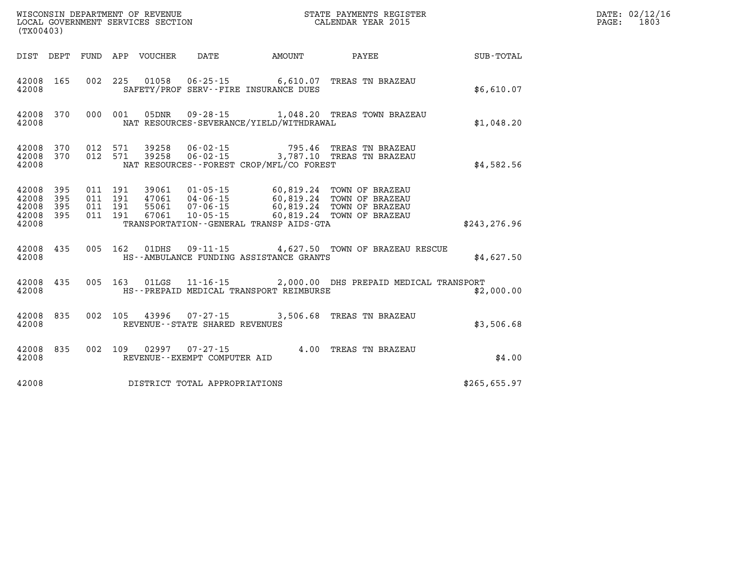WISCONSIN DEPARTMENT OF REVENUE
LOCAL GOVERNMENT SERVICES SECTION
(TX00403)

STATE PAYMENTS REGISTER
CALENDAR YEAR 2015

DATE: 02/12/16
PAGE: 1803

| DIST | DEPT | FUND | APP | VOUCHER | DATE | AMOUNT | PAYEE | SUB-TOTAL |
|---|---|---|---|---|---|---|---|---|
| 42008 | 165 | 002 | 225 | 01058 | 06-25-15 | 6,610.07 | TREAS TN BRAZEAU | |
| 42008 | | | | SAFETY/PROF SERV--FIRE INSURANCE DUES | | | | $6,610.07 |
| 42008 | 370 | 000 | 001 | 05DNR | 09-28-15 | 1,048.20 | TREAS TOWN BRAZEAU | |
| 42008 | | | | NAT RESOURCES-SEVERANCE/YIELD/WITHDRAWAL | | | | $1,048.20 |
| 42008 | 370 | 012 | 571 | 39258 | 06-02-15 | 795.46 | TREAS TN BRAZEAU | |
| 42008 | 370 | 012 | 571 | 39258 | 06-02-15 | 3,787.10 | TREAS TN BRAZEAU | |
| 42008 | | | | NAT RESOURCES--FOREST CROP/MFL/CO FOREST | | | | $4,582.56 |
| 42008 | 395 | 011 | 191 | 39061 | 01-05-15 | 60,819.24 | TOWN OF BRAZEAU | |
| 42008 | 395 | 011 | 191 | 47061 | 04-06-15 | 60,819.24 | TOWN OF BRAZEAU | |
| 42008 | 395 | 011 | 191 | 55061 | 07-06-15 | 60,819.24 | TOWN OF BRAZEAU | |
| 42008 | 395 | 011 | 191 | 67061 | 10-05-15 | 60,819.24 | TOWN OF BRAZEAU | |
| 42008 | | | | TRANSPORTATION--GENERAL TRANSP AIDS-GTA | | | | $243,276.96 |
| 42008 | 435 | 005 | 162 | 01DHS | 09-11-15 | 4,627.50 | TOWN OF BRAZEAU RESCUE | |
| 42008 | | | | HS--AMBULANCE FUNDING ASSISTANCE GRANTS | | | | $4,627.50 |
| 42008 | 435 | 005 | 163 | 01LGS | 11-16-15 | 2,000.00 | DHS PREPAID MEDICAL TRANSPORT | |
| 42008 | | | | HS--PREPAID MEDICAL TRANSPORT REIMBURSE | | | | $2,000.00 |
| 42008 | 835 | 002 | 105 | 43996 | 07-27-15 | 3,506.68 | TREAS TN BRAZEAU | |
| 42008 | | | | REVENUE--STATE SHARED REVENUES | | | | $3,506.68 |
| 42008 | 835 | 002 | 109 | 02997 | 07-27-15 | 4.00 | TREAS TN BRAZEAU | |
| 42008 | | | | REVENUE--EXEMPT COMPUTER AID | | | | $4.00 |
| 42008 | | | | DISTRICT TOTAL APPROPRIATIONS | | | | $265,655.97 |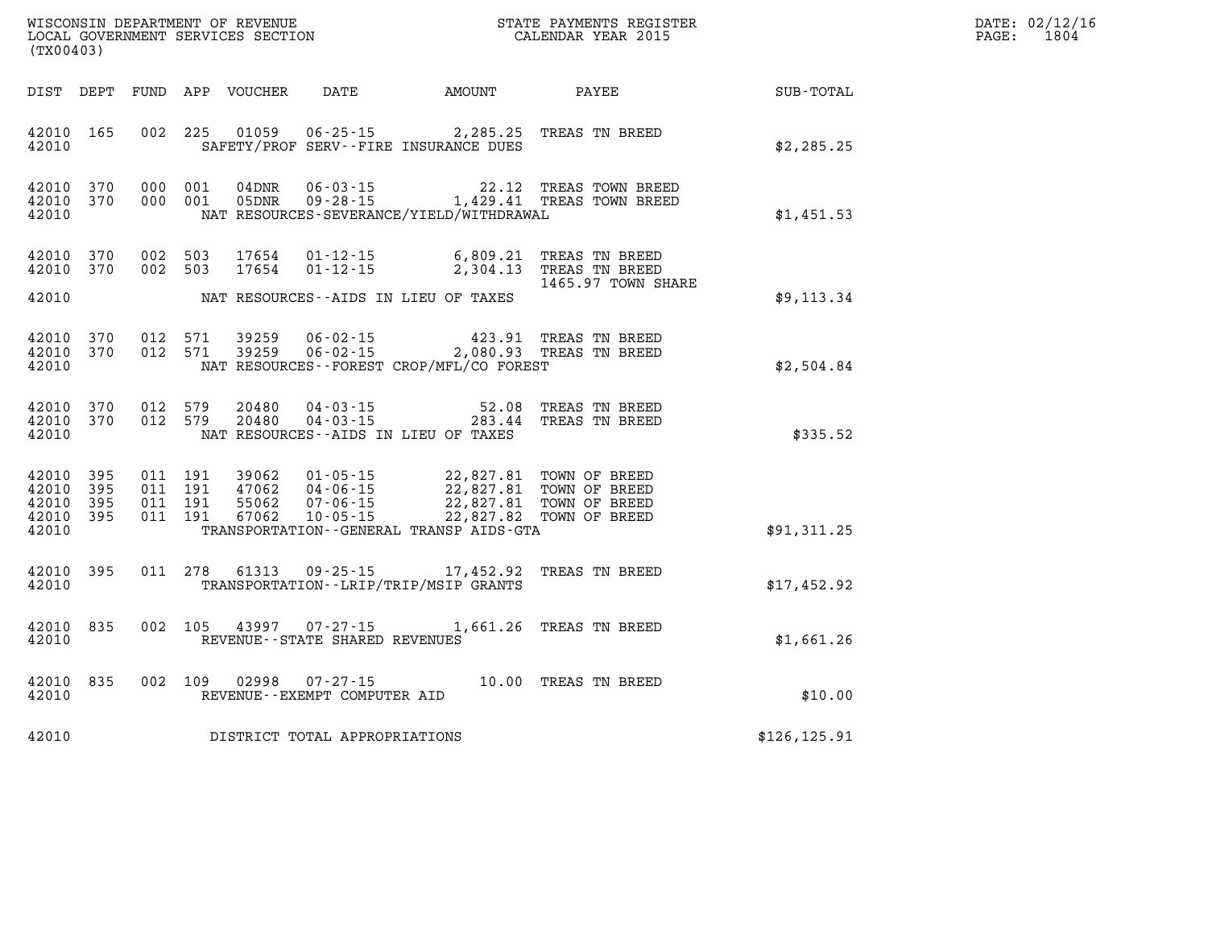WISCONSIN DEPARTMENT OF REVENUE
LOCAL GOVERNMENT SERVICES SECTION
(TX00403)

STATE PAYMENTS REGISTER
CALENDAR YEAR 2015

DATE: 02/12/16
PAGE: 1804

| DIST | DEPT | FUND | APP | VOUCHER | DATE | AMOUNT | PAYEE | SUB-TOTAL |
|---|---|---|---|---|---|---|---|---|
| 42010 | 165 | 002 | 225 | 01059 | 06-25-15 | 2,285.25 | TREAS TN BREED | |
| 42010 | | | | | SAFETY/PROF SERV--FIRE INSURANCE DUES | | | $2,285.25 |
| 42010 | 370 | 000 | 001 | 04DNR | 06-03-15 | 22.12 | TREAS TOWN BREED | |
| 42010 | 370 | 000 | 001 | 05DNR | 09-28-15 | 1,429.41 | TREAS TOWN BREED | |
| 42010 | | | | | NAT RESOURCES-SEVERANCE/YIELD/WITHDRAWAL | | | $1,451.53 |
| 42010 | 370 | 002 | 503 | 17654 | 01-12-15 | 6,809.21 | TREAS TN BREED | |
| 42010 | 370 | 002 | 503 | 17654 | 01-12-15 | 2,304.13 | TREAS TN BREED 1465.97 TOWN SHARE | |
| 42010 | | | | | NAT RESOURCES--AIDS IN LIEU OF TAXES | | | $9,113.34 |
| 42010 | 370 | 012 | 571 | 39259 | 06-02-15 | 423.91 | TREAS TN BREED | |
| 42010 | 370 | 012 | 571 | 39259 | 06-02-15 | 2,080.93 | TREAS TN BREED | |
| 42010 | | | | | NAT RESOURCES--FOREST CROP/MFL/CO FOREST | | | $2,504.84 |
| 42010 | 370 | 012 | 579 | 20480 | 04-03-15 | 52.08 | TREAS TN BREED | |
| 42010 | 370 | 012 | 579 | 20480 | 04-03-15 | 283.44 | TREAS TN BREED | |
| 42010 | | | | | NAT RESOURCES--AIDS IN LIEU OF TAXES | | | $335.52 |
| 42010 | 395 | 011 | 191 | 39062 | 01-05-15 | 22,827.81 | TOWN OF BREED | |
| 42010 | 395 | 011 | 191 | 47062 | 04-06-15 | 22,827.81 | TOWN OF BREED | |
| 42010 | 395 | 011 | 191 | 55062 | 07-06-15 | 22,827.81 | TOWN OF BREED | |
| 42010 | 395 | 011 | 191 | 67062 | 10-05-15 | 22,827.82 | TOWN OF BREED | |
| 42010 | | | | | TRANSPORTATION--GENERAL TRANSP AIDS-GTA | | | $91,311.25 |
| 42010 | 395 | 011 | 278 | 61313 | 09-25-15 | 17,452.92 | TREAS TN BREED | |
| 42010 | | | | | TRANSPORTATION--LRIP/TRIP/MSIP GRANTS | | | $17,452.92 |
| 42010 | 835 | 002 | 105 | 43997 | 07-27-15 | 1,661.26 | TREAS TN BREED | |
| 42010 | | | | | REVENUE--STATE SHARED REVENUES | | | $1,661.26 |
| 42010 | 835 | 002 | 109 | 02998 | 07-27-15 | 10.00 | TREAS TN BREED | |
| 42010 | | | | | REVENUE--EXEMPT COMPUTER AID | | | $10.00 |
| 42010 | | | | | DISTRICT TOTAL APPROPRIATIONS | | | $126,125.91 |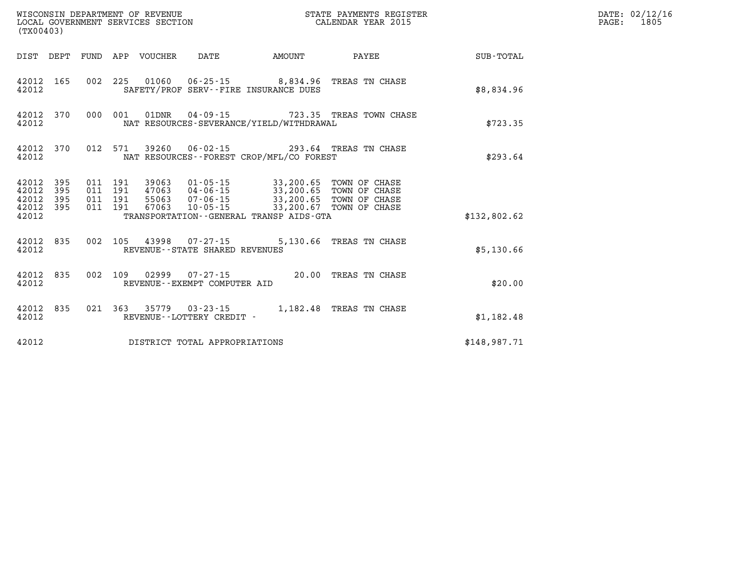WISCONSIN DEPARTMENT OF REVENUE
LOCAL GOVERNMENT SERVICES SECTION
(TX00403)

STATE PAYMENTS REGISTER
CALENDAR YEAR 2015

DATE: 02/12/16
PAGE: 1805

| DIST | DEPT | FUND | APP | VOUCHER | DATE | AMOUNT | PAYEE | SUB-TOTAL |
|---|---|---|---|---|---|---|---|---|
| 42012 | 165 | 002 | 225 | 01060 | 06-25-15 | 8,834.96 | TREAS TN CHASE | |
| 42012 | | | | SAFETY/PROF SERV--FIRE INSURANCE DUES | | | | $8,834.96 |
| 42012 | 370 | 000 | 001 | 01DNR | 04-09-15 | 723.35 | TREAS TOWN CHASE | |
| 42012 | | | | NAT RESOURCES-SEVERANCE/YIELD/WITHDRAWAL | | | | $723.35 |
| 42012 | 370 | 012 | 571 | 39260 | 06-02-15 | 293.64 | TREAS TN CHASE | |
| 42012 | | | | NAT RESOURCES--FOREST CROP/MFL/CO FOREST | | | | $293.64 |
| 42012 | 395 | 011 | 191 | 39063 | 01-05-15 | 33,200.65 | TOWN OF CHASE | |
| 42012 | 395 | 011 | 191 | 47063 | 04-06-15 | 33,200.65 | TOWN OF CHASE | |
| 42012 | 395 | 011 | 191 | 55063 | 07-06-15 | 33,200.65 | TOWN OF CHASE | |
| 42012 | 395 | 011 | 191 | 67063 | 10-05-15 | 33,200.67 | TOWN OF CHASE | |
| 42012 | | | | TRANSPORTATION--GENERAL TRANSP AIDS-GTA | | | | $132,802.62 |
| 42012 | 835 | 002 | 105 | 43998 | 07-27-15 | 5,130.66 | TREAS TN CHASE | |
| 42012 | | | | REVENUE--STATE SHARED REVENUES | | | | $5,130.66 |
| 42012 | 835 | 002 | 109 | 02999 | 07-27-15 | 20.00 | TREAS TN CHASE | |
| 42012 | | | | REVENUE--EXEMPT COMPUTER AID | | | | $20.00 |
| 42012 | 835 | 021 | 363 | 35779 | 03-23-15 | 1,182.48 | TREAS TN CHASE | |
| 42012 | | | | REVENUE--LOTTERY CREDIT - | | | | $1,182.48 |
| 42012 | | | | DISTRICT TOTAL APPROPRIATIONS | | | | $148,987.71 |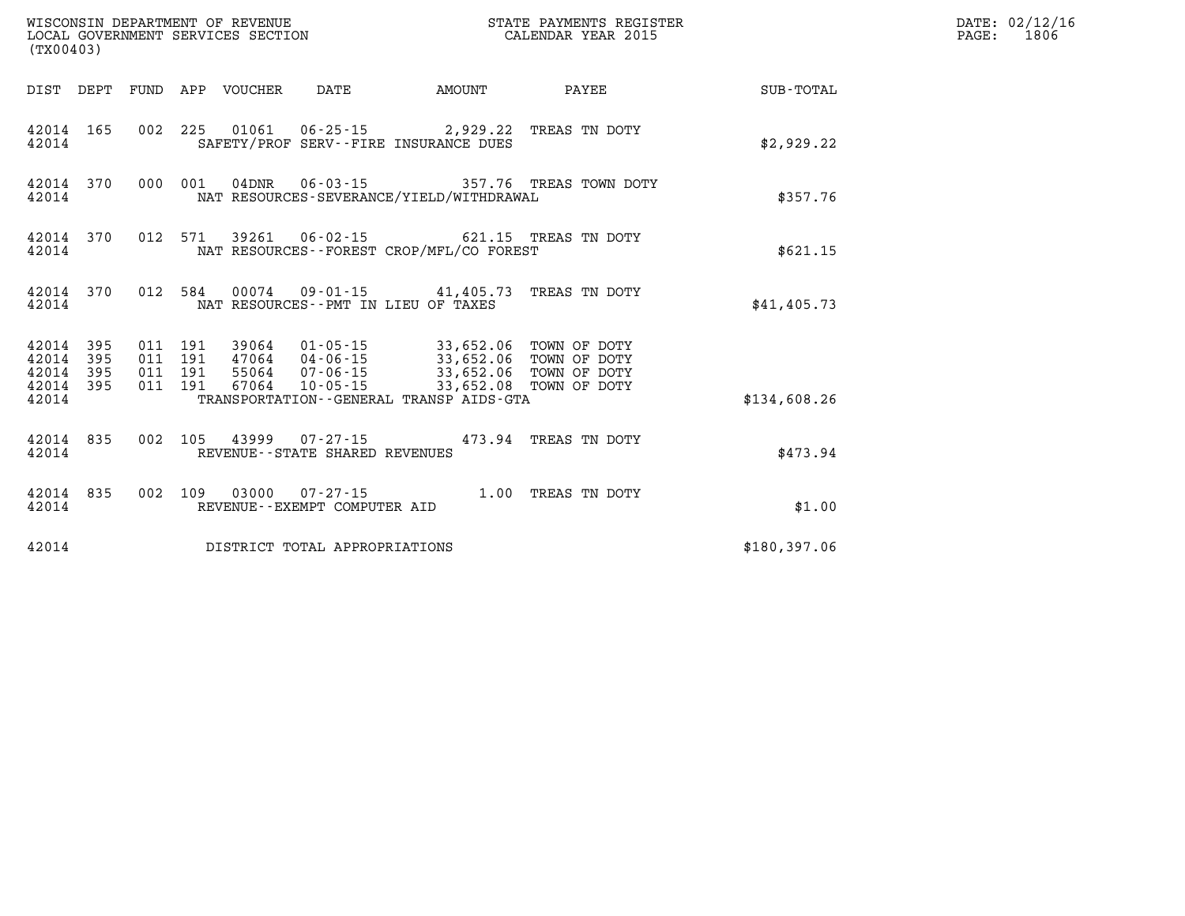WISCONSIN DEPARTMENT OF REVENUE
LOCAL GOVERNMENT SERVICES SECTION
(TX00403)

STATE PAYMENTS REGISTER
CALENDAR YEAR 2015

DATE: 02/12/16
PAGE: 1806

| DIST | DEPT | FUND | APP | VOUCHER | DATE | AMOUNT | PAYEE | SUB-TOTAL |
|---|---|---|---|---|---|---|---|---|
| 42014 | 165 | 002 | 225 | 01061 | 06-25-15 | 2,929.22 | TREAS TN DOTY | |
| 42014 | | | | SAFETY/PROF SERV--FIRE INSURANCE DUES | | | | $2,929.22 |
| 42014 | 370 | 000 | 001 | 04DNR | 06-03-15 | 357.76 | TREAS TOWN DOTY | |
| 42014 | | | | NAT RESOURCES-SEVERANCE/YIELD/WITHDRAWAL | | | | $357.76 |
| 42014 | 370 | 012 | 571 | 39261 | 06-02-15 | 621.15 | TREAS TN DOTY | |
| 42014 | | | | NAT RESOURCES--FOREST CROP/MFL/CO FOREST | | | | $621.15 |
| 42014 | 370 | 012 | 584 | 00074 | 09-01-15 | 41,405.73 | TREAS TN DOTY | |
| 42014 | | | | NAT RESOURCES--PMT IN LIEU OF TAXES | | | | $41,405.73 |
| 42014 | 395 | 011 | 191 | 39064 | 01-05-15 | 33,652.06 | TOWN OF DOTY | |
| 42014 | 395 | 011 | 191 | 47064 | 04-06-15 | 33,652.06 | TOWN OF DOTY | |
| 42014 | 395 | 011 | 191 | 55064 | 07-06-15 | 33,652.06 | TOWN OF DOTY | |
| 42014 | 395 | 011 | 191 | 67064 | 10-05-15 | 33,652.08 | TOWN OF DOTY | |
| 42014 | | | | TRANSPORTATION--GENERAL TRANSP AIDS-GTA | | | | $134,608.26 |
| 42014 | 835 | 002 | 105 | 43999 | 07-27-15 | 473.94 | TREAS TN DOTY | |
| 42014 | | | | REVENUE--STATE SHARED REVENUES | | | | $473.94 |
| 42014 | 835 | 002 | 109 | 03000 | 07-27-15 | 1.00 | TREAS TN DOTY | |
| 42014 | | | | REVENUE--EXEMPT COMPUTER AID | | | | $1.00 |
| 42014 | | | | DISTRICT TOTAL APPROPRIATIONS | | | | $180,397.06 |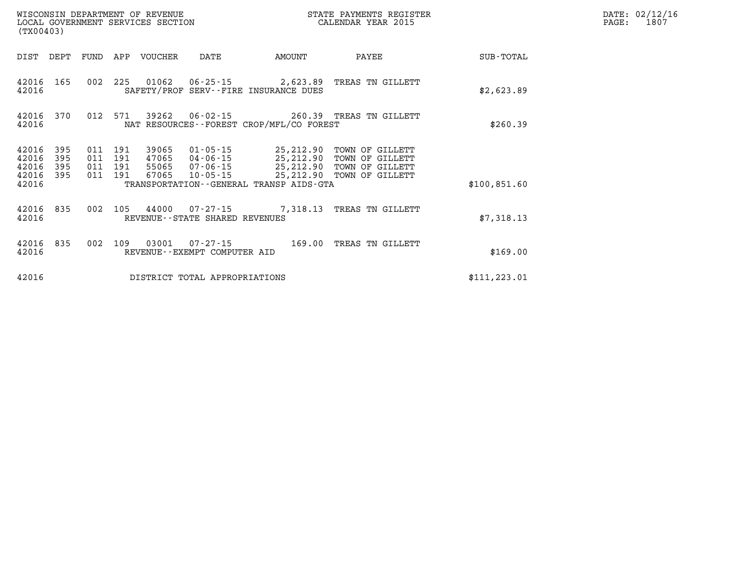WISCONSIN DEPARTMENT OF REVENUE
LOCAL GOVERNMENT SERVICES SECTION
(TX00403)

STATE PAYMENTS REGISTER
CALENDAR YEAR 2015

DATE: 02/12/16
PAGE: 1807

| DIST | DEPT | FUND | APP | VOUCHER | DATE | AMOUNT | PAYEE | SUB-TOTAL |
|---|---|---|---|---|---|---|---|---|
| 42016 | 165 | 002 | 225 | 01062 | 06-25-15 | 2,623.89 | TREAS TN GILLETT | |
| 42016 | | | | SAFETY/PROF SERV--FIRE INSURANCE DUES | | | | $2,623.89 |
| 42016 | 370 | 012 | 571 | 39262 | 06-02-15 | 260.39 | TREAS TN GILLETT | |
| 42016 | | | | NAT RESOURCES--FOREST CROP/MFL/CO FOREST | | | | $260.39 |
| 42016 | 395 | 011 | 191 | 39065 | 01-05-15 | 25,212.90 | TOWN OF GILLETT | |
| 42016 | 395 | 011 | 191 | 47065 | 04-06-15 | 25,212.90 | TOWN OF GILLETT | |
| 42016 | 395 | 011 | 191 | 55065 | 07-06-15 | 25,212.90 | TOWN OF GILLETT | |
| 42016 | 395 | 011 | 191 | 67065 | 10-05-15 | 25,212.90 | TOWN OF GILLETT | |
| 42016 | | | | TRANSPORTATION--GENERAL TRANSP AIDS-GTA | | | | $100,851.60 |
| 42016 | 835 | 002 | 105 | 44000 | 07-27-15 | 7,318.13 | TREAS TN GILLETT | |
| 42016 | | | | REVENUE--STATE SHARED REVENUES | | | | $7,318.13 |
| 42016 | 835 | 002 | 109 | 03001 | 07-27-15 | 169.00 | TREAS TN GILLETT | |
| 42016 | | | | REVENUE--EXEMPT COMPUTER AID | | | | $169.00 |
| 42016 | | | | DISTRICT TOTAL APPROPRIATIONS | | | | $111,223.01 |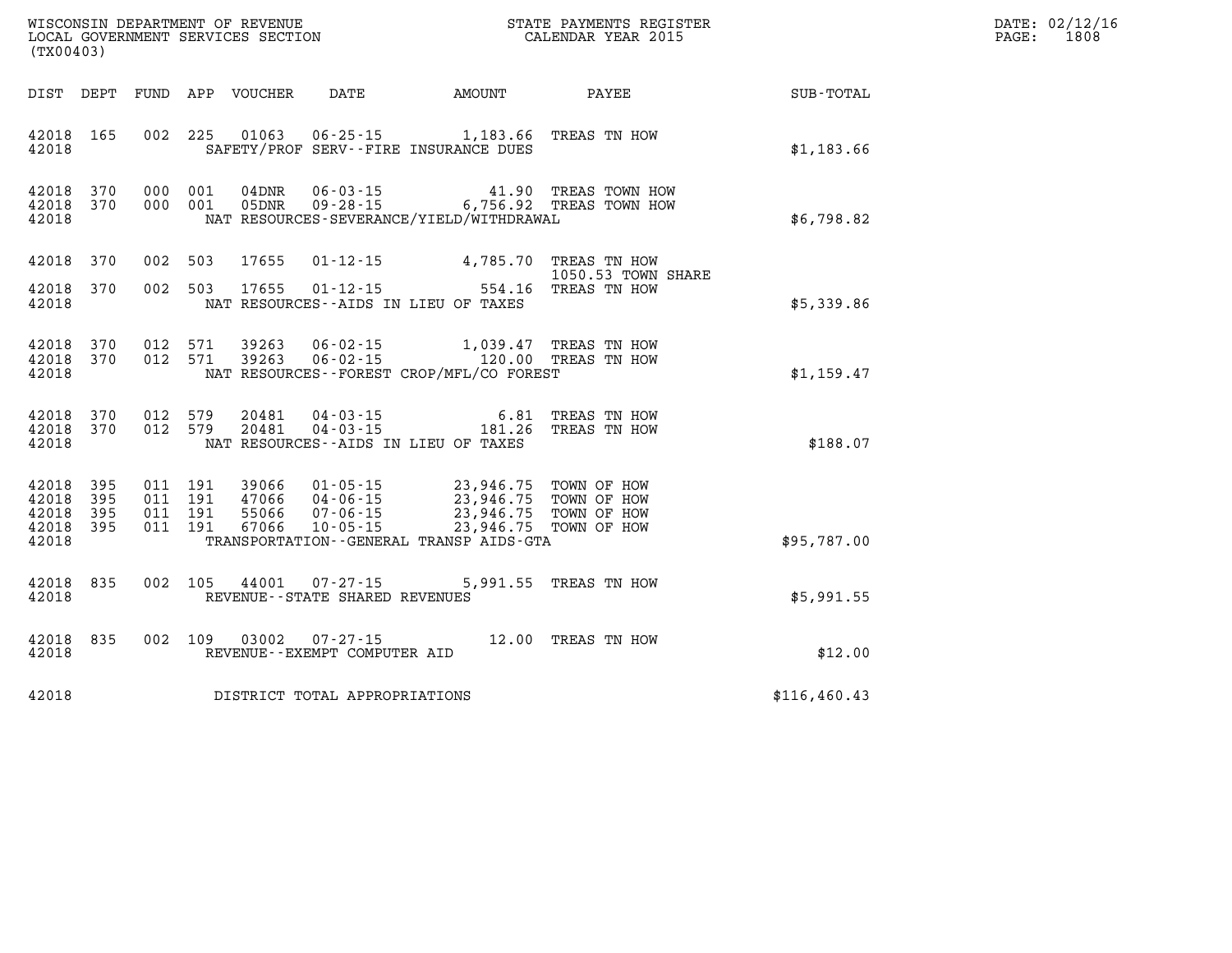WISCONSIN DEPARTMENT OF REVENUE
LOCAL GOVERNMENT SERVICES SECTION
(TX00403)

STATE PAYMENTS REGISTER
CALENDAR YEAR 2015

DATE: 02/12/16
PAGE: 1808

| DIST | DEPT | FUND | APP | VOUCHER | DATE | AMOUNT | PAYEE | SUB-TOTAL |
|---|---|---|---|---|---|---|---|---|
| 42018 | 165 | 002 | 225 | 01063 | 06-25-15 | 1,183.66 | TREAS TN HOW | |
| 42018 | | | | | SAFETY/PROF SERV--FIRE INSURANCE DUES | | | $1,183.66 |
| 42018 | 370 | 000 | 001 | 04DNR | 06-03-15 | 41.90 | TREAS TOWN HOW | |
| 42018 | 370 | 000 | 001 | 05DNR | 09-28-15 | 6,756.92 | TREAS TOWN HOW | |
| 42018 | | | | | NAT RESOURCES-SEVERANCE/YIELD/WITHDRAWAL | | | $6,798.82 |
| 42018 | 370 | 002 | 503 | 17655 | 01-12-15 | 4,785.70 | TREAS TN HOW 1050.53 TOWN SHARE | |
| 42018 | 370 | 002 | 503 | 17655 | 01-12-15 | 554.16 | TREAS TN HOW | |
| 42018 | | | | | NAT RESOURCES--AIDS IN LIEU OF TAXES | | | $5,339.86 |
| 42018 | 370 | 012 | 571 | 39263 | 06-02-15 | 1,039.47 | TREAS TN HOW | |
| 42018 | 370 | 012 | 571 | 39263 | 06-02-15 | 120.00 | TREAS TN HOW | |
| 42018 | | | | | NAT RESOURCES--FOREST CROP/MFL/CO FOREST | | | $1,159.47 |
| 42018 | 370 | 012 | 579 | 20481 | 04-03-15 | 6.81 | TREAS TN HOW | |
| 42018 | 370 | 012 | 579 | 20481 | 04-03-15 | 181.26 | TREAS TN HOW | |
| 42018 | | | | | NAT RESOURCES--AIDS IN LIEU OF TAXES | | | $188.07 |
| 42018 | 395 | 011 | 191 | 39066 | 01-05-15 | 23,946.75 | TOWN OF HOW | |
| 42018 | 395 | 011 | 191 | 47066 | 04-06-15 | 23,946.75 | TOWN OF HOW | |
| 42018 | 395 | 011 | 191 | 55066 | 07-06-15 | 23,946.75 | TOWN OF HOW | |
| 42018 | 395 | 011 | 191 | 67066 | 10-05-15 | 23,946.75 | TOWN OF HOW | |
| 42018 | | | | | TRANSPORTATION--GENERAL TRANSP AIDS-GTA | | | $95,787.00 |
| 42018 | 835 | 002 | 105 | 44001 | 07-27-15 | 5,991.55 | TREAS TN HOW | |
| 42018 | | | | | REVENUE--STATE SHARED REVENUES | | | $5,991.55 |
| 42018 | 835 | 002 | 109 | 03002 | 07-27-15 | 12.00 | TREAS TN HOW | |
| 42018 | | | | | REVENUE--EXEMPT COMPUTER AID | | | $12.00 |
| 42018 | | | | | DISTRICT TOTAL APPROPRIATIONS | | | $116,460.43 |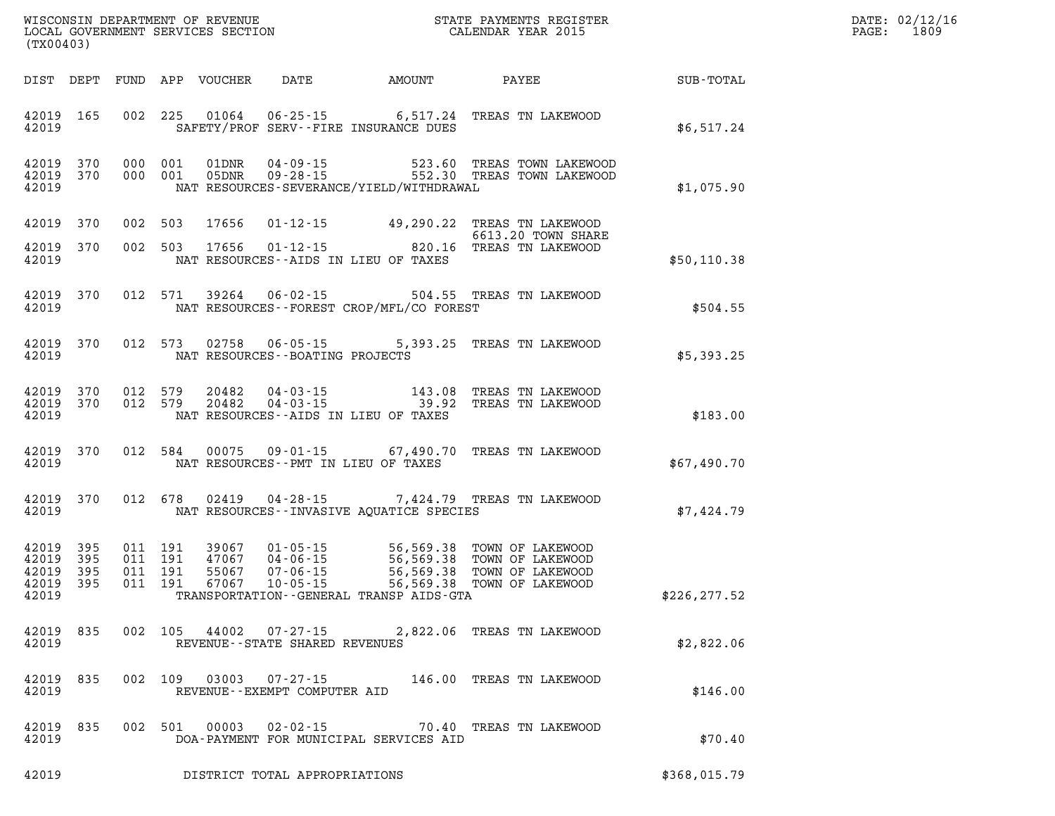WISCONSIN DEPARTMENT OF REVENUE
LOCAL GOVERNMENT SERVICES SECTION
(TX00403)

STATE PAYMENTS REGISTER
CALENDAR YEAR 2015

DATE: 02/12/16

| DIST | DEPT | FUND | APP | VOUCHER | DATE | AMOUNT | PAYEE | SUB-TOTAL |
|---|---|---|---|---|---|---|---|---|
| 42019 | 165 | 002 | 225 | 01064 | 06-25-15 | 6,517.24 | TREAS TN LAKEWOOD | |
| 42019 | | | | SAFETY/PROF SERV--FIRE INSURANCE DUES | | | | $6,517.24 |
| 42019 | 370 | 000 | 001 | 01DNR | 04-09-15 | 523.60 | TREAS TOWN LAKEWOOD | |
| 42019 | 370 | 000 | 001 | 05DNR | 09-28-15 | 552.30 | TREAS TOWN LAKEWOOD | |
| 42019 | | | | NAT RESOURCES-SEVERANCE/YIELD/WITHDRAWAL | | | | $1,075.90 |
| 42019 | 370 | 002 | 503 | 17656 | 01-12-15 | 49,290.22 | TREAS TN LAKEWOOD 6613.20 TOWN SHARE | |
| 42019 | 370 | 002 | 503 | 17656 | 01-12-15 | 820.16 | TREAS TN LAKEWOOD | |
| 42019 | | | | NAT RESOURCES--AIDS IN LIEU OF TAXES | | | | $50,110.38 |
| 42019 | 370 | 012 | 571 | 39264 | 06-02-15 | 504.55 | TREAS TN LAKEWOOD | |
| 42019 | | | | NAT RESOURCES--FOREST CROP/MFL/CO FOREST | | | | $504.55 |
| 42019 | 370 | 012 | 573 | 02758 | 06-05-15 | 5,393.25 | TREAS TN LAKEWOOD | |
| 42019 | | | | NAT RESOURCES--BOATING PROJECTS | | | | $5,393.25 |
| 42019 | 370 | 012 | 579 | 20482 | 04-03-15 | 143.08 | TREAS TN LAKEWOOD | |
| 42019 | 370 | 012 | 579 | 20482 | 04-03-15 | 39.92 | TREAS TN LAKEWOOD | |
| 42019 | | | | NAT RESOURCES--AIDS IN LIEU OF TAXES | | | | $183.00 |
| 42019 | 370 | 012 | 584 | 00075 | 09-01-15 | 67,490.70 | TREAS TN LAKEWOOD | |
| 42019 | | | | NAT RESOURCES--PMT IN LIEU OF TAXES | | | | $67,490.70 |
| 42019 | 370 | 012 | 678 | 02419 | 04-28-15 | 7,424.79 | TREAS TN LAKEWOOD | |
| 42019 | | | | NAT RESOURCES--INVASIVE AQUATICE SPECIES | | | | $7,424.79 |
| 42019 | 395 | 011 | 191 | 39067 | 01-05-15 | 56,569.38 | TOWN OF LAKEWOOD | |
| 42019 | 395 | 011 | 191 | 47067 | 04-06-15 | 56,569.38 | TOWN OF LAKEWOOD | |
| 42019 | 395 | 011 | 191 | 55067 | 07-06-15 | 56,569.38 | TOWN OF LAKEWOOD | |
| 42019 | 395 | 011 | 191 | 67067 | 10-05-15 | 56,569.38 | TOWN OF LAKEWOOD | |
| 42019 | | | | TRANSPORTATION--GENERAL TRANSP AIDS-GTA | | | | $226,277.52 |
| 42019 | 835 | 002 | 105 | 44002 | 07-27-15 | 2,822.06 | TREAS TN LAKEWOOD | |
| 42019 | | | | REVENUE--STATE SHARED REVENUES | | | | $2,822.06 |
| 42019 | 835 | 002 | 109 | 03003 | 07-27-15 | 146.00 | TREAS TN LAKEWOOD | |
| 42019 | | | | REVENUE--EXEMPT COMPUTER AID | | | | $146.00 |
| 42019 | 835 | 002 | 501 | 00003 | 02-02-15 | 70.40 | TREAS TN LAKEWOOD | |
| 42019 | | | | DOA-PAYMENT FOR MUNICIPAL SERVICES AID | | | | $70.40 |
| 42019 | | | | DISTRICT TOTAL APPROPRIATIONS | | | | $368,015.79 |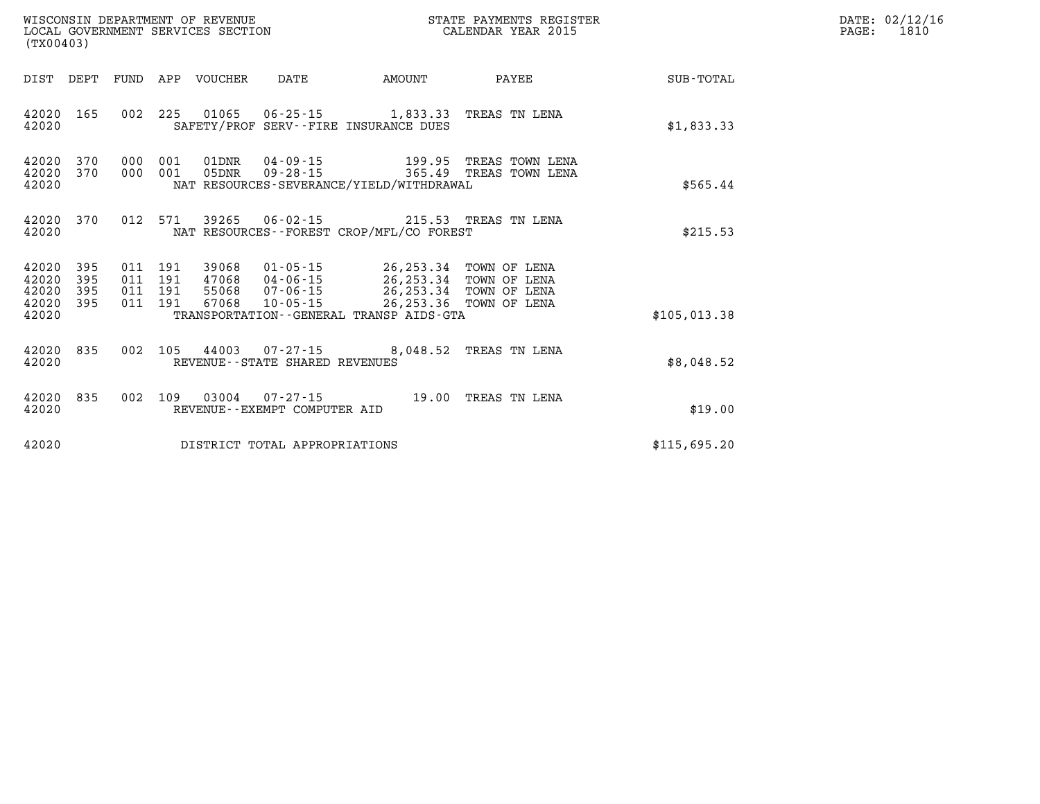WISCONSIN DEPARTMENT OF REVENUE
LOCAL GOVERNMENT SERVICES SECTION
(TX00403)

STATE PAYMENTS REGISTER
CALENDAR YEAR 2015

DATE: 02/12/16
PAGE: 1810

| DIST | DEPT | FUND | APP | VOUCHER | DATE | AMOUNT | PAYEE | SUB-TOTAL |
|---|---|---|---|---|---|---|---|---|
| 42020 | 165 | 002 | 225 | 01065 | 06-25-15 | 1,833.33 | TREAS TN LENA | |
| 42020 | | | | SAFETY/PROF SERV--FIRE INSURANCE DUES | | | | $1,833.33 |
| 42020 | 370 | 000 | 001 | 01DNR | 04-09-15 | 199.95 | TREAS TOWN LENA | |
| 42020 | 370 | 000 | 001 | 05DNR | 09-28-15 | 365.49 | TREAS TOWN LENA | |
| 42020 | | | | NAT RESOURCES-SEVERANCE/YIELD/WITHDRAWAL | | | | $565.44 |
| 42020 | 370 | 012 | 571 | 39265 | 06-02-15 | 215.53 | TREAS TN LENA | |
| 42020 | | | | NAT RESOURCES--FOREST CROP/MFL/CO FOREST | | | | $215.53 |
| 42020 | 395 | 011 | 191 | 39068 | 01-05-15 | 26,253.34 | TOWN OF LENA | |
| 42020 | 395 | 011 | 191 | 47068 | 04-06-15 | 26,253.34 | TOWN OF LENA | |
| 42020 | 395 | 011 | 191 | 55068 | 07-06-15 | 26,253.34 | TOWN OF LENA | |
| 42020 | 395 | 011 | 191 | 67068 | 10-05-15 | 26,253.36 | TOWN OF LENA | |
| 42020 | | | | TRANSPORTATION--GENERAL TRANSP AIDS-GTA | | | | $105,013.38 |
| 42020 | 835 | 002 | 105 | 44003 | 07-27-15 | 8,048.52 | TREAS TN LENA | |
| 42020 | | | | REVENUE--STATE SHARED REVENUES | | | | $8,048.52 |
| 42020 | 835 | 002 | 109 | 03004 | 07-27-15 | 19.00 | TREAS TN LENA | |
| 42020 | | | | REVENUE--EXEMPT COMPUTER AID | | | | $19.00 |
| 42020 | | | | DISTRICT TOTAL APPROPRIATIONS | | | | $115,695.20 |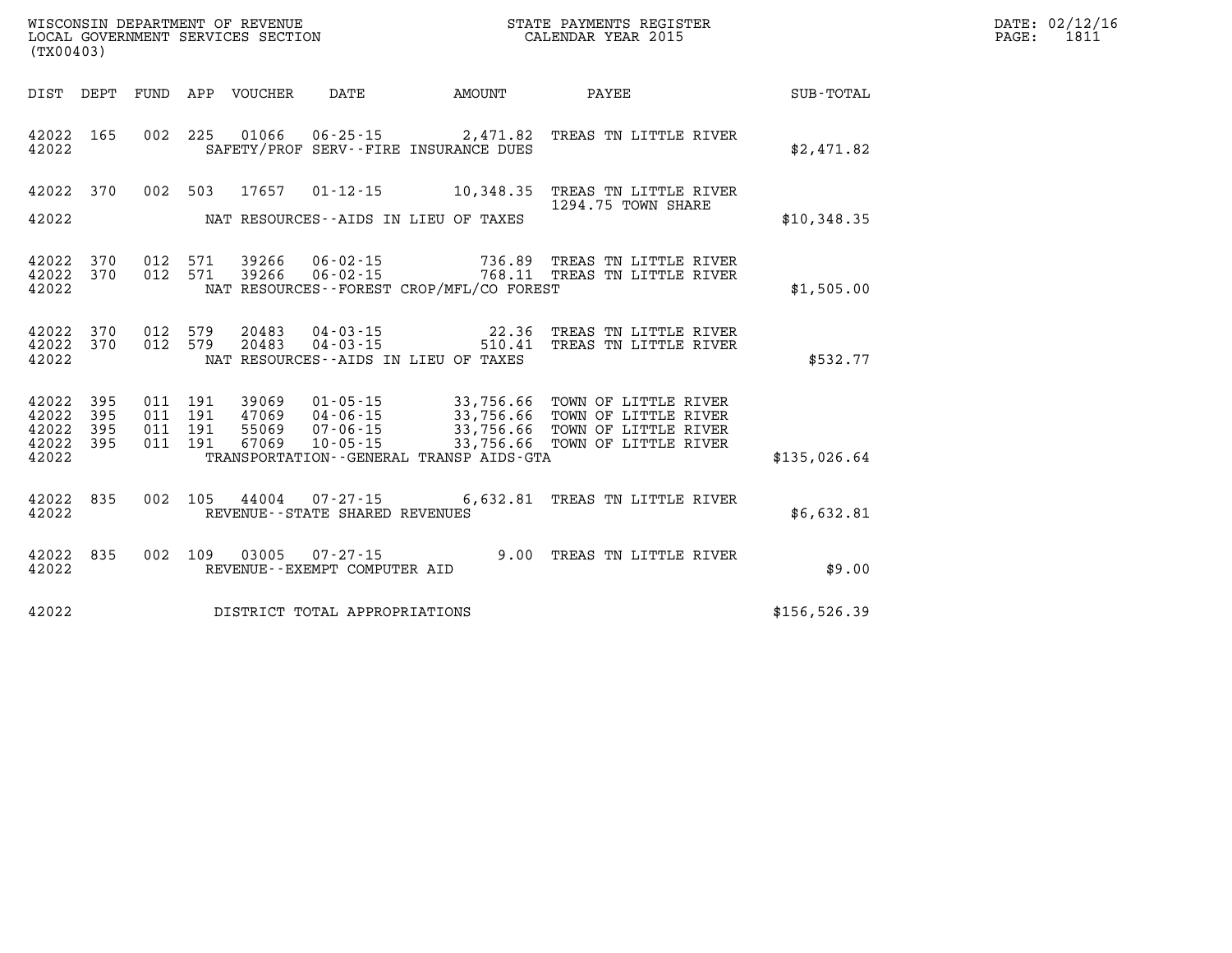WISCONSIN DEPARTMENT OF REVENUE
LOCAL GOVERNMENT SERVICES SECTION
(TX00403)

STATE PAYMENTS REGISTER
CALENDAR YEAR 2015

DATE: 02/12/16
PAGE: 1811

| DIST | DEPT | FUND | APP | VOUCHER | DATE | AMOUNT | PAYEE | SUB-TOTAL |
|---|---|---|---|---|---|---|---|---|
| 42022 | 165 | 002 | 225 | 01066 | 06-25-15 | 2,471.82 | TREAS TN LITTLE RIVER | |
| 42022 | | | | | SAFETY/PROF SERV--FIRE INSURANCE DUES | | | $2,471.82 |
| 42022 | 370 | 002 | 503 | 17657 | 01-12-15 | 10,348.35 | TREAS TN LITTLE RIVER 1294.75 TOWN SHARE | |
| 42022 | | | | | NAT RESOURCES--AIDS IN LIEU OF TAXES | | | $10,348.35 |
| 42022 | 370 | 012 | 571 | 39266 | 06-02-15 | 736.89 | TREAS TN LITTLE RIVER | |
| 42022 | 370 | 012 | 571 | 39266 | 06-02-15 | 768.11 | TREAS TN LITTLE RIVER | |
| 42022 | | | | | NAT RESOURCES--FOREST CROP/MFL/CO FOREST | | | $1,505.00 |
| 42022 | 370 | 012 | 579 | 20483 | 04-03-15 | 22.36 | TREAS TN LITTLE RIVER | |
| 42022 | 370 | 012 | 579 | 20483 | 04-03-15 | 510.41 | TREAS TN LITTLE RIVER | |
| 42022 | | | | | NAT RESOURCES--AIDS IN LIEU OF TAXES | | | $532.77 |
| 42022 | 395 | 011 | 191 | 39069 | 01-05-15 | 33,756.66 | TOWN OF LITTLE RIVER | |
| 42022 | 395 | 011 | 191 | 47069 | 04-06-15 | 33,756.66 | TOWN OF LITTLE RIVER | |
| 42022 | 395 | 011 | 191 | 55069 | 07-06-15 | 33,756.66 | TOWN OF LITTLE RIVER | |
| 42022 | 395 | 011 | 191 | 67069 | 10-05-15 | 33,756.66 | TOWN OF LITTLE RIVER | |
| 42022 | | | | | TRANSPORTATION--GENERAL TRANSP AIDS-GTA | | | $135,026.64 |
| 42022 | 835 | 002 | 105 | 44004 | 07-27-15 | 6,632.81 | TREAS TN LITTLE RIVER | |
| 42022 | | | | | REVENUE--STATE SHARED REVENUES | | | $6,632.81 |
| 42022 | 835 | 002 | 109 | 03005 | 07-27-15 | 9.00 | TREAS TN LITTLE RIVER | |
| 42022 | | | | | REVENUE--EXEMPT COMPUTER AID | | | $9.00 |
| 42022 | | | | | DISTRICT TOTAL APPROPRIATIONS | | | $156,526.39 |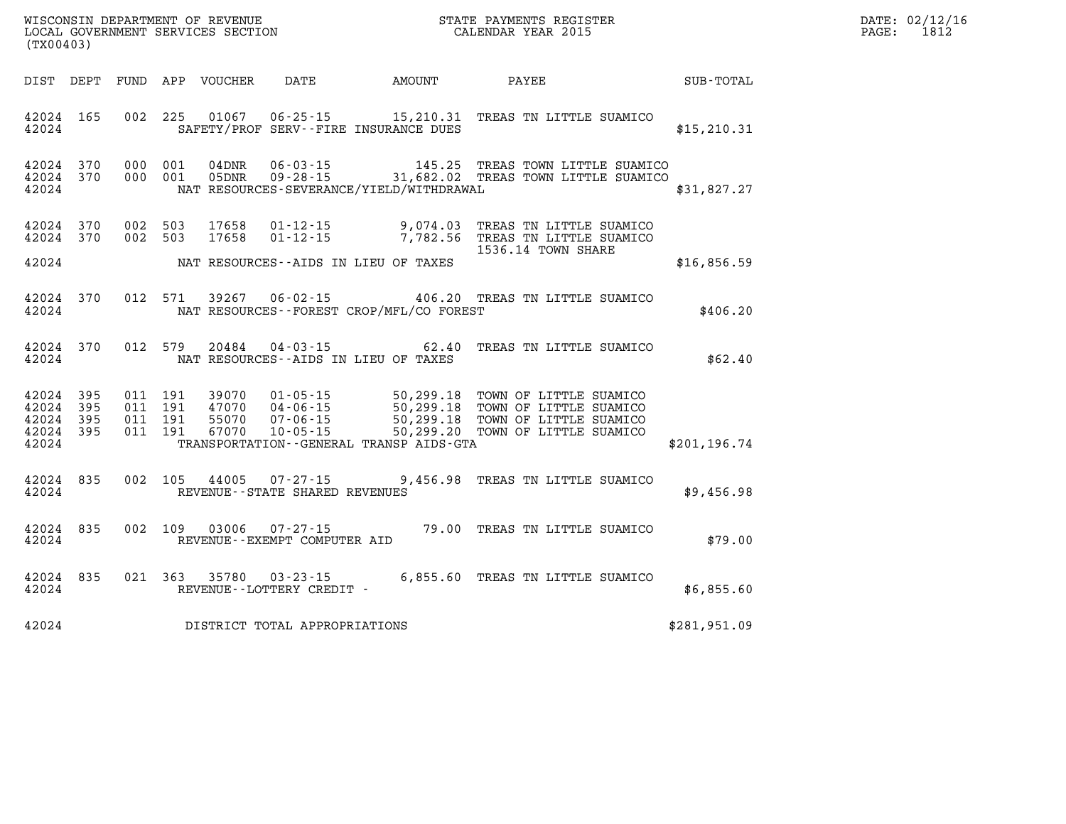WISCONSIN DEPARTMENT OF REVENUE
LOCAL GOVERNMENT SERVICES SECTION
(TX00403)

STATE PAYMENTS REGISTER
CALENDAR YEAR 2015

DATE: 02/12/16

| DIST | DEPT | FUND | APP | VOUCHER | DATE | AMOUNT | PAYEE | SUB-TOTAL |
|---|---|---|---|---|---|---|---|---|
| 42024 | 165 | 002 | 225 | 01067 | 06-25-15 | 15,210.31 | TREAS TN LITTLE SUAMICO | |
| 42024 | | | | | SAFETY/PROF SERV--FIRE INSURANCE DUES | | | $15,210.31 |
| 42024 | 370 | 000 | 001 | 04DNR | 06-03-15 | 145.25 | TREAS TOWN LITTLE SUAMICO | |
| 42024 | 370 | 000 | 001 | 05DNR | 09-28-15 | 31,682.02 | TREAS TOWN LITTLE SUAMICO | |
| 42024 | | | | | NAT RESOURCES-SEVERANCE/YIELD/WITHDRAWAL | | | $31,827.27 |
| 42024 | 370 | 002 | 503 | 17658 | 01-12-15 | 9,074.03 | TREAS TN LITTLE SUAMICO | |
| 42024 | 370 | 002 | 503 | 17658 | 01-12-15 | 7,782.56 | TREAS TN LITTLE SUAMICO 1536.14 TOWN SHARE | |
| 42024 | | | | | NAT RESOURCES--AIDS IN LIEU OF TAXES | | | $16,856.59 |
| 42024 | 370 | 012 | 571 | 39267 | 06-02-15 | 406.20 | TREAS TN LITTLE SUAMICO | |
| 42024 | | | | | NAT RESOURCES--FOREST CROP/MFL/CO FOREST | | | $406.20 |
| 42024 | 370 | 012 | 579 | 20484 | 04-03-15 | 62.40 | TREAS TN LITTLE SUAMICO | |
| 42024 | | | | | NAT RESOURCES--AIDS IN LIEU OF TAXES | | | $62.40 |
| 42024 | 395 | 011 | 191 | 39070 | 01-05-15 | 50,299.18 | TOWN OF LITTLE SUAMICO | |
| 42024 | 395 | 011 | 191 | 47070 | 04-06-15 | 50,299.18 | TOWN OF LITTLE SUAMICO | |
| 42024 | 395 | 011 | 191 | 55070 | 07-06-15 | 50,299.18 | TOWN OF LITTLE SUAMICO | |
| 42024 | 395 | 011 | 191 | 67070 | 10-05-15 | 50,299.20 | TOWN OF LITTLE SUAMICO | |
| 42024 | | | | | TRANSPORTATION--GENERAL TRANSP AIDS-GTA | | | $201,196.74 |
| 42024 | 835 | 002 | 105 | 44005 | 07-27-15 | 9,456.98 | TREAS TN LITTLE SUAMICO | |
| 42024 | | | | | REVENUE--STATE SHARED REVENUES | | | $9,456.98 |
| 42024 | 835 | 002 | 109 | 03006 | 07-27-15 | 79.00 | TREAS TN LITTLE SUAMICO | |
| 42024 | | | | | REVENUE--EXEMPT COMPUTER AID | | | $79.00 |
| 42024 | 835 | 021 | 363 | 35780 | 03-23-15 | 6,855.60 | TREAS TN LITTLE SUAMICO | |
| 42024 | | | | | REVENUE--LOTTERY CREDIT - | | | $6,855.60 |
| 42024 | | | | | DISTRICT TOTAL APPROPRIATIONS | | | $281,951.09 |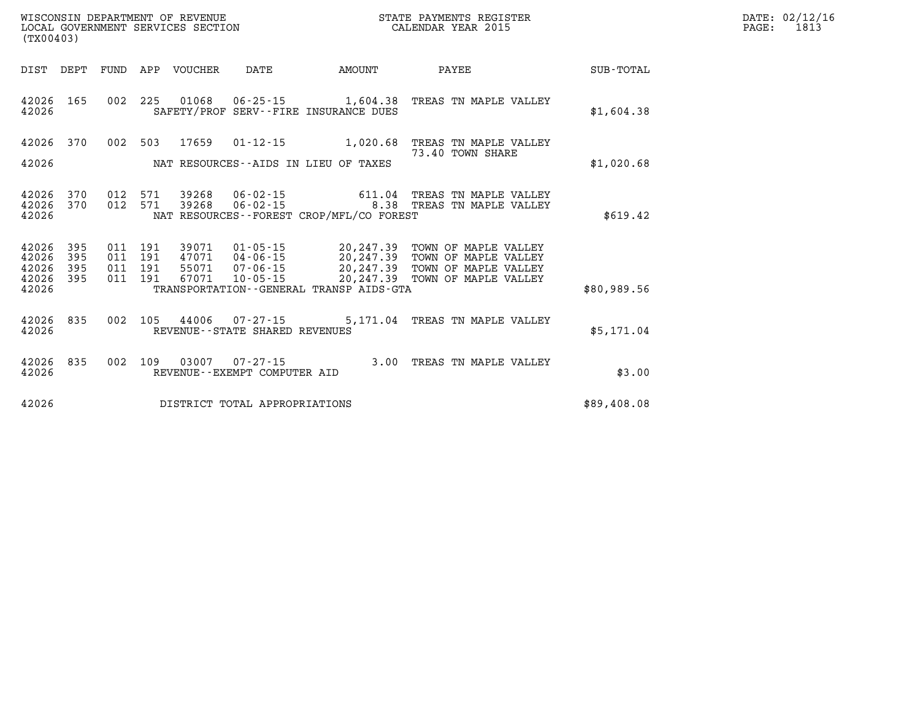WISCONSIN DEPARTMENT OF REVENUE
LOCAL GOVERNMENT SERVICES SECTION
(TX00403)

STATE PAYMENTS REGISTER
CALENDAR YEAR 2015

DATE: 02/12/16
PAGE: 1813

| DIST | DEPT | FUND | APP | VOUCHER | DATE | AMOUNT | PAYEE | SUB-TOTAL |
|---|---|---|---|---|---|---|---|---|
| 42026 | 165 | 002 | 225 | 01068 | 06-25-15 | 1,604.38 | TREAS TN MAPLE VALLEY | |
| 42026 | | | | | SAFETY/PROF SERV--FIRE INSURANCE DUES | | | $1,604.38 |
| 42026 | 370 | 002 | 503 | 17659 | 01-12-15 | 1,020.68 | TREAS TN MAPLE VALLEY 73.40 TOWN SHARE | |
| 42026 | | | | | NAT RESOURCES--AIDS IN LIEU OF TAXES | | | $1,020.68 |
| 42026 | 370 | 012 | 571 | 39268 | 06-02-15 | 611.04 | TREAS TN MAPLE VALLEY | |
| 42026 | 370 | 012 | 571 | 39268 | 06-02-15 | 8.38 | TREAS TN MAPLE VALLEY | |
| 42026 | | | | | NAT RESOURCES--FOREST CROP/MFL/CO FOREST | | | $619.42 |
| 42026 | 395 | 011 | 191 | 39071 | 01-05-15 | 20,247.39 | TOWN OF MAPLE VALLEY | |
| 42026 | 395 | 011 | 191 | 47071 | 04-06-15 | 20,247.39 | TOWN OF MAPLE VALLEY | |
| 42026 | 395 | 011 | 191 | 55071 | 07-06-15 | 20,247.39 | TOWN OF MAPLE VALLEY | |
| 42026 | 395 | 011 | 191 | 67071 | 10-05-15 | 20,247.39 | TOWN OF MAPLE VALLEY | |
| 42026 | | | | | TRANSPORTATION--GENERAL TRANSP AIDS-GTA | | | $80,989.56 |
| 42026 | 835 | 002 | 105 | 44006 | 07-27-15 | 5,171.04 | TREAS TN MAPLE VALLEY | |
| 42026 | | | | | REVENUE--STATE SHARED REVENUES | | | $5,171.04 |
| 42026 | 835 | 002 | 109 | 03007 | 07-27-15 | 3.00 | TREAS TN MAPLE VALLEY | |
| 42026 | | | | | REVENUE--EXEMPT COMPUTER AID | | | $3.00 |
| 42026 | | | | | DISTRICT TOTAL APPROPRIATIONS | | | $89,408.08 |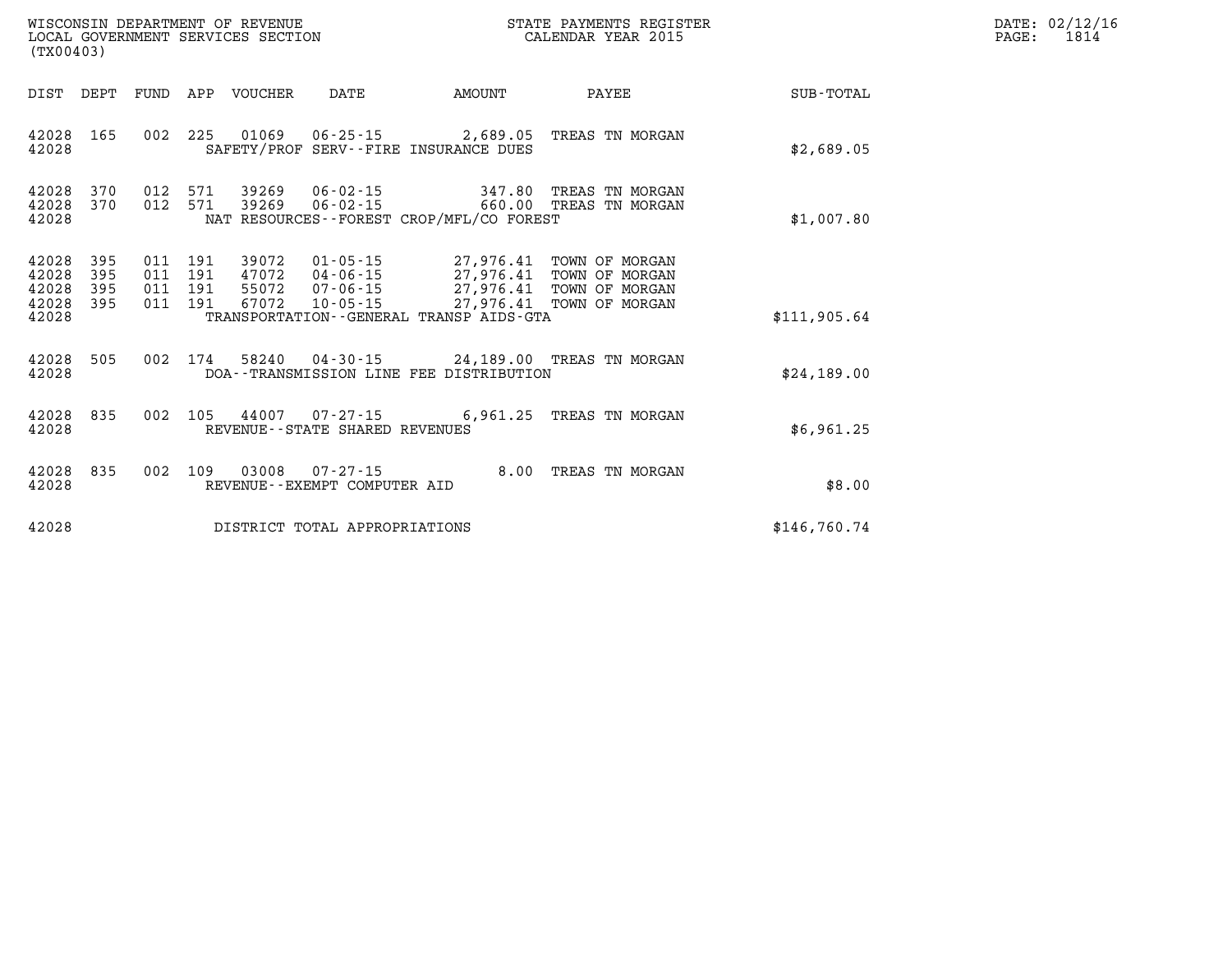WISCONSIN DEPARTMENT OF REVENUE
LOCAL GOVERNMENT SERVICES SECTION
(TX00403)

STATE PAYMENTS REGISTER
CALENDAR YEAR 2015

DATE: 02/12/16
PAGE: 1814

| DIST | DEPT | FUND | APP | VOUCHER | DATE | AMOUNT | PAYEE | SUB-TOTAL |
|---|---|---|---|---|---|---|---|---|
| 42028 | 165 | 002 | 225 | 01069 | 06-25-15 | 2,689.05 | TREAS TN MORGAN | |
| 42028 | | | | SAFETY/PROF SERV--FIRE INSURANCE DUES | | | | $2,689.05 |
| 42028 | 370 | 012 | 571 | 39269 | 06-02-15 | 347.80 | TREAS TN MORGAN | |
| 42028 | 370 | 012 | 571 | 39269 | 06-02-15 | 660.00 | TREAS TN MORGAN | |
| 42028 | | | | NAT RESOURCES--FOREST CROP/MFL/CO FOREST | | | | $1,007.80 |
| 42028 | 395 | 011 | 191 | 39072 | 01-05-15 | 27,976.41 | TOWN OF MORGAN | |
| 42028 | 395 | 011 | 191 | 47072 | 04-06-15 | 27,976.41 | TOWN OF MORGAN | |
| 42028 | 395 | 011 | 191 | 55072 | 07-06-15 | 27,976.41 | TOWN OF MORGAN | |
| 42028 | 395 | 011 | 191 | 67072 | 10-05-15 | 27,976.41 | TOWN OF MORGAN | |
| 42028 | | | | TRANSPORTATION--GENERAL TRANSP AIDS-GTA | | | | $111,905.64 |
| 42028 | 505 | 002 | 174 | 58240 | 04-30-15 | 24,189.00 | TREAS TN MORGAN | |
| 42028 | | | | DOA--TRANSMISSION LINE FEE DISTRIBUTION | | | | $24,189.00 |
| 42028 | 835 | 002 | 105 | 44007 | 07-27-15 | 6,961.25 | TREAS TN MORGAN | |
| 42028 | | | | REVENUE--STATE SHARED REVENUES | | | | $6,961.25 |
| 42028 | 835 | 002 | 109 | 03008 | 07-27-15 | 8.00 | TREAS TN MORGAN | |
| 42028 | | | | REVENUE--EXEMPT COMPUTER AID | | | | $8.00 |
| 42028 | | | | DISTRICT TOTAL APPROPRIATIONS | | | | $146,760.74 |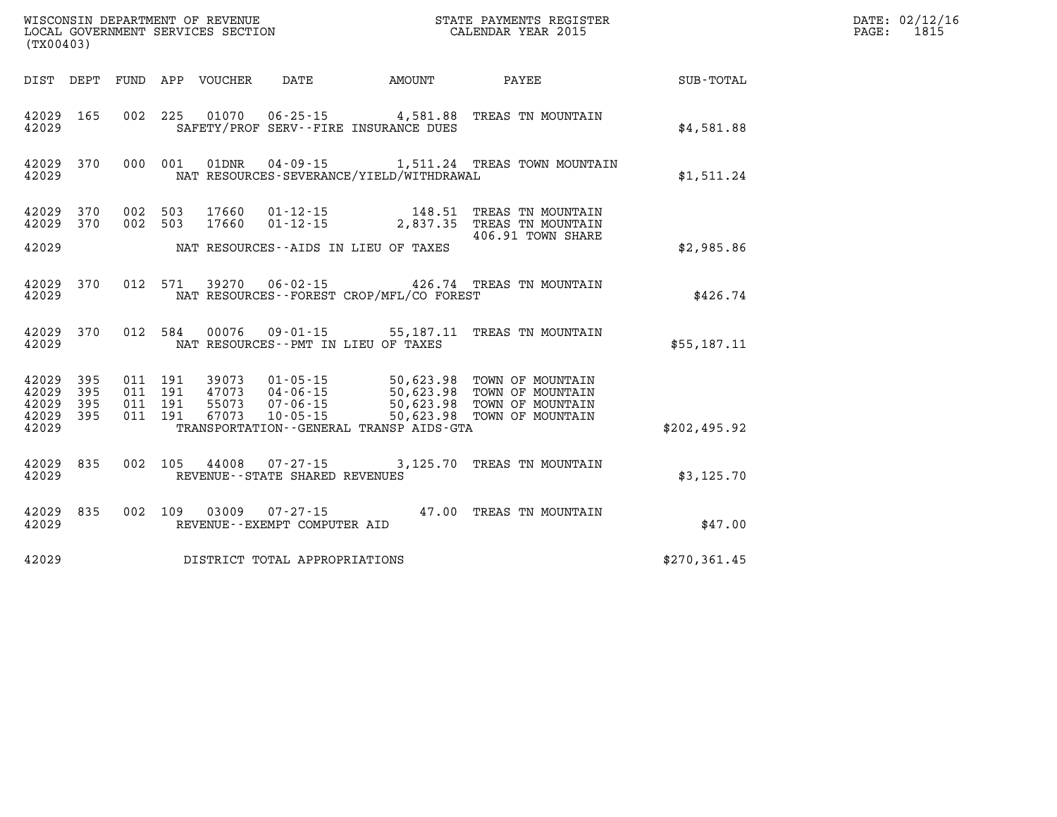WISCONSIN DEPARTMENT OF REVENUE
LOCAL GOVERNMENT SERVICES SECTION
(TX00403)

STATE PAYMENTS REGISTER
CALENDAR YEAR 2015

DATE: 02/12/16
PAGE: 1815

| DIST | DEPT | FUND | APP | VOUCHER | DATE | AMOUNT | PAYEE | SUB-TOTAL |
|---|---|---|---|---|---|---|---|---|
| 42029 | 165 | 002 | 225 | 01070 | 06-25-15 | 4,581.88 | TREAS TN MOUNTAIN | |
| 42029 | | | | | SAFETY/PROF SERV--FIRE INSURANCE DUES | | | $4,581.88 |
| 42029 | 370 | 000 | 001 | 01DNR | 04-09-15 | 1,511.24 | TREAS TOWN MOUNTAIN | |
| 42029 | | | | | NAT RESOURCES-SEVERANCE/YIELD/WITHDRAWAL | | | $1,511.24 |
| 42029 | 370 | 002 | 503 | 17660 | 01-12-15 | 148.51 | TREAS TN MOUNTAIN | |
| 42029 | 370 | 002 | 503 | 17660 | 01-12-15 | 2,837.35 | TREAS TN MOUNTAIN<br>406.91 TOWN SHARE | |
| 42029 | | | | | NAT RESOURCES--AIDS IN LIEU OF TAXES | | | $2,985.86 |
| 42029 | 370 | 012 | 571 | 39270 | 06-02-15 | 426.74 | TREAS TN MOUNTAIN | |
| 42029 | | | | | NAT RESOURCES--FOREST CROP/MFL/CO FOREST | | | $426.74 |
| 42029 | 370 | 012 | 584 | 00076 | 09-01-15 | 55,187.11 | TREAS TN MOUNTAIN | |
| 42029 | | | | | NAT RESOURCES--PMT IN LIEU OF TAXES | | | $55,187.11 |
| 42029 | 395 | 011 | 191 | 39073 | 01-05-15 | 50,623.98 | TOWN OF MOUNTAIN | |
| 42029 | 395 | 011 | 191 | 47073 | 04-06-15 | 50,623.98 | TOWN OF MOUNTAIN | |
| 42029 | 395 | 011 | 191 | 55073 | 07-06-15 | 50,623.98 | TOWN OF MOUNTAIN | |
| 42029 | 395 | 011 | 191 | 67073 | 10-05-15 | 50,623.98 | TOWN OF MOUNTAIN | |
| 42029 | | | | | TRANSPORTATION--GENERAL TRANSP AIDS-GTA | | | $202,495.92 |
| 42029 | 835 | 002 | 105 | 44008 | 07-27-15 | 3,125.70 | TREAS TN MOUNTAIN | |
| 42029 | | | | | REVENUE--STATE SHARED REVENUES | | | $3,125.70 |
| 42029 | 835 | 002 | 109 | 03009 | 07-27-15 | 47.00 | TREAS TN MOUNTAIN | |
| 42029 | | | | | REVENUE--EXEMPT COMPUTER AID | | | $47.00 |
| 42029 | | | | | DISTRICT TOTAL APPROPRIATIONS | | | $270,361.45 |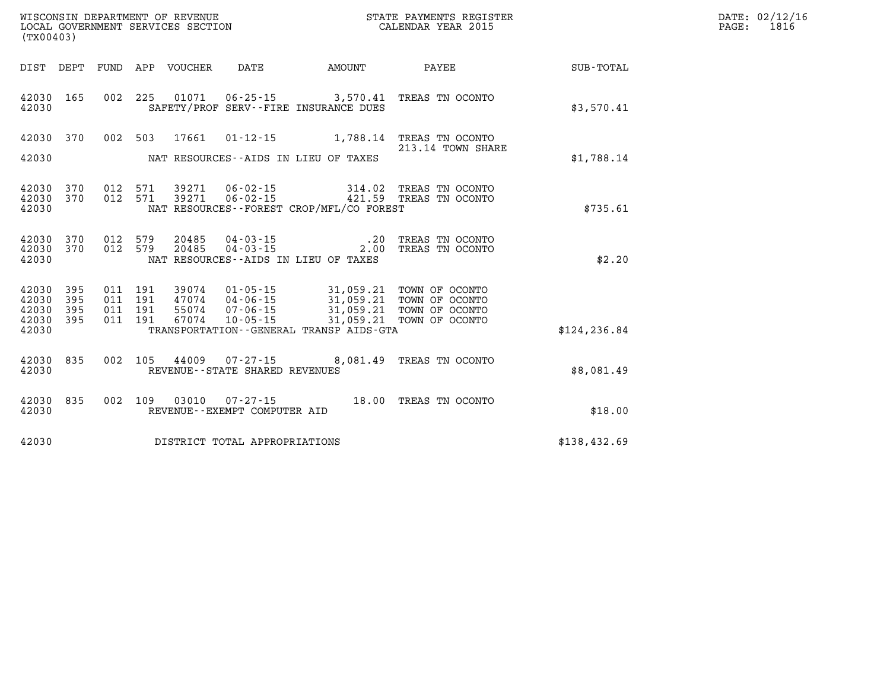WISCONSIN DEPARTMENT OF REVENUE
LOCAL GOVERNMENT SERVICES SECTION
(TX00403)

STATE PAYMENTS REGISTER
CALENDAR YEAR 2015

DATE: 02/12/16
PAGE: 1816

| DIST | DEPT | FUND | APP | VOUCHER | DATE | AMOUNT | PAYEE | SUB-TOTAL |
|---|---|---|---|---|---|---|---|---|
| 42030 | 165 | 002 | 225 | 01071 | 06-25-15 | 3,570.41 | TREAS TN OCONTO | |
| 42030 | | | | | SAFETY/PROF SERV--FIRE INSURANCE DUES | | | $3,570.41 |
| 42030 | 370 | 002 | 503 | 17661 | 01-12-15 | 1,788.14 | TREAS TN OCONTO 213.14 TOWN SHARE | |
| 42030 | | | | | NAT RESOURCES--AIDS IN LIEU OF TAXES | | | $1,788.14 |
| 42030 | 370 | 012 | 571 | 39271 | 06-02-15 | 314.02 | TREAS TN OCONTO | |
| 42030 | 370 | 012 | 571 | 39271 | 06-02-15 | 421.59 | TREAS TN OCONTO | |
| 42030 | | | | | NAT RESOURCES--FOREST CROP/MFL/CO FOREST | | | $735.61 |
| 42030 | 370 | 012 | 579 | 20485 | 04-03-15 | .20 | TREAS TN OCONTO | |
| 42030 | 370 | 012 | 579 | 20485 | 04-03-15 | 2.00 | TREAS TN OCONTO | |
| 42030 | | | | | NAT RESOURCES--AIDS IN LIEU OF TAXES | | | $2.20 |
| 42030 | 395 | 011 | 191 | 39074 | 01-05-15 | 31,059.21 | TOWN OF OCONTO | |
| 42030 | 395 | 011 | 191 | 47074 | 04-06-15 | 31,059.21 | TOWN OF OCONTO | |
| 42030 | 395 | 011 | 191 | 55074 | 07-06-15 | 31,059.21 | TOWN OF OCONTO | |
| 42030 | 395 | 011 | 191 | 67074 | 10-05-15 | 31,059.21 | TOWN OF OCONTO | |
| 42030 | | | | | TRANSPORTATION--GENERAL TRANSP AIDS-GTA | | | $124,236.84 |
| 42030 | 835 | 002 | 105 | 44009 | 07-27-15 | 8,081.49 | TREAS TN OCONTO | |
| 42030 | | | | | REVENUE--STATE SHARED REVENUES | | | $8,081.49 |
| 42030 | 835 | 002 | 109 | 03010 | 07-27-15 | 18.00 | TREAS TN OCONTO | |
| 42030 | | | | | REVENUE--EXEMPT COMPUTER AID | | | $18.00 |
| 42030 | | | | | DISTRICT TOTAL APPROPRIATIONS | | | $138,432.69 |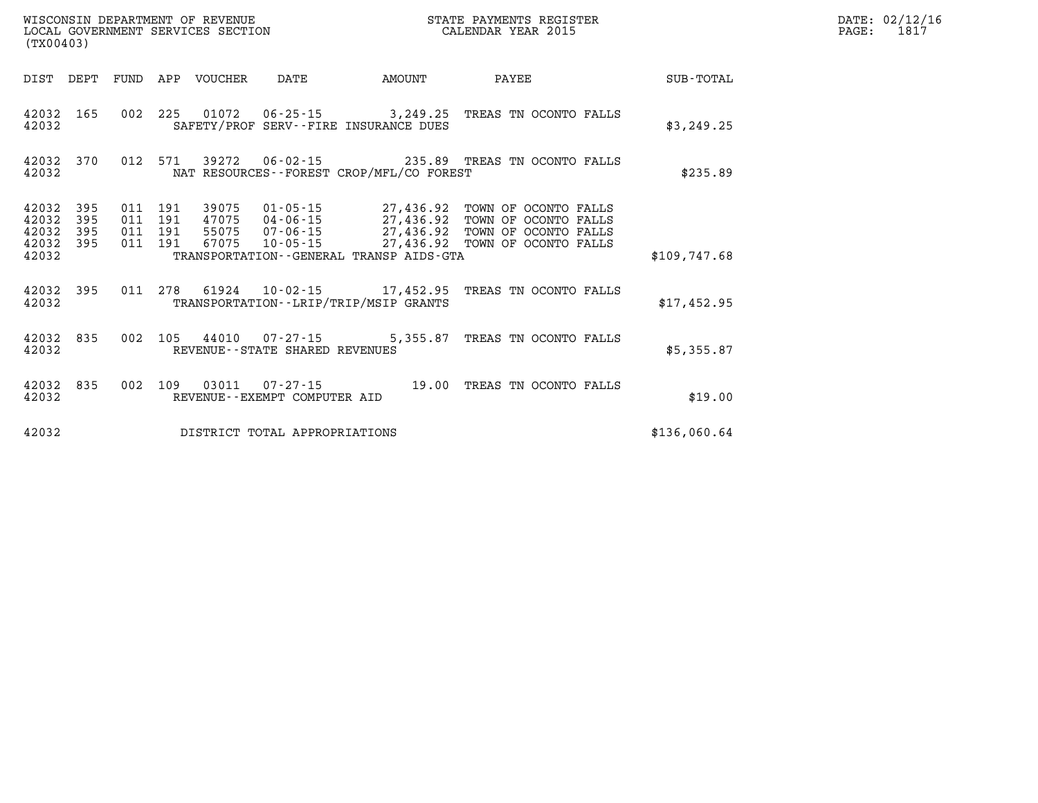WISCONSIN DEPARTMENT OF REVENUE
LOCAL GOVERNMENT SERVICES SECTION
(TX00403)

STATE PAYMENTS REGISTER
CALENDAR YEAR 2015

DATE: 02/12/16
PAGE: 1817

| DIST | DEPT | FUND | APP | VOUCHER | DATE | AMOUNT | PAYEE | SUB-TOTAL |
|---|---|---|---|---|---|---|---|---|
| 42032 | 165 | 002 | 225 | 01072 | 06-25-15 | 3,249.25 | TREAS TN OCONTO FALLS | |
| 42032 | | | | SAFETY/PROF SERV--FIRE INSURANCE DUES | | | | $3,249.25 |
| 42032 | 370 | 012 | 571 | 39272 | 06-02-15 | 235.89 | TREAS TN OCONTO FALLS | |
| 42032 | | | | NAT RESOURCES--FOREST CROP/MFL/CO FOREST | | | | $235.89 |
| 42032 | 395 | 011 | 191 | 39075 | 01-05-15 | 27,436.92 | TOWN OF OCONTO FALLS | |
| 42032 | 395 | 011 | 191 | 47075 | 04-06-15 | 27,436.92 | TOWN OF OCONTO FALLS | |
| 42032 | 395 | 011 | 191 | 55075 | 07-06-15 | 27,436.92 | TOWN OF OCONTO FALLS | |
| 42032 | 395 | 011 | 191 | 67075 | 10-05-15 | 27,436.92 | TOWN OF OCONTO FALLS | |
| 42032 | | | | TRANSPORTATION--GENERAL TRANSP AIDS-GTA | | | | $109,747.68 |
| 42032 | 395 | 011 | 278 | 61924 | 10-02-15 | 17,452.95 | TREAS TN OCONTO FALLS | |
| 42032 | | | | TRANSPORTATION--LRIP/TRIP/MSIP GRANTS | | | | $17,452.95 |
| 42032 | 835 | 002 | 105 | 44010 | 07-27-15 | 5,355.87 | TREAS TN OCONTO FALLS | |
| 42032 | | | | REVENUE--STATE SHARED REVENUES | | | | $5,355.87 |
| 42032 | 835 | 002 | 109 | 03011 | 07-27-15 | 19.00 | TREAS TN OCONTO FALLS | |
| 42032 | | | | REVENUE--EXEMPT COMPUTER AID | | | | $19.00 |
| 42032 | | | | DISTRICT TOTAL APPROPRIATIONS | | | | $136,060.64 |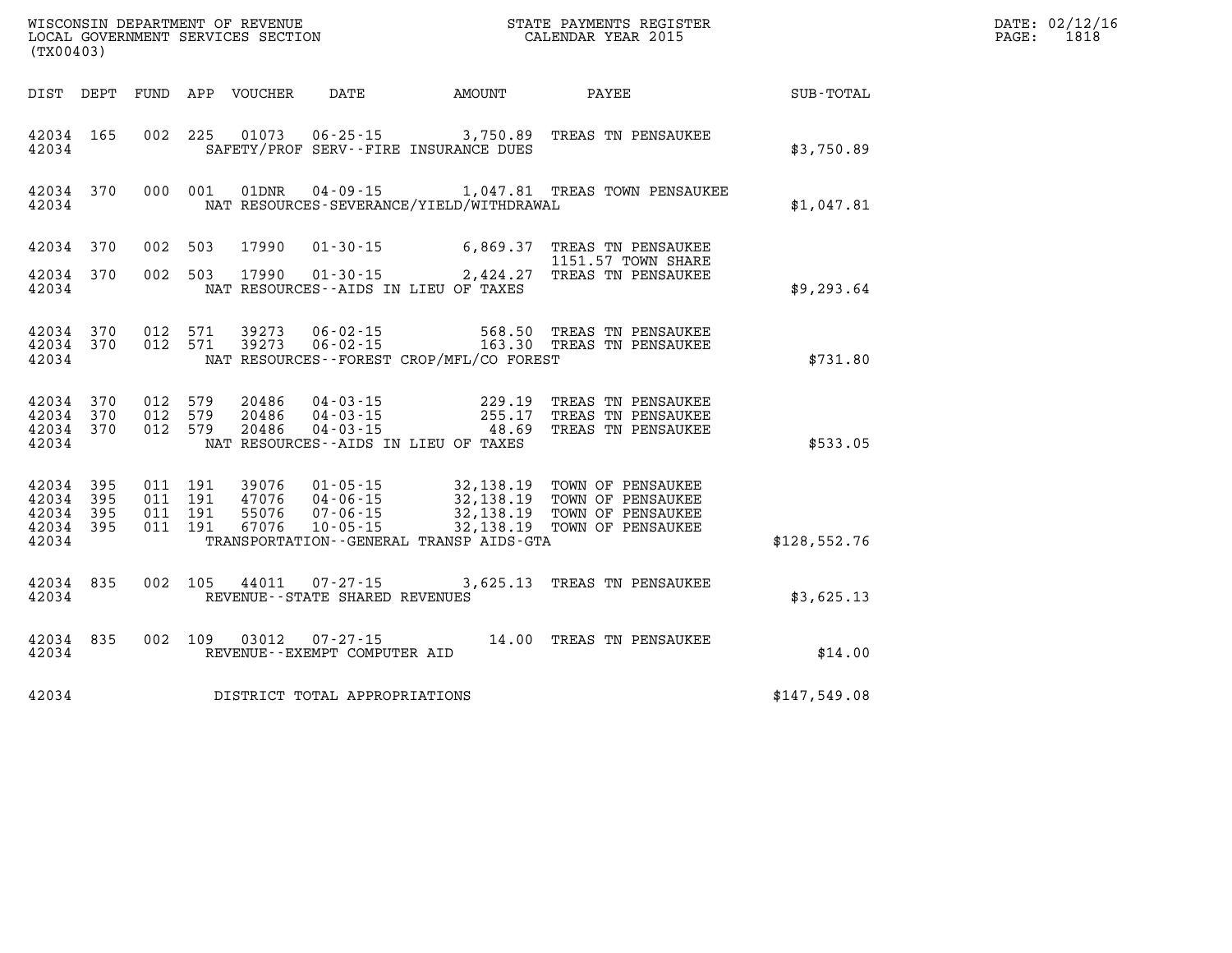WISCONSIN DEPARTMENT OF REVENUE
LOCAL GOVERNMENT SERVICES SECTION
(TX00403)

STATE PAYMENTS REGISTER
CALENDAR YEAR 2015

DATE: 02/12/16
PAGE: 1818

| DIST | DEPT | FUND | APP | VOUCHER | DATE | AMOUNT | PAYEE | SUB-TOTAL |
|---|---|---|---|---|---|---|---|---|
| 42034 | 165 | 002 | 225 | 01073 | 06-25-15 | 3,750.89 | TREAS TN PENSAUKEE | |
| 42034 | | | | | SAFETY/PROF SERV--FIRE INSURANCE DUES | | | $3,750.89 |
| 42034 | 370 | 000 | 001 | 01DNR | 04-09-15 | 1,047.81 | TREAS TOWN PENSAUKEE | |
| 42034 | | | | | NAT RESOURCES-SEVERANCE/YIELD/WITHDRAWAL | | | $1,047.81 |
| 42034 | 370 | 002 | 503 | 17990 | 01-30-15 | 6,869.37 | TREAS TN PENSAUKEE 1151.57 TOWN SHARE | |
| 42034 | 370 | 002 | 503 | 17990 | 01-30-15 | 2,424.27 | TREAS TN PENSAUKEE | |
| 42034 | | | | | NAT RESOURCES--AIDS IN LIEU OF TAXES | | | $9,293.64 |
| 42034 | 370 | 012 | 571 | 39273 | 06-02-15 | 568.50 | TREAS TN PENSAUKEE | |
| 42034 | 370 | 012 | 571 | 39273 | 06-02-15 | 163.30 | TREAS TN PENSAUKEE | |
| 42034 | | | | | NAT RESOURCES--FOREST CROP/MFL/CO FOREST | | | $731.80 |
| 42034 | 370 | 012 | 579 | 20486 | 04-03-15 | 229.19 | TREAS TN PENSAUKEE | |
| 42034 | 370 | 012 | 579 | 20486 | 04-03-15 | 255.17 | TREAS TN PENSAUKEE | |
| 42034 | 370 | 012 | 579 | 20486 | 04-03-15 | 48.69 | TREAS TN PENSAUKEE | |
| 42034 | | | | | NAT RESOURCES--AIDS IN LIEU OF TAXES | | | $533.05 |
| 42034 | 395 | 011 | 191 | 39076 | 01-05-15 | 32,138.19 | TOWN OF PENSAUKEE | |
| 42034 | 395 | 011 | 191 | 47076 | 04-06-15 | 32,138.19 | TOWN OF PENSAUKEE | |
| 42034 | 395 | 011 | 191 | 55076 | 07-06-15 | 32,138.19 | TOWN OF PENSAUKEE | |
| 42034 | 395 | 011 | 191 | 67076 | 10-05-15 | 32,138.19 | TOWN OF PENSAUKEE | |
| 42034 | | | | | TRANSPORTATION--GENERAL TRANSP AIDS-GTA | | | $128,552.76 |
| 42034 | 835 | 002 | 105 | 44011 | 07-27-15 | 3,625.13 | TREAS TN PENSAUKEE | |
| 42034 | | | | | REVENUE--STATE SHARED REVENUES | | | $3,625.13 |
| 42034 | 835 | 002 | 109 | 03012 | 07-27-15 | 14.00 | TREAS TN PENSAUKEE | |
| 42034 | | | | | REVENUE--EXEMPT COMPUTER AID | | | $14.00 |
| 42034 | | | | | DISTRICT TOTAL APPROPRIATIONS | | | $147,549.08 |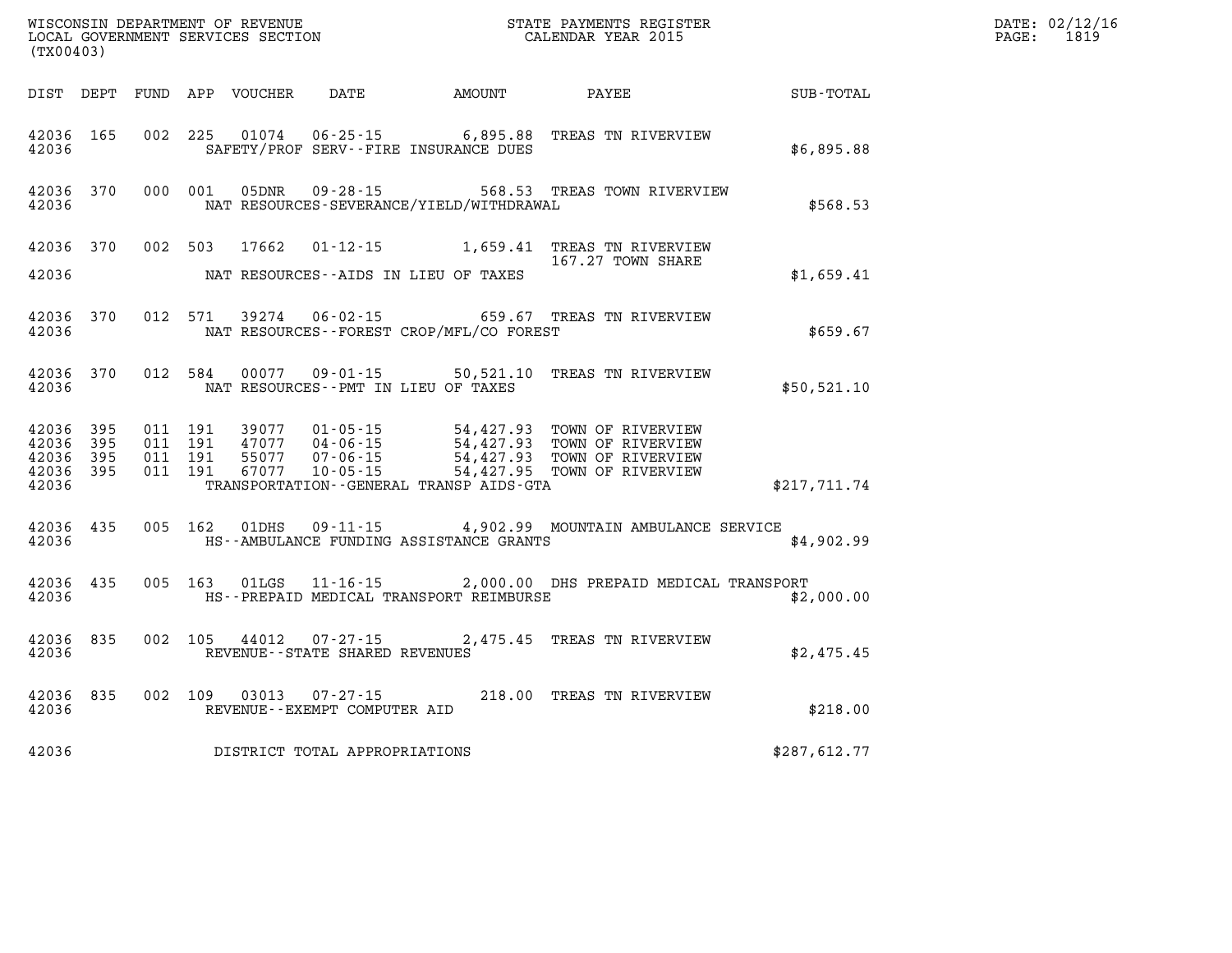WISCONSIN DEPARTMENT OF REVENUE
LOCAL GOVERNMENT SERVICES SECTION
(TX00403)

STATE PAYMENTS REGISTER
CALENDAR YEAR 2015

DATE: 02/12/16
PAGE: 1819

| DIST | DEPT | FUND | APP | VOUCHER | DATE | AMOUNT | PAYEE | SUB-TOTAL |
|---|---|---|---|---|---|---|---|---|
| 42036 | 165 | 002 | 225 | 01074 | 06-25-15 | 6,895.88 | TREAS TN RIVERVIEW | |
| 42036 | | | | SAFETY/PROF SERV--FIRE INSURANCE DUES | | | | $6,895.88 |
| 42036 | 370 | 000 | 001 | 05DNR | 09-28-15 | 568.53 | TREAS TOWN RIVERVIEW | |
| 42036 | | | | NAT RESOURCES-SEVERANCE/YIELD/WITHDRAWAL | | | | $568.53 |
| 42036 | 370 | 002 | 503 | 17662 | 01-12-15 | 1,659.41 | TREAS TN RIVERVIEW | |
| | | | | | | | 167.27 TOWN SHARE | |
| 42036 | | | | NAT RESOURCES--AIDS IN LIEU OF TAXES | | | | $1,659.41 |
| 42036 | 370 | 012 | 571 | 39274 | 06-02-15 | 659.67 | TREAS TN RIVERVIEW | |
| 42036 | | | | NAT RESOURCES--FOREST CROP/MFL/CO FOREST | | | | $659.67 |
| 42036 | 370 | 012 | 584 | 00077 | 09-01-15 | 50,521.10 | TREAS TN RIVERVIEW | |
| 42036 | | | | NAT RESOURCES--PMT IN LIEU OF TAXES | | | | $50,521.10 |
| 42036 | 395 | 011 | 191 | 39077 | 01-05-15 | 54,427.93 | TOWN OF RIVERVIEW | |
| 42036 | 395 | 011 | 191 | 47077 | 04-06-15 | 54,427.93 | TOWN OF RIVERVIEW | |
| 42036 | 395 | 011 | 191 | 55077 | 07-06-15 | 54,427.93 | TOWN OF RIVERVIEW | |
| 42036 | 395 | 011 | 191 | 67077 | 10-05-15 | 54,427.95 | TOWN OF RIVERVIEW | |
| 42036 | | | | TRANSPORTATION--GENERAL TRANSP AIDS-GTA | | | | $217,711.74 |
| 42036 | 435 | 005 | 162 | 01DHS | 09-11-15 | 4,902.99 | MOUNTAIN AMBULANCE SERVICE | |
| 42036 | | | | HS--AMBULANCE FUNDING ASSISTANCE GRANTS | | | | $4,902.99 |
| 42036 | 435 | 005 | 163 | 01LGS | 11-16-15 | 2,000.00 | DHS PREPAID MEDICAL TRANSPORT | |
| 42036 | | | | HS--PREPAID MEDICAL TRANSPORT REIMBURSE | | | | $2,000.00 |
| 42036 | 835 | 002 | 105 | 44012 | 07-27-15 | 2,475.45 | TREAS TN RIVERVIEW | |
| 42036 | | | | REVENUE--STATE SHARED REVENUES | | | | $2,475.45 |
| 42036 | 835 | 002 | 109 | 03013 | 07-27-15 | 218.00 | TREAS TN RIVERVIEW | |
| 42036 | | | | REVENUE--EXEMPT COMPUTER AID | | | | $218.00 |
| 42036 | | | | DISTRICT TOTAL APPROPRIATIONS | | | | $287,612.77 |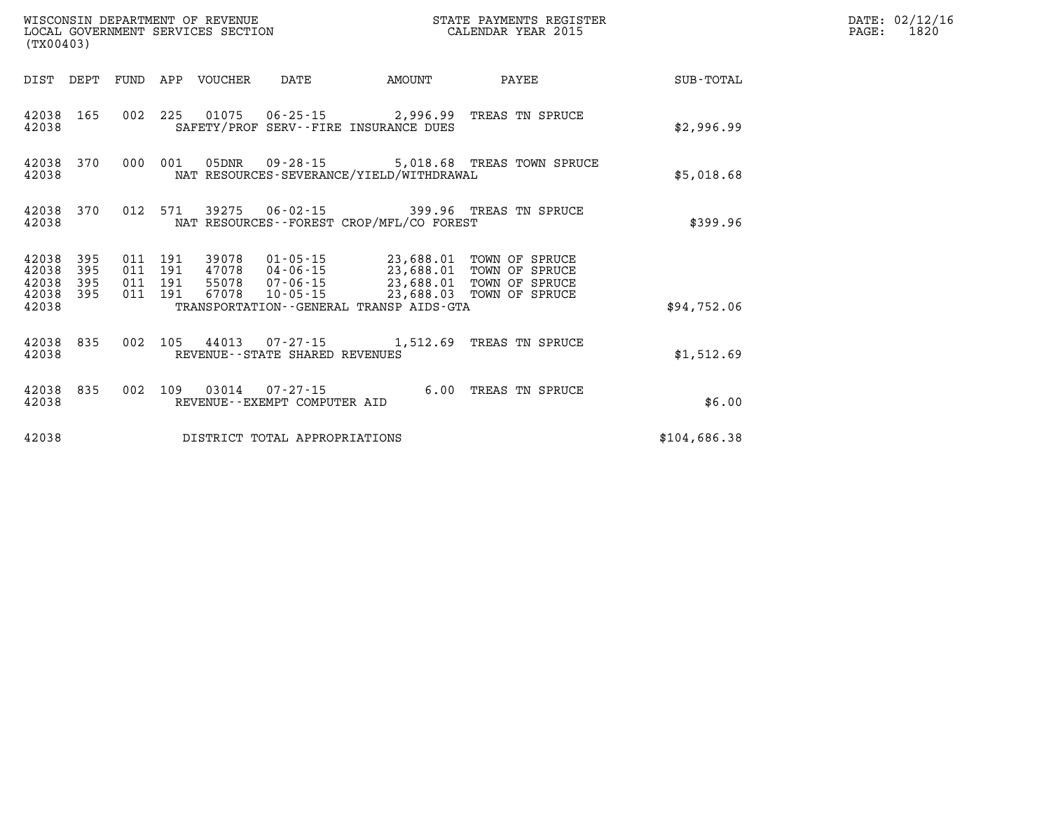WISCONSIN DEPARTMENT OF REVENUE
LOCAL GOVERNMENT SERVICES SECTION
(TX00403)

STATE PAYMENTS REGISTER
CALENDAR YEAR 2015

DATE: 02/12/16
PAGE: 1820

| DIST | DEPT | FUND | APP | VOUCHER | DATE | AMOUNT | PAYEE | SUB-TOTAL |
|---|---|---|---|---|---|---|---|---|
| 42038 | 165 | 002 | 225 | 01075 | 06-25-15 | 2,996.99 | TREAS TN SPRUCE | |
| 42038 | | | | SAFETY/PROF SERV--FIRE INSURANCE DUES | | | | $2,996.99 |
| 42038 | 370 | 000 | 001 | 05DNR | 09-28-15 | 5,018.68 | TREAS TOWN SPRUCE | |
| 42038 | | | | NAT RESOURCES-SEVERANCE/YIELD/WITHDRAWAL | | | | $5,018.68 |
| 42038 | 370 | 012 | 571 | 39275 | 06-02-15 | 399.96 | TREAS TN SPRUCE | |
| 42038 | | | | NAT RESOURCES--FOREST CROP/MFL/CO FOREST | | | | $399.96 |
| 42038 | 395 | 011 | 191 | 39078 | 01-05-15 | 23,688.01 | TOWN OF SPRUCE | |
| 42038 | 395 | 011 | 191 | 47078 | 04-06-15 | 23,688.01 | TOWN OF SPRUCE | |
| 42038 | 395 | 011 | 191 | 55078 | 07-06-15 | 23,688.01 | TOWN OF SPRUCE | |
| 42038 | 395 | 011 | 191 | 67078 | 10-05-15 | 23,688.03 | TOWN OF SPRUCE | |
| 42038 | | | | TRANSPORTATION--GENERAL TRANSP AIDS-GTA | | | | $94,752.06 |
| 42038 | 835 | 002 | 105 | 44013 | 07-27-15 | 1,512.69 | TREAS TN SPRUCE | |
| 42038 | | | | REVENUE--STATE SHARED REVENUES | | | | $1,512.69 |
| 42038 | 835 | 002 | 109 | 03014 | 07-27-15 | 6.00 | TREAS TN SPRUCE | |
| 42038 | | | | REVENUE--EXEMPT COMPUTER AID | | | | $6.00 |
| 42038 | | | | DISTRICT TOTAL APPROPRIATIONS | | | | $104,686.38 |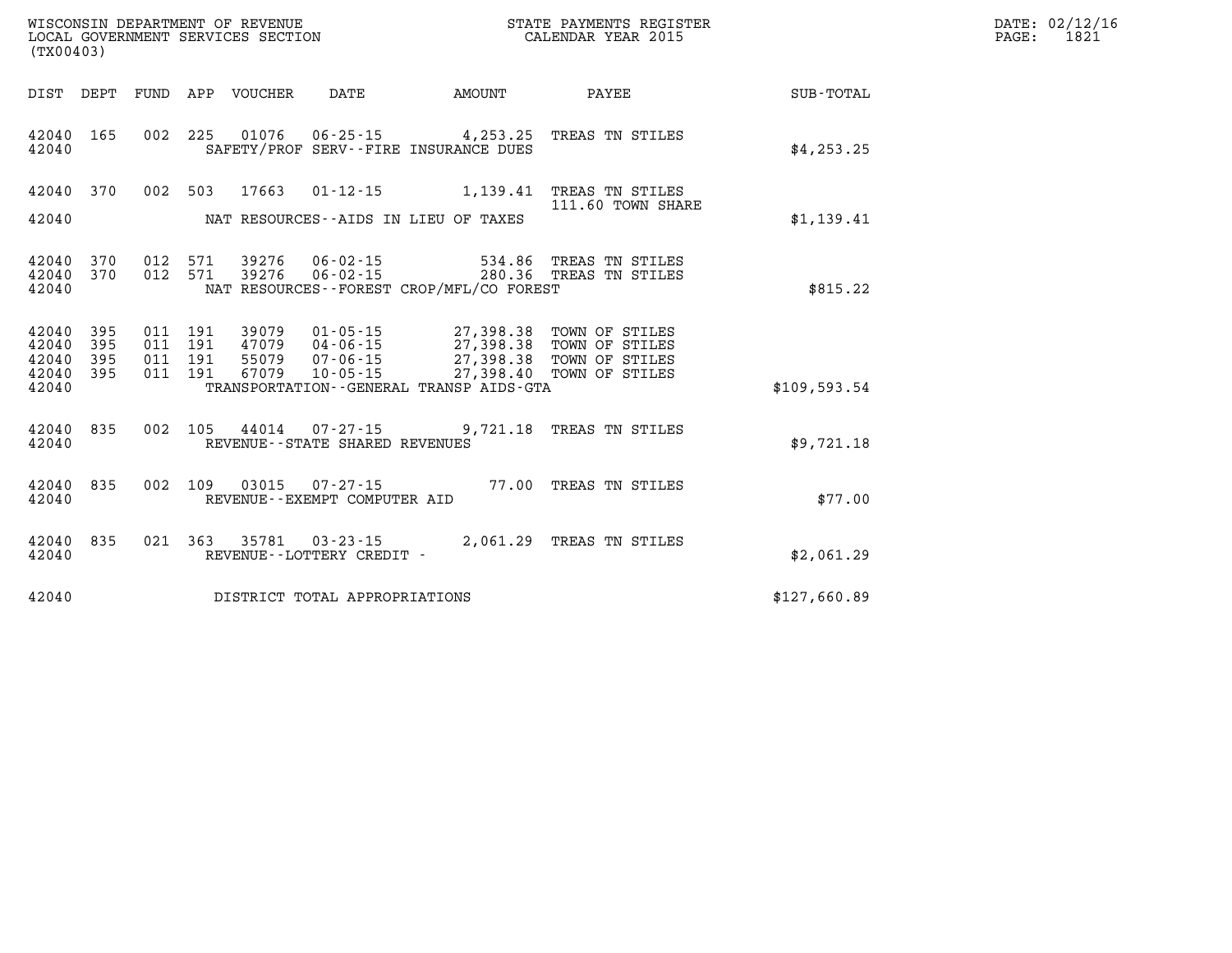WISCONSIN DEPARTMENT OF REVENUE
LOCAL GOVERNMENT SERVICES SECTION
(TX00403)

STATE PAYMENTS REGISTER
CALENDAR YEAR 2015

DATE: 02/12/16
PAGE: 1821

| DIST | DEPT | FUND | APP | VOUCHER | DATE | AMOUNT | PAYEE | SUB-TOTAL |
|---|---|---|---|---|---|---|---|---|
| 42040 | 165 | 002 | 225 | 01076 | 06-25-15 | 4,253.25 | TREAS TN STILES | |
| 42040 | | | | | SAFETY/PROF SERV--FIRE INSURANCE DUES | | | $4,253.25 |
| 42040 | 370 | 002 | 503 | 17663 | 01-12-15 | 1,139.41 | TREAS TN STILES 111.60 TOWN SHARE | |
| 42040 | | | | | NAT RESOURCES--AIDS IN LIEU OF TAXES | | | $1,139.41 |
| 42040 | 370 | 012 | 571 | 39276 | 06-02-15 | 534.86 | TREAS TN STILES | |
| 42040 | 370 | 012 | 571 | 39276 | 06-02-15 | 280.36 | TREAS TN STILES | |
| 42040 | | | | | NAT RESOURCES--FOREST CROP/MFL/CO FOREST | | | $815.22 |
| 42040 | 395 | 011 | 191 | 39079 | 01-05-15 | 27,398.38 | TOWN OF STILES | |
| 42040 | 395 | 011 | 191 | 47079 | 04-06-15 | 27,398.38 | TOWN OF STILES | |
| 42040 | 395 | 011 | 191 | 55079 | 07-06-15 | 27,398.38 | TOWN OF STILES | |
| 42040 | 395 | 011 | 191 | 67079 | 10-05-15 | 27,398.40 | TOWN OF STILES | |
| 42040 | | | | | TRANSPORTATION--GENERAL TRANSP AIDS-GTA | | | $109,593.54 |
| 42040 | 835 | 002 | 105 | 44014 | 07-27-15 | 9,721.18 | TREAS TN STILES | |
| 42040 | | | | | REVENUE--STATE SHARED REVENUES | | | $9,721.18 |
| 42040 | 835 | 002 | 109 | 03015 | 07-27-15 | 77.00 | TREAS TN STILES | |
| 42040 | | | | | REVENUE--EXEMPT COMPUTER AID | | | $77.00 |
| 42040 | 835 | 021 | 363 | 35781 | 03-23-15 | 2,061.29 | TREAS TN STILES | |
| 42040 | | | | | REVENUE--LOTTERY CREDIT - | | | $2,061.29 |
| 42040 | | | | | DISTRICT TOTAL APPROPRIATIONS | | | $127,660.89 |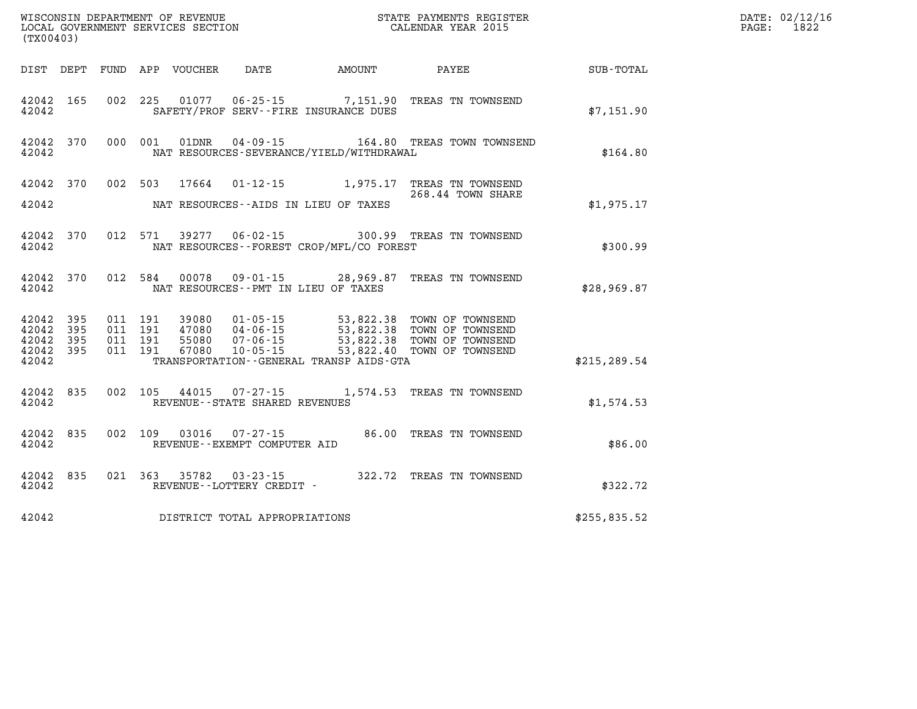WISCONSIN DEPARTMENT OF REVENUE
LOCAL GOVERNMENT SERVICES SECTION
(TX00403)

STATE PAYMENTS REGISTER
CALENDAR YEAR 2015

DATE: 02/12/16
PAGE: 1822

| DIST | DEPT | FUND | APP | VOUCHER | DATE | AMOUNT | PAYEE | SUB-TOTAL |
|---|---|---|---|---|---|---|---|---|
| 42042 | 165 | 002 | 225 | 01077 | 06-25-15 | 7,151.90 | TREAS TN TOWNSEND | |
| 42042 | | | | SAFETY/PROF SERV--FIRE INSURANCE DUES | | | | $7,151.90 |
| 42042 | 370 | 000 | 001 | 01DNR | 04-09-15 | 164.80 | TREAS TOWN TOWNSEND | |
| 42042 | | | | NAT RESOURCES-SEVERANCE/YIELD/WITHDRAWAL | | | | $164.80 |
| 42042 | 370 | 002 | 503 | 17664 | 01-12-15 | 1,975.17 | TREAS TN TOWNSEND | |
| | | | | | | | 268.44 TOWN SHARE | |
| 42042 | | | | NAT RESOURCES--AIDS IN LIEU OF TAXES | | | | $1,975.17 |
| 42042 | 370 | 012 | 571 | 39277 | 06-02-15 | 300.99 | TREAS TN TOWNSEND | |
| 42042 | | | | NAT RESOURCES--FOREST CROP/MFL/CO FOREST | | | | $300.99 |
| 42042 | 370 | 012 | 584 | 00078 | 09-01-15 | 28,969.87 | TREAS TN TOWNSEND | |
| 42042 | | | | NAT RESOURCES--PMT IN LIEU OF TAXES | | | | $28,969.87 |
| 42042 | 395 | 011 | 191 | 39080 | 01-05-15 | 53,822.38 | TOWN OF TOWNSEND | |
| 42042 | 395 | 011 | 191 | 47080 | 04-06-15 | 53,822.38 | TOWN OF TOWNSEND | |
| 42042 | 395 | 011 | 191 | 55080 | 07-06-15 | 53,822.38 | TOWN OF TOWNSEND | |
| 42042 | 395 | 011 | 191 | 67080 | 10-05-15 | 53,822.40 | TOWN OF TOWNSEND | |
| 42042 | | | | TRANSPORTATION--GENERAL TRANSP AIDS-GTA | | | | $215,289.54 |
| 42042 | 835 | 002 | 105 | 44015 | 07-27-15 | 1,574.53 | TREAS TN TOWNSEND | |
| 42042 | | | | REVENUE--STATE SHARED REVENUES | | | | $1,574.53 |
| 42042 | 835 | 002 | 109 | 03016 | 07-27-15 | 86.00 | TREAS TN TOWNSEND | |
| 42042 | | | | REVENUE--EXEMPT COMPUTER AID | | | | $86.00 |
| 42042 | 835 | 021 | 363 | 35782 | 03-23-15 | 322.72 | TREAS TN TOWNSEND | |
| 42042 | | | | REVENUE--LOTTERY CREDIT - | | | | $322.72 |
| 42042 | | | | DISTRICT TOTAL APPROPRIATIONS | | | | $255,835.52 |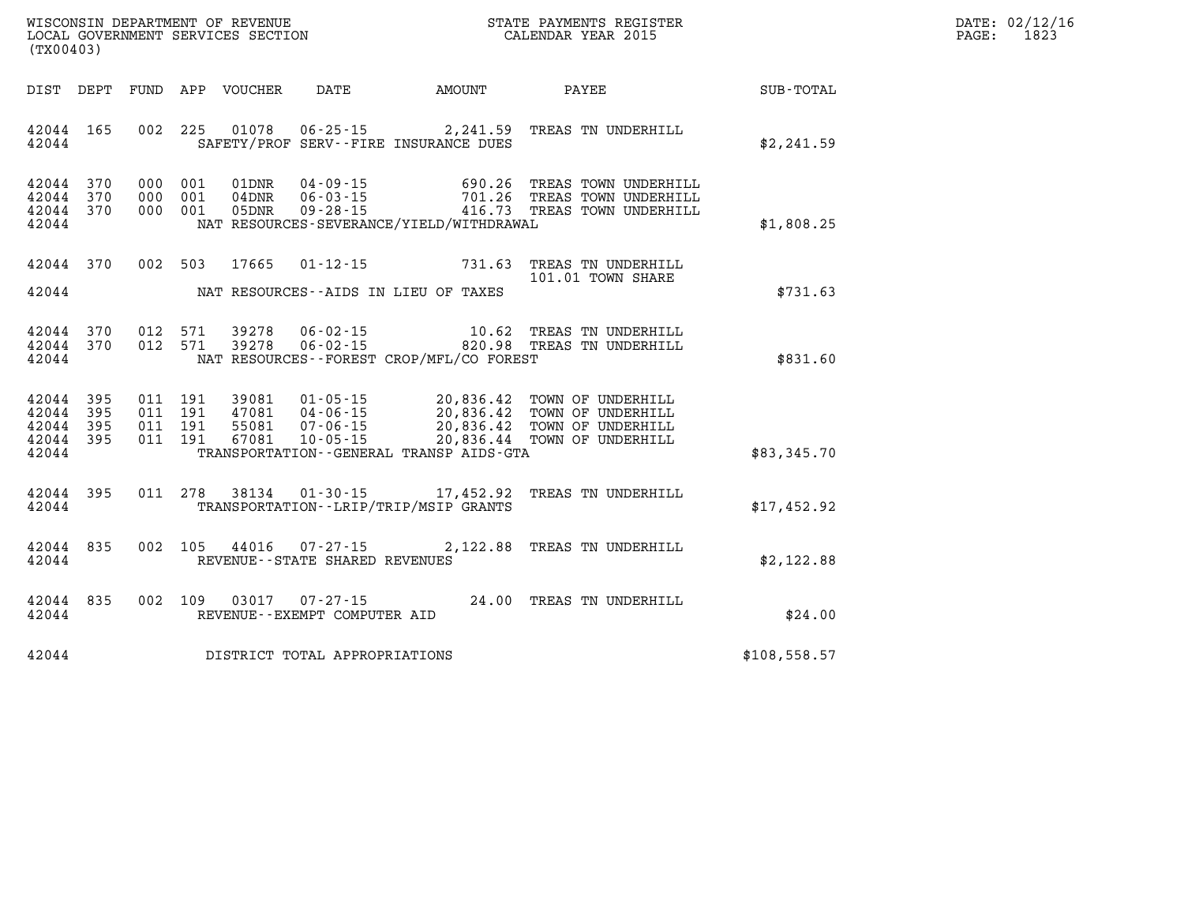WISCONSIN DEPARTMENT OF REVENUE
LOCAL GOVERNMENT SERVICES SECTION
(TX00403)

STATE PAYMENTS REGISTER
CALENDAR YEAR 2015

DATE: 02/12/16
PAGE: 1823

| DIST | DEPT | FUND | APP | VOUCHER | DATE | AMOUNT | PAYEE | SUB-TOTAL |
|---|---|---|---|---|---|---|---|---|
| 42044 | 165 | 002 | 225 | 01078 | 06-25-15 | 2,241.59 | TREAS TN UNDERHILL | |
| 42044 | | | | SAFETY/PROF SERV--FIRE INSURANCE DUES | | | | $2,241.59 |
| 42044 | 370 | 000 | 001 | 01DNR | 04-09-15 | 690.26 | TREAS TOWN UNDERHILL | |
| 42044 | 370 | 000 | 001 | 04DNR | 06-03-15 | 701.26 | TREAS TOWN UNDERHILL | |
| 42044 | 370 | 000 | 001 | 05DNR | 09-28-15 | 416.73 | TREAS TOWN UNDERHILL | |
| 42044 | | | | NAT RESOURCES-SEVERANCE/YIELD/WITHDRAWAL | | | | $1,808.25 |
| 42044 | 370 | 002 | 503 | 17665 | 01-12-15 | 731.63 | TREAS TN UNDERHILL | |
| | | | | | | | 101.01 TOWN SHARE | |
| 42044 | | | | NAT RESOURCES--AIDS IN LIEU OF TAXES | | | | $731.63 |
| 42044 | 370 | 012 | 571 | 39278 | 06-02-15 | 10.62 | TREAS TN UNDERHILL | |
| 42044 | 370 | 012 | 571 | 39278 | 06-02-15 | 820.98 | TREAS TN UNDERHILL | |
| 42044 | | | | NAT RESOURCES--FOREST CROP/MFL/CO FOREST | | | | $831.60 |
| 42044 | 395 | 011 | 191 | 39081 | 01-05-15 | 20,836.42 | TOWN OF UNDERHILL | |
| 42044 | 395 | 011 | 191 | 47081 | 04-06-15 | 20,836.42 | TOWN OF UNDERHILL | |
| 42044 | 395 | 011 | 191 | 55081 | 07-06-15 | 20,836.42 | TOWN OF UNDERHILL | |
| 42044 | 395 | 011 | 191 | 67081 | 10-05-15 | 20,836.44 | TOWN OF UNDERHILL | |
| 42044 | | | | TRANSPORTATION--GENERAL TRANSP AIDS-GTA | | | | $83,345.70 |
| 42044 | 395 | 011 | 278 | 38134 | 01-30-15 | 17,452.92 | TREAS TN UNDERHILL | |
| 42044 | | | | TRANSPORTATION--LRIP/TRIP/MSIP GRANTS | | | | $17,452.92 |
| 42044 | 835 | 002 | 105 | 44016 | 07-27-15 | 2,122.88 | TREAS TN UNDERHILL | |
| 42044 | | | | REVENUE--STATE SHARED REVENUES | | | | $2,122.88 |
| 42044 | 835 | 002 | 109 | 03017 | 07-27-15 | 24.00 | TREAS TN UNDERHILL | |
| 42044 | | | | REVENUE--EXEMPT COMPUTER AID | | | | $24.00 |
| 42044 | | | | DISTRICT TOTAL APPROPRIATIONS | | | | $108,558.57 |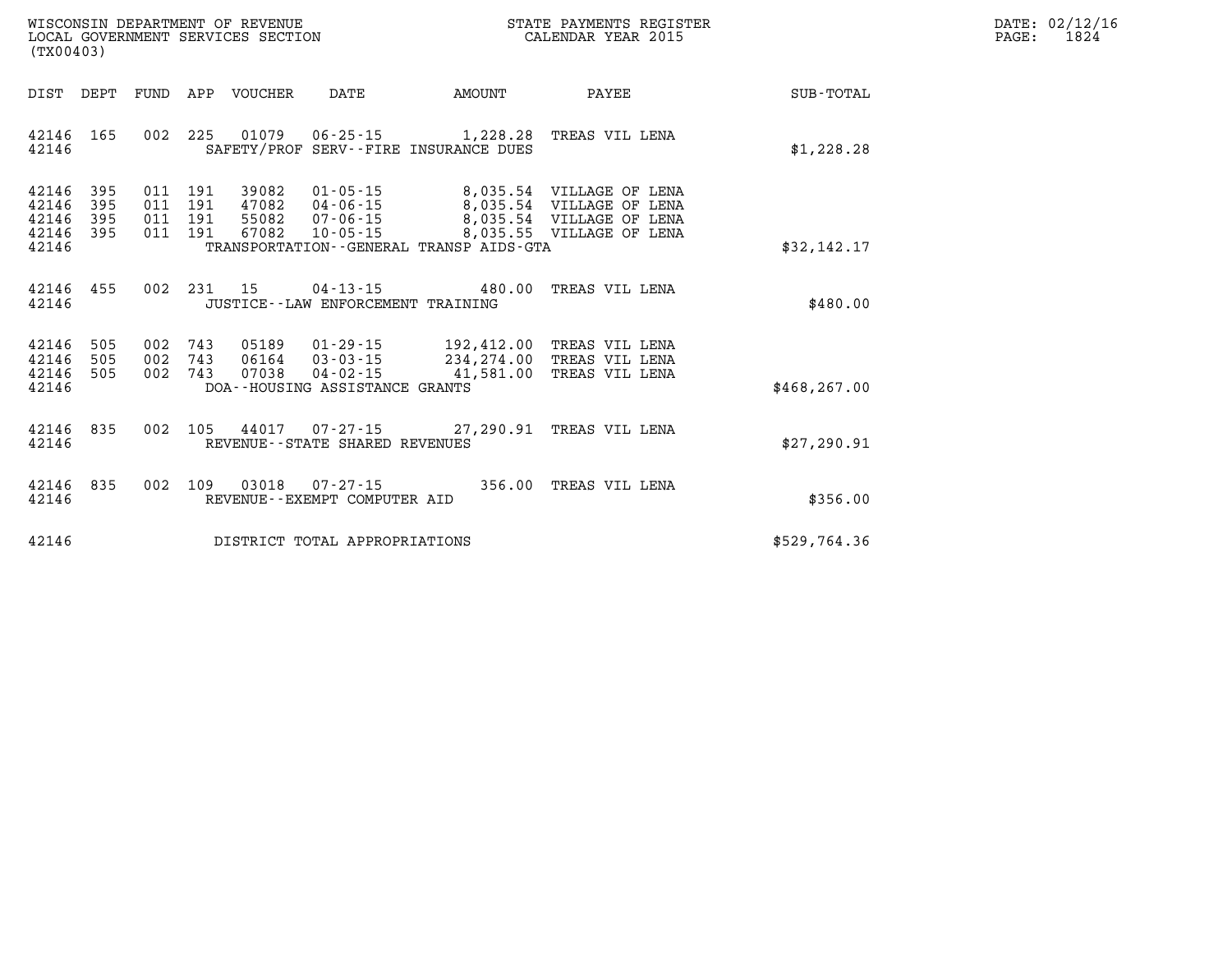WISCONSIN DEPARTMENT OF REVENUE
LOCAL GOVERNMENT SERVICES SECTION
(TX00403)

STATE PAYMENTS REGISTER
CALENDAR YEAR 2015

DATE: 02/12/16
PAGE: 1824

| DIST | DEPT | FUND | APP | VOUCHER | DATE | AMOUNT | PAYEE | SUB-TOTAL |
|---|---|---|---|---|---|---|---|---|
| 42146 | 165 | 002 | 225 | 01079 | 06-25-15 | 1,228.28 | TREAS VIL LENA | |
| 42146 | | | | | SAFETY/PROF SERV--FIRE INSURANCE DUES | | | $1,228.28 |
| 42146 | 395 | 011 | 191 | 39082 | 01-05-15 | 8,035.54 | VILLAGE OF LENA | |
| 42146 | 395 | 011 | 191 | 47082 | 04-06-15 | 8,035.54 | VILLAGE OF LENA | |
| 42146 | 395 | 011 | 191 | 55082 | 07-06-15 | 8,035.54 | VILLAGE OF LENA | |
| 42146 | 395 | 011 | 191 | 67082 | 10-05-15 | 8,035.55 | VILLAGE OF LENA | |
| 42146 | | | | | TRANSPORTATION--GENERAL TRANSP AIDS-GTA | | | $32,142.17 |
| 42146 | 455 | 002 | 231 | 15 | 04-13-15 | 480.00 | TREAS VIL LENA | |
| 42146 | | | | | JUSTICE--LAW ENFORCEMENT TRAINING | | | $480.00 |
| 42146 | 505 | 002 | 743 | 05189 | 01-29-15 | 192,412.00 | TREAS VIL LENA | |
| 42146 | 505 | 002 | 743 | 06164 | 03-03-15 | 234,274.00 | TREAS VIL LENA | |
| 42146 | 505 | 002 | 743 | 07038 | 04-02-15 | 41,581.00 | TREAS VIL LENA | |
| 42146 | | | | | DOA--HOUSING ASSISTANCE GRANTS | | | $468,267.00 |
| 42146 | 835 | 002 | 105 | 44017 | 07-27-15 | 27,290.91 | TREAS VIL LENA | |
| 42146 | | | | | REVENUE--STATE SHARED REVENUES | | | $27,290.91 |
| 42146 | 835 | 002 | 109 | 03018 | 07-27-15 | 356.00 | TREAS VIL LENA | |
| 42146 | | | | | REVENUE--EXEMPT COMPUTER AID | | | $356.00 |
| 42146 | | | | | DISTRICT TOTAL APPROPRIATIONS | | | $529,764.36 |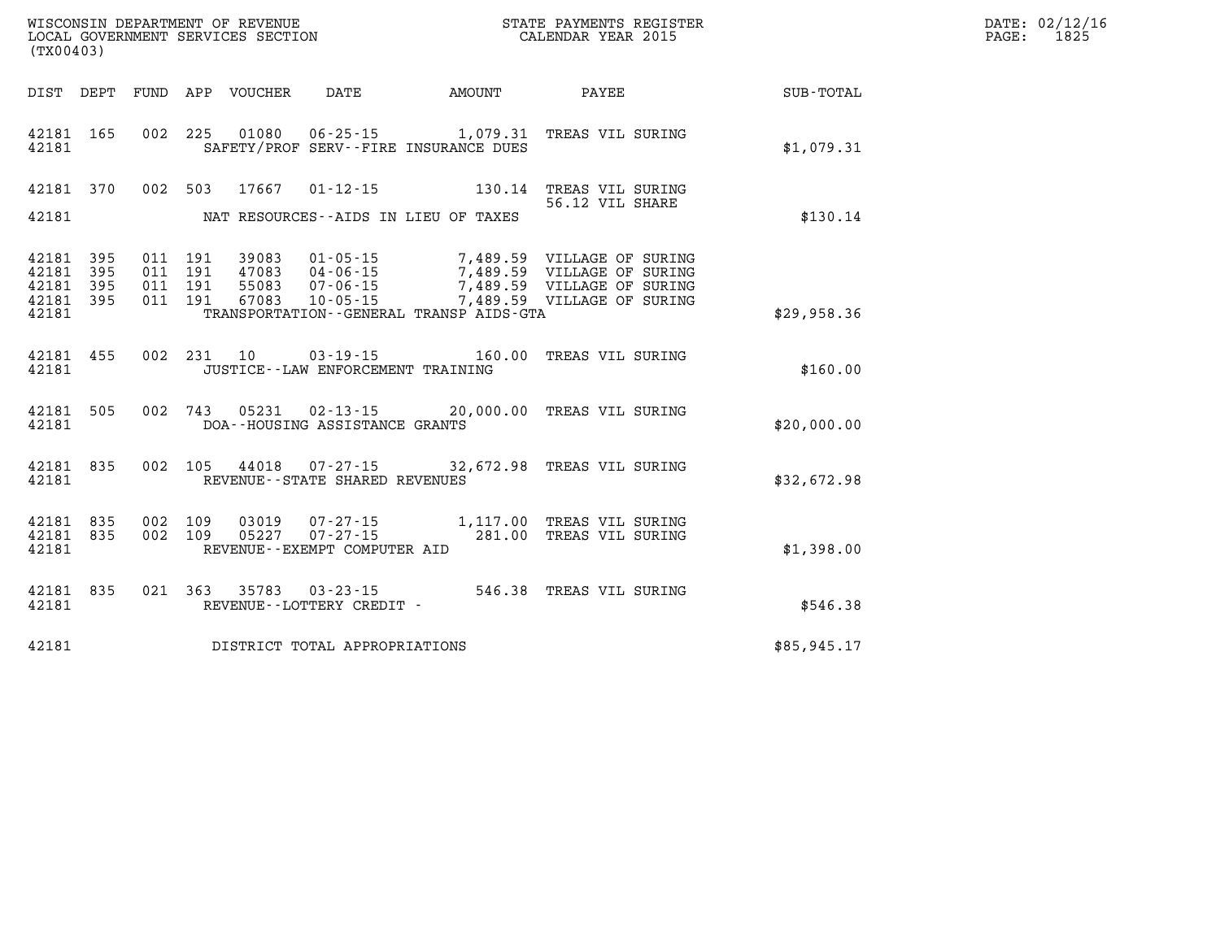WISCONSIN DEPARTMENT OF REVENUE
LOCAL GOVERNMENT SERVICES SECTION
(TX00403)

STATE PAYMENTS REGISTER
CALENDAR YEAR 2015

DATE: 02/12/16
PAGE: 1825

| DIST | DEPT | FUND | APP | VOUCHER | DATE | AMOUNT | PAYEE | SUB-TOTAL |
|---|---|---|---|---|---|---|---|---|
| 42181 | 165 | 002 | 225 | 01080 | 06-25-15 | 1,079.31 | TREAS VIL SURING | |
| 42181 | | | | | SAFETY/PROF SERV--FIRE INSURANCE DUES | | | $1,079.31 |
| 42181 | 370 | 002 | 503 | 17667 | 01-12-15 | 130.14 | TREAS VIL SURING 56.12 VIL SHARE | |
| 42181 | | | | | NAT RESOURCES--AIDS IN LIEU OF TAXES | | | $130.14 |
| 42181 | 395 | 011 | 191 | 39083 | 01-05-15 | 7,489.59 | VILLAGE OF SURING | |
| 42181 | 395 | 011 | 191 | 47083 | 04-06-15 | 7,489.59 | VILLAGE OF SURING | |
| 42181 | 395 | 011 | 191 | 55083 | 07-06-15 | 7,489.59 | VILLAGE OF SURING | |
| 42181 | 395 | 011 | 191 | 67083 | 10-05-15 | 7,489.59 | VILLAGE OF SURING | |
| 42181 | | | | | TRANSPORTATION--GENERAL TRANSP AIDS-GTA | | | $29,958.36 |
| 42181 | 455 | 002 | 231 | 10 | 03-19-15 | 160.00 | TREAS VIL SURING | |
| 42181 | | | | | JUSTICE--LAW ENFORCEMENT TRAINING | | | $160.00 |
| 42181 | 505 | 002 | 743 | 05231 | 02-13-15 | 20,000.00 | TREAS VIL SURING | |
| 42181 | | | | | DOA--HOUSING ASSISTANCE GRANTS | | | $20,000.00 |
| 42181 | 835 | 002 | 105 | 44018 | 07-27-15 | 32,672.98 | TREAS VIL SURING | |
| 42181 | | | | | REVENUE--STATE SHARED REVENUES | | | $32,672.98 |
| 42181 | 835 | 002 | 109 | 03019 | 07-27-15 | 1,117.00 | TREAS VIL SURING | |
| 42181 | 835 | 002 | 109 | 05227 | 07-27-15 | 281.00 | TREAS VIL SURING | |
| 42181 | | | | | REVENUE--EXEMPT COMPUTER AID | | | $1,398.00 |
| 42181 | 835 | 021 | 363 | 35783 | 03-23-15 | 546.38 | TREAS VIL SURING | |
| 42181 | | | | | REVENUE--LOTTERY CREDIT - | | | $546.38 |
| 42181 | | | | | DISTRICT TOTAL APPROPRIATIONS | | | $85,945.17 |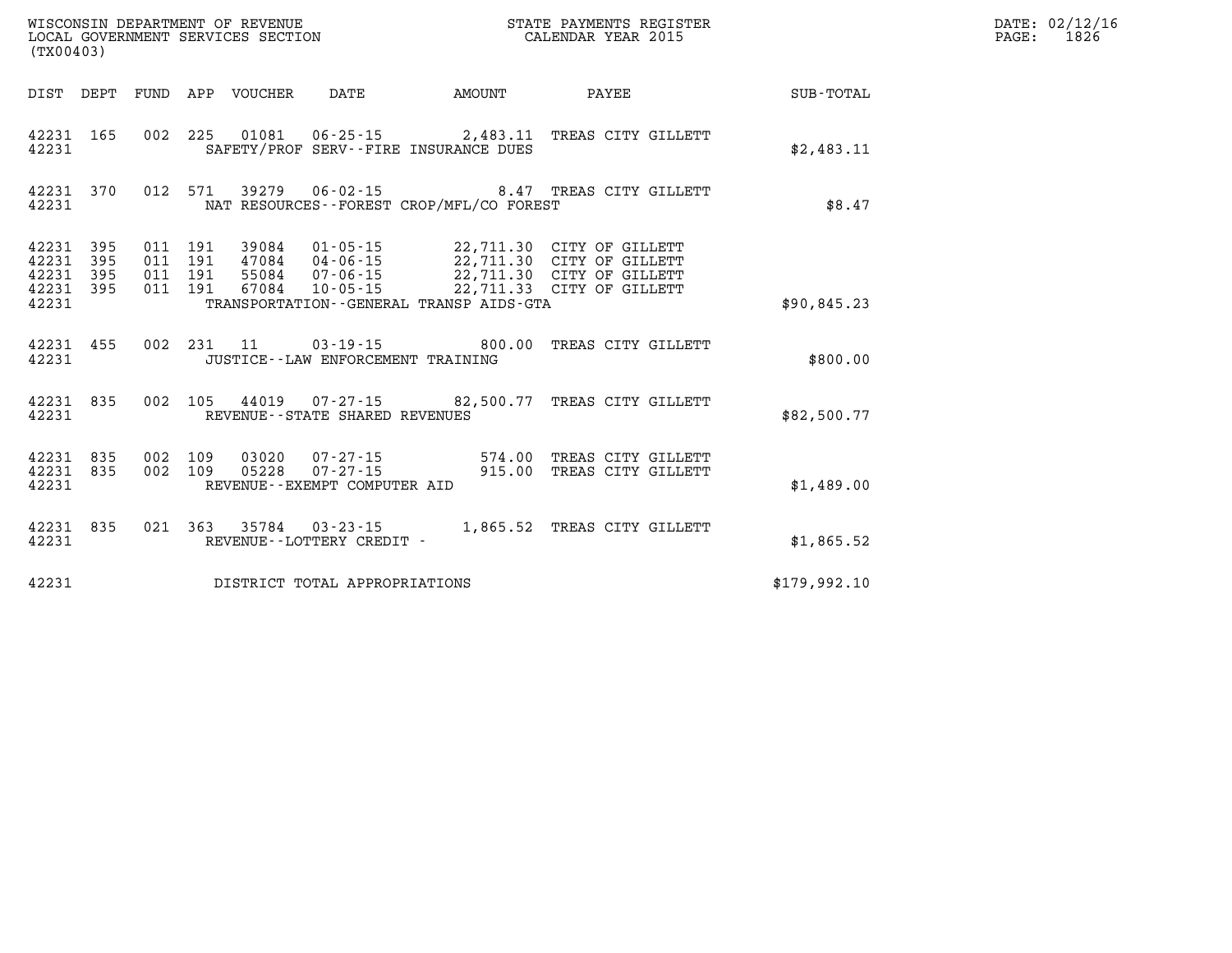WISCONSIN DEPARTMENT OF REVENUE
LOCAL GOVERNMENT SERVICES SECTION
(TX00403)

STATE PAYMENTS REGISTER
CALENDAR YEAR 2015

DATE: 02/12/16
PAGE: 1826

| DIST | DEPT | FUND | APP | VOUCHER | DATE | AMOUNT | PAYEE | SUB-TOTAL |
|---|---|---|---|---|---|---|---|---|
| 42231 | 165 | 002 | 225 | 01081 | 06-25-15 | 2,483.11 | TREAS CITY GILLETT | |
| 42231 | | | | SAFETY/PROF SERV--FIRE INSURANCE DUES | | | | $2,483.11 |
| 42231 | 370 | 012 | 571 | 39279 | 06-02-15 | 8.47 | TREAS CITY GILLETT | |
| 42231 | | | | NAT RESOURCES--FOREST CROP/MFL/CO FOREST | | | | $8.47 |
| 42231 | 395 | 011 | 191 | 39084 | 01-05-15 | 22,711.30 | CITY OF GILLETT | |
| 42231 | 395 | 011 | 191 | 47084 | 04-06-15 | 22,711.30 | CITY OF GILLETT | |
| 42231 | 395 | 011 | 191 | 55084 | 07-06-15 | 22,711.30 | CITY OF GILLETT | |
| 42231 | 395 | 011 | 191 | 67084 | 10-05-15 | 22,711.33 | CITY OF GILLETT | |
| 42231 | | | | TRANSPORTATION--GENERAL TRANSP AIDS-GTA | | | | $90,845.23 |
| 42231 | 455 | 002 | 231 | 11 | 03-19-15 | 800.00 | TREAS CITY GILLETT | |
| 42231 | | | | JUSTICE--LAW ENFORCEMENT TRAINING | | | | $800.00 |
| 42231 | 835 | 002 | 105 | 44019 | 07-27-15 | 82,500.77 | TREAS CITY GILLETT | |
| 42231 | | | | REVENUE--STATE SHARED REVENUES | | | | $82,500.77 |
| 42231 | 835 | 002 | 109 | 03020 | 07-27-15 | 574.00 | TREAS CITY GILLETT | |
| 42231 | 835 | 002 | 109 | 05228 | 07-27-15 | 915.00 | TREAS CITY GILLETT | |
| 42231 | | | | REVENUE--EXEMPT COMPUTER AID | | | | $1,489.00 |
| 42231 | 835 | 021 | 363 | 35784 | 03-23-15 | 1,865.52 | TREAS CITY GILLETT | |
| 42231 | | | | REVENUE--LOTTERY CREDIT - | | | | $1,865.52 |
| 42231 | | | | DISTRICT TOTAL APPROPRIATIONS | | | | $179,992.10 |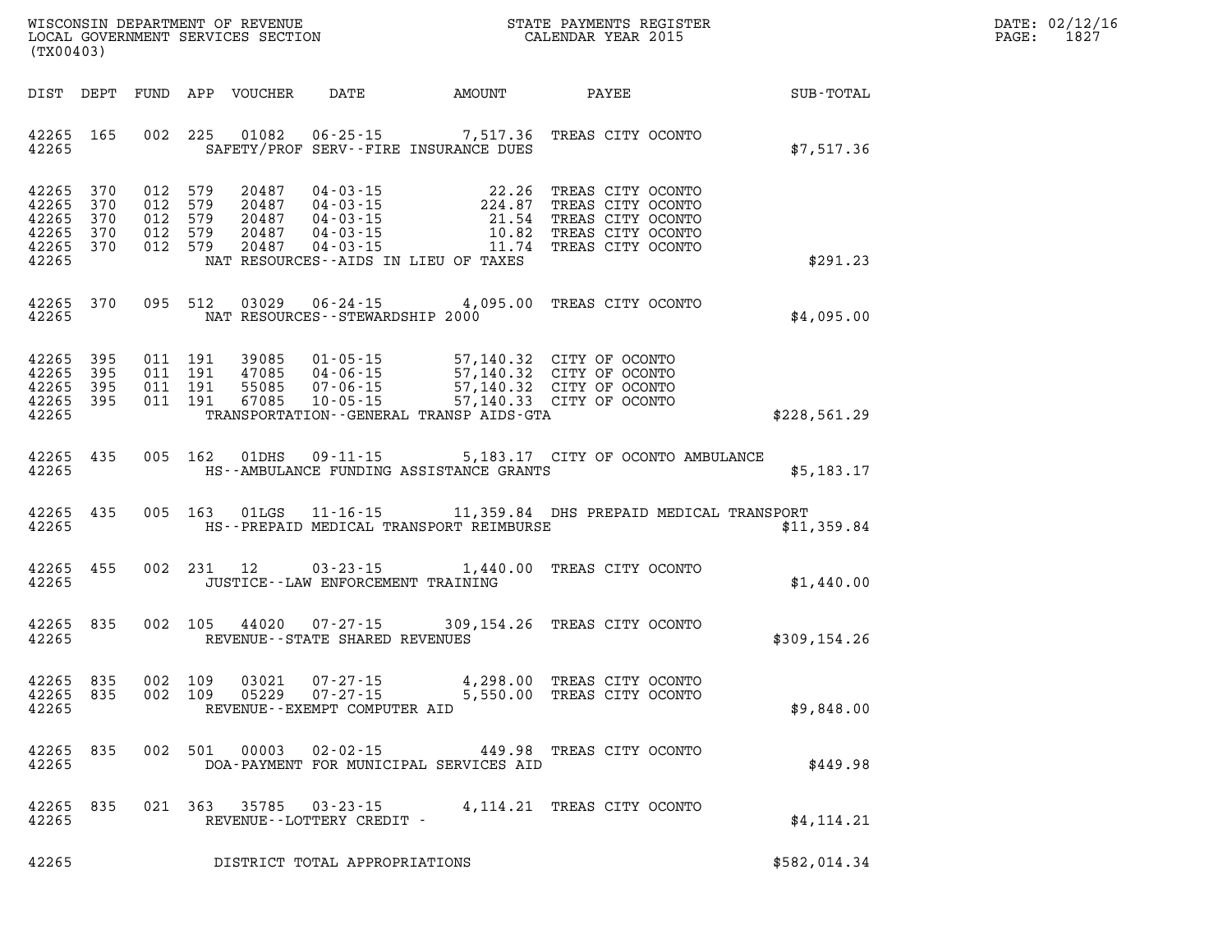WISCONSIN DEPARTMENT OF REVENUE
LOCAL GOVERNMENT SERVICES SECTION
(TX00403)

STATE PAYMENTS REGISTER
CALENDAR YEAR 2015

DATE: 02/12/16
PAGE: 1827

| DIST | DEPT | FUND | APP | VOUCHER | DATE | AMOUNT | PAYEE | SUB-TOTAL |
|---|---|---|---|---|---|---|---|---|
| 42265 | 165 | 002 | 225 | 01082 | 06-25-15 | 7,517.36 | TREAS CITY OCONTO | |
| 42265 | | | | | SAFETY/PROF SERV--FIRE INSURANCE DUES | | | $7,517.36 |
| 42265 | 370 | 012 | 579 | 20487 | 04-03-15 | 22.26 | TREAS CITY OCONTO | |
| 42265 | 370 | 012 | 579 | 20487 | 04-03-15 | 224.87 | TREAS CITY OCONTO | |
| 42265 | 370 | 012 | 579 | 20487 | 04-03-15 | 21.54 | TREAS CITY OCONTO | |
| 42265 | 370 | 012 | 579 | 20487 | 04-03-15 | 10.82 | TREAS CITY OCONTO | |
| 42265 | 370 | 012 | 579 | 20487 | 04-03-15 | 11.74 | TREAS CITY OCONTO | |
| 42265 | | | | | NAT RESOURCES--AIDS IN LIEU OF TAXES | | | $291.23 |
| 42265 | 370 | 095 | 512 | 03029 | 06-24-15 | 4,095.00 | TREAS CITY OCONTO | |
| 42265 | | | | | NAT RESOURCES--STEWARDSHIP 2000 | | | $4,095.00 |
| 42265 | 395 | 011 | 191 | 39085 | 01-05-15 | 57,140.32 | CITY OF OCONTO | |
| 42265 | 395 | 011 | 191 | 47085 | 04-06-15 | 57,140.32 | CITY OF OCONTO | |
| 42265 | 395 | 011 | 191 | 55085 | 07-06-15 | 57,140.32 | CITY OF OCONTO | |
| 42265 | 395 | 011 | 191 | 67085 | 10-05-15 | 57,140.33 | CITY OF OCONTO | |
| 42265 | | | | | TRANSPORTATION--GENERAL TRANSP AIDS-GTA | | | $228,561.29 |
| 42265 | 435 | 005 | 162 | 01DHS | 09-11-15 | 5,183.17 | CITY OF OCONTO AMBULANCE | |
| 42265 | | | | | HS--AMBULANCE FUNDING ASSISTANCE GRANTS | | | $5,183.17 |
| 42265 | 435 | 005 | 163 | 01LGS | 11-16-15 | 11,359.84 | DHS PREPAID MEDICAL TRANSPORT | |
| 42265 | | | | | HS--PREPAID MEDICAL TRANSPORT REIMBURSE | | | $11,359.84 |
| 42265 | 455 | 002 | 231 | 12 | 03-23-15 | 1,440.00 | TREAS CITY OCONTO | |
| 42265 | | | | | JUSTICE--LAW ENFORCEMENT TRAINING | | | $1,440.00 |
| 42265 | 835 | 002 | 105 | 44020 | 07-27-15 | 309,154.26 | TREAS CITY OCONTO | |
| 42265 | | | | | REVENUE--STATE SHARED REVENUES | | | $309,154.26 |
| 42265 | 835 | 002 | 109 | 03021 | 07-27-15 | 4,298.00 | TREAS CITY OCONTO | |
| 42265 | 835 | 002 | 109 | 05229 | 07-27-15 | 5,550.00 | TREAS CITY OCONTO | |
| 42265 | | | | | REVENUE--EXEMPT COMPUTER AID | | | $9,848.00 |
| 42265 | 835 | 002 | 501 | 00003 | 02-02-15 | 449.98 | TREAS CITY OCONTO | |
| 42265 | | | | | DOA-PAYMENT FOR MUNICIPAL SERVICES AID | | | $449.98 |
| 42265 | 835 | 021 | 363 | 35785 | 03-23-15 | 4,114.21 | TREAS CITY OCONTO | |
| 42265 | | | | | REVENUE--LOTTERY CREDIT - | | | $4,114.21 |
| 42265 | | | | | DISTRICT TOTAL APPROPRIATIONS | | | $582,014.34 |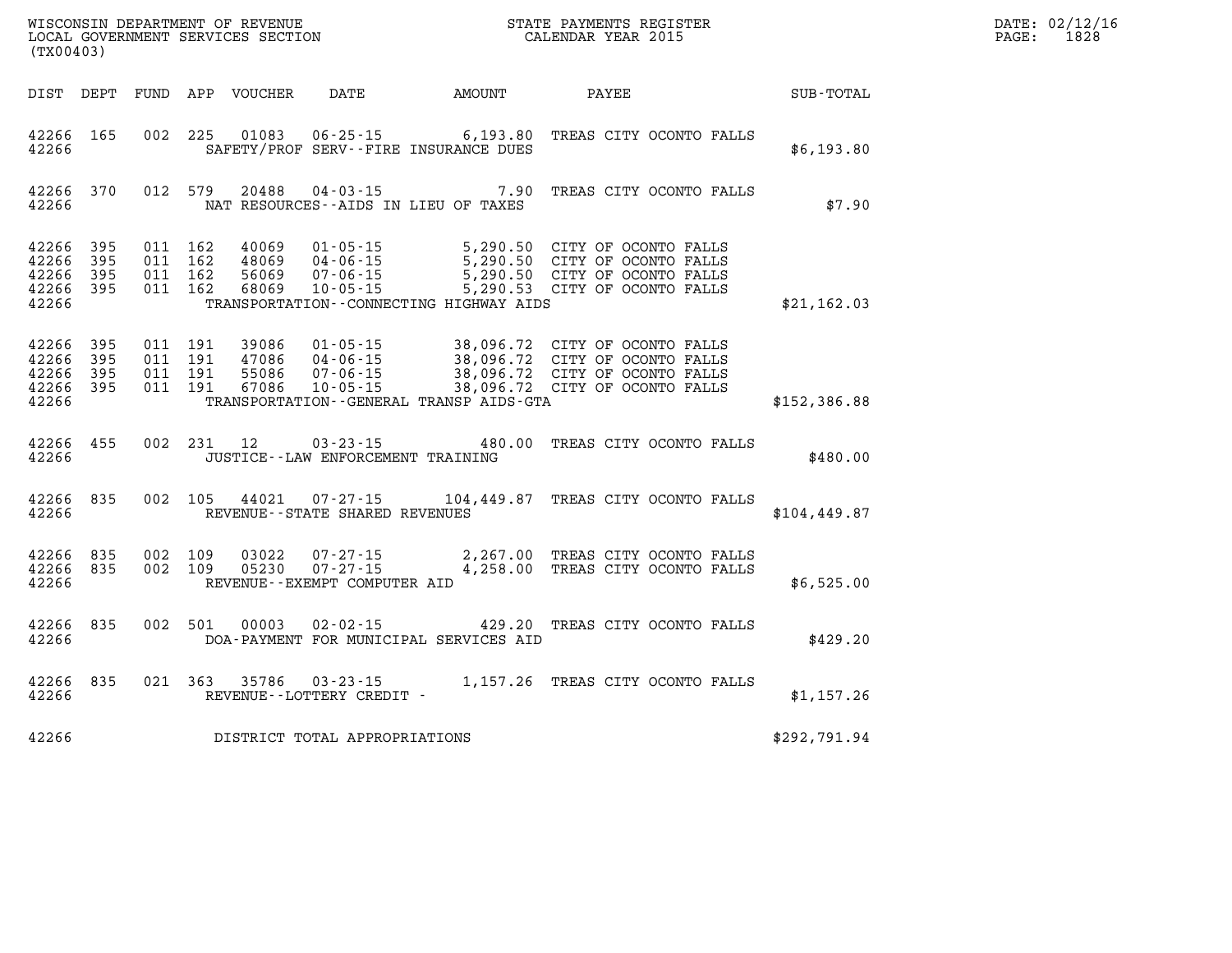WISCONSIN DEPARTMENT OF REVENUE
LOCAL GOVERNMENT SERVICES SECTION
(TX00403)

STATE PAYMENTS REGISTER
CALENDAR YEAR 2015

DATE: 02/12/16
PAGE: 1828

| DIST | DEPT | FUND | APP | VOUCHER | DATE | AMOUNT | PAYEE | SUB-TOTAL |
|---|---|---|---|---|---|---|---|---|
| 42266 | 165 | 002 | 225 | 01083 | 06-25-15 | 6,193.80 | TREAS CITY OCONTO FALLS | |
| 42266 | | | | | SAFETY/PROF SERV--FIRE INSURANCE DUES | | | $6,193.80 |
| 42266 | 370 | 012 | 579 | 20488 | 04-03-15 | 7.90 | TREAS CITY OCONTO FALLS | |
| 42266 | | | | | NAT RESOURCES--AIDS IN LIEU OF TAXES | | | $7.90 |
| 42266 | 395 | 011 | 162 | 40069 | 01-05-15 | 5,290.50 | CITY OF OCONTO FALLS | |
| 42266 | 395 | 011 | 162 | 48069 | 04-06-15 | 5,290.50 | CITY OF OCONTO FALLS | |
| 42266 | 395 | 011 | 162 | 56069 | 07-06-15 | 5,290.50 | CITY OF OCONTO FALLS | |
| 42266 | 395 | 011 | 162 | 68069 | 10-05-15 | 5,290.53 | CITY OF OCONTO FALLS | |
| 42266 | | | | | TRANSPORTATION--CONNECTING HIGHWAY AIDS | | | $21,162.03 |
| 42266 | 395 | 011 | 191 | 39086 | 01-05-15 | 38,096.72 | CITY OF OCONTO FALLS | |
| 42266 | 395 | 011 | 191 | 47086 | 04-06-15 | 38,096.72 | CITY OF OCONTO FALLS | |
| 42266 | 395 | 011 | 191 | 55086 | 07-06-15 | 38,096.72 | CITY OF OCONTO FALLS | |
| 42266 | 395 | 011 | 191 | 67086 | 10-05-15 | 38,096.72 | CITY OF OCONTO FALLS | |
| 42266 | | | | | TRANSPORTATION--GENERAL TRANSP AIDS-GTA | | | $152,386.88 |
| 42266 | 455 | 002 | 231 | 12 | 03-23-15 | 480.00 | TREAS CITY OCONTO FALLS | |
| 42266 | | | | | JUSTICE--LAW ENFORCEMENT TRAINING | | | $480.00 |
| 42266 | 835 | 002 | 105 | 44021 | 07-27-15 | 104,449.87 | TREAS CITY OCONTO FALLS | |
| 42266 | | | | | REVENUE--STATE SHARED REVENUES | | | $104,449.87 |
| 42266 | 835 | 002 | 109 | 03022 | 07-27-15 | 2,267.00 | TREAS CITY OCONTO FALLS | |
| 42266 | 835 | 002 | 109 | 05230 | 07-27-15 | 4,258.00 | TREAS CITY OCONTO FALLS | |
| 42266 | | | | | REVENUE--EXEMPT COMPUTER AID | | | $6,525.00 |
| 42266 | 835 | 002 | 501 | 00003 | 02-02-15 | 429.20 | TREAS CITY OCONTO FALLS | |
| 42266 | | | | | DOA-PAYMENT FOR MUNICIPAL SERVICES AID | | | $429.20 |
| 42266 | 835 | 021 | 363 | 35786 | 03-23-15 | 1,157.26 | TREAS CITY OCONTO FALLS | |
| 42266 | | | | | REVENUE--LOTTERY CREDIT - | | | $1,157.26 |
| 42266 | | | | | DISTRICT TOTAL APPROPRIATIONS | | | $292,791.94 |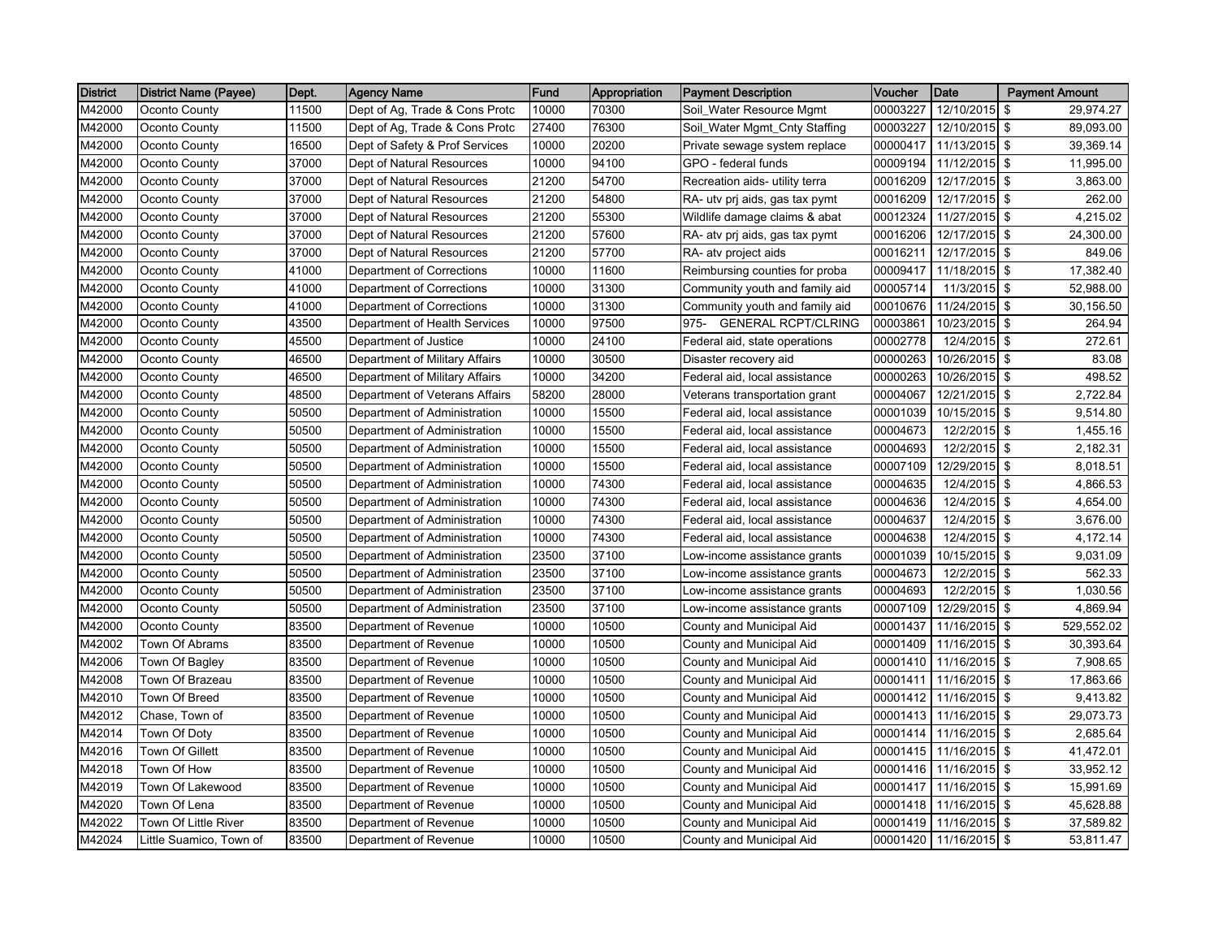| District | District Name (Payee) | Dept. | Agency Name | Fund | Appropriation | Payment Description | Voucher | Date | Payment Amount |
|---|---|---|---|---|---|---|---|---|---|
| M42000 | Oconto County | 11500 | Dept of Ag, Trade & Cons Protc | 10000 | 70300 | Soil_Water Resource Mgmt | 00003227 | 12/10/2015 | $ 29,974.27 |
| M42000 | Oconto County | 11500 | Dept of Ag, Trade & Cons Protc | 27400 | 76300 | Soil_Water Mgmt_Cnty Staffing | 00003227 | 12/10/2015 | $ 89,093.00 |
| M42000 | Oconto County | 16500 | Dept of Safety & Prof Services | 10000 | 20200 | Private sewage system replace | 00000417 | 11/13/2015 | $ 39,369.14 |
| M42000 | Oconto County | 37000 | Dept of Natural Resources | 10000 | 94100 | GPO - federal funds | 00009194 | 11/12/2015 | $ 11,995.00 |
| M42000 | Oconto County | 37000 | Dept of Natural Resources | 21200 | 54700 | Recreation aids- utility terra | 00016209 | 12/17/2015 | $ 3,863.00 |
| M42000 | Oconto County | 37000 | Dept of Natural Resources | 21200 | 54800 | RA- utv prj aids, gas tax pymt | 00016209 | 12/17/2015 | $ 262.00 |
| M42000 | Oconto County | 37000 | Dept of Natural Resources | 21200 | 55300 | Wildlife damage claims & abat | 00012324 | 11/27/2015 | $ 4,215.02 |
| M42000 | Oconto County | 37000 | Dept of Natural Resources | 21200 | 57600 | RA- atv prj aids, gas tax pymt | 00016206 | 12/17/2015 | $ 24,300.00 |
| M42000 | Oconto County | 37000 | Dept of Natural Resources | 21200 | 57700 | RA- atv project aids | 00016211 | 12/17/2015 | $ 849.06 |
| M42000 | Oconto County | 41000 | Department of Corrections | 10000 | 11600 | Reimbursing counties for proba | 00009417 | 11/18/2015 | $ 17,382.40 |
| M42000 | Oconto County | 41000 | Department of Corrections | 10000 | 31300 | Community youth and family aid | 00005714 | 11/3/2015 | $ 52,988.00 |
| M42000 | Oconto County | 41000 | Department of Corrections | 10000 | 31300 | Community youth and family aid | 00010676 | 11/24/2015 | $ 30,156.50 |
| M42000 | Oconto County | 43500 | Department of Health Services | 10000 | 97500 | 975- GENERAL RCPT/CLRING | 00003861 | 10/23/2015 | $ 264.94 |
| M42000 | Oconto County | 45500 | Department of Justice | 10000 | 24100 | Federal aid, state operations | 00002778 | 12/4/2015 | $ 272.61 |
| M42000 | Oconto County | 46500 | Department of Military Affairs | 10000 | 30500 | Disaster recovery aid | 00000263 | 10/26/2015 | $ 83.08 |
| M42000 | Oconto County | 46500 | Department of Military Affairs | 10000 | 34200 | Federal aid, local assistance | 00000263 | 10/26/2015 | $ 498.52 |
| M42000 | Oconto County | 48500 | Department of Veterans Affairs | 58200 | 28000 | Veterans transportation grant | 00004067 | 12/21/2015 | $ 2,722.84 |
| M42000 | Oconto County | 50500 | Department of Administration | 10000 | 15500 | Federal aid, local assistance | 00001039 | 10/15/2015 | $ 9,514.80 |
| M42000 | Oconto County | 50500 | Department of Administration | 10000 | 15500 | Federal aid, local assistance | 00004673 | 12/2/2015 | $ 1,455.16 |
| M42000 | Oconto County | 50500 | Department of Administration | 10000 | 15500 | Federal aid, local assistance | 00004693 | 12/2/2015 | $ 2,182.31 |
| M42000 | Oconto County | 50500 | Department of Administration | 10000 | 15500 | Federal aid, local assistance | 00007109 | 12/29/2015 | $ 8,018.51 |
| M42000 | Oconto County | 50500 | Department of Administration | 10000 | 74300 | Federal aid, local assistance | 00004635 | 12/4/2015 | $ 4,866.53 |
| M42000 | Oconto County | 50500 | Department of Administration | 10000 | 74300 | Federal aid, local assistance | 00004636 | 12/4/2015 | $ 4,654.00 |
| M42000 | Oconto County | 50500 | Department of Administration | 10000 | 74300 | Federal aid, local assistance | 00004637 | 12/4/2015 | $ 3,676.00 |
| M42000 | Oconto County | 50500 | Department of Administration | 10000 | 74300 | Federal aid, local assistance | 00004638 | 12/4/2015 | $ 4,172.14 |
| M42000 | Oconto County | 50500 | Department of Administration | 23500 | 37100 | Low-income assistance grants | 00001039 | 10/15/2015 | $ 9,031.09 |
| M42000 | Oconto County | 50500 | Department of Administration | 23500 | 37100 | Low-income assistance grants | 00004673 | 12/2/2015 | $ 562.33 |
| M42000 | Oconto County | 50500 | Department of Administration | 23500 | 37100 | Low-income assistance grants | 00004693 | 12/2/2015 | $ 1,030.56 |
| M42000 | Oconto County | 50500 | Department of Administration | 23500 | 37100 | Low-income assistance grants | 00007109 | 12/29/2015 | $ 4,869.94 |
| M42000 | Oconto County | 83500 | Department of Revenue | 10000 | 10500 | County and Municipal Aid | 00001437 | 11/16/2015 | $ 529,552.02 |
| M42002 | Town Of Abrams | 83500 | Department of Revenue | 10000 | 10500 | County and Municipal Aid | 00001409 | 11/16/2015 | $ 30,393.64 |
| M42006 | Town Of Bagley | 83500 | Department of Revenue | 10000 | 10500 | County and Municipal Aid | 00001410 | 11/16/2015 | $ 7,908.65 |
| M42008 | Town Of Brazeau | 83500 | Department of Revenue | 10000 | 10500 | County and Municipal Aid | 00001411 | 11/16/2015 | $ 17,863.66 |
| M42010 | Town Of Breed | 83500 | Department of Revenue | 10000 | 10500 | County and Municipal Aid | 00001412 | 11/16/2015 | $ 9,413.82 |
| M42012 | Chase, Town of | 83500 | Department of Revenue | 10000 | 10500 | County and Municipal Aid | 00001413 | 11/16/2015 | $ 29,073.73 |
| M42014 | Town Of Doty | 83500 | Department of Revenue | 10000 | 10500 | County and Municipal Aid | 00001414 | 11/16/2015 | $ 2,685.64 |
| M42016 | Town Of Gillett | 83500 | Department of Revenue | 10000 | 10500 | County and Municipal Aid | 00001415 | 11/16/2015 | $ 41,472.01 |
| M42018 | Town Of How | 83500 | Department of Revenue | 10000 | 10500 | County and Municipal Aid | 00001416 | 11/16/2015 | $ 33,952.12 |
| M42019 | Town Of Lakewood | 83500 | Department of Revenue | 10000 | 10500 | County and Municipal Aid | 00001417 | 11/16/2015 | $ 15,991.69 |
| M42020 | Town Of Lena | 83500 | Department of Revenue | 10000 | 10500 | County and Municipal Aid | 00001418 | 11/16/2015 | $ 45,628.88 |
| M42022 | Town Of Little River | 83500 | Department of Revenue | 10000 | 10500 | County and Municipal Aid | 00001419 | 11/16/2015 | $ 37,589.82 |
| M42024 | Little Suamico, Town of | 83500 | Department of Revenue | 10000 | 10500 | County and Municipal Aid | 00001420 | 11/16/2015 | $ 53,811.47 |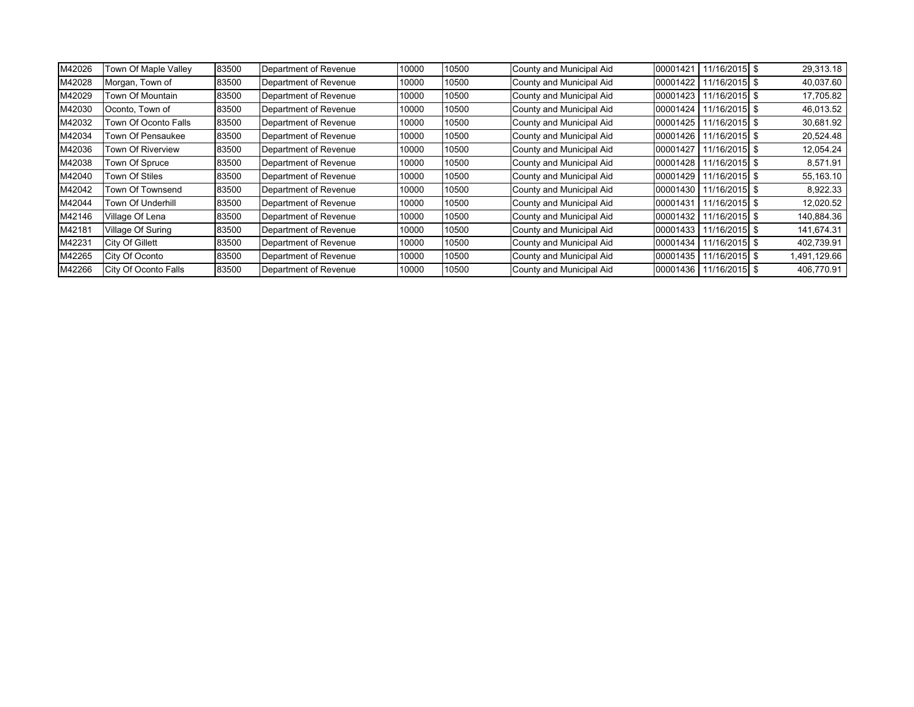| | | | | | | | | | | |
|---|---|---|---|---|---|---|---|---|---|---|
| M42026 | Town Of Maple Valley | 83500 | Department of Revenue | 10000 | 10500 | County and Municipal Aid | 00001421 | 11/16/2015 | $ | 29,313.18 |
| M42028 | Morgan, Town of | 83500 | Department of Revenue | 10000 | 10500 | County and Municipal Aid | 00001422 | 11/16/2015 | $ | 40,037.60 |
| M42029 | Town Of Mountain | 83500 | Department of Revenue | 10000 | 10500 | County and Municipal Aid | 00001423 | 11/16/2015 | $ | 17,705.82 |
| M42030 | Oconto, Town of | 83500 | Department of Revenue | 10000 | 10500 | County and Municipal Aid | 00001424 | 11/16/2015 | $ | 46,013.52 |
| M42032 | Town Of Oconto Falls | 83500 | Department of Revenue | 10000 | 10500 | County and Municipal Aid | 00001425 | 11/16/2015 | $ | 30,681.92 |
| M42034 | Town Of Pensaukee | 83500 | Department of Revenue | 10000 | 10500 | County and Municipal Aid | 00001426 | 11/16/2015 | $ | 20,524.48 |
| M42036 | Town Of Riverview | 83500 | Department of Revenue | 10000 | 10500 | County and Municipal Aid | 00001427 | 11/16/2015 | $ | 12,054.24 |
| M42038 | Town Of Spruce | 83500 | Department of Revenue | 10000 | 10500 | County and Municipal Aid | 00001428 | 11/16/2015 | $ | 8,571.91 |
| M42040 | Town Of Stiles | 83500 | Department of Revenue | 10000 | 10500 | County and Municipal Aid | 00001429 | 11/16/2015 | $ | 55,163.10 |
| M42042 | Town Of Townsend | 83500 | Department of Revenue | 10000 | 10500 | County and Municipal Aid | 00001430 | 11/16/2015 | $ | 8,922.33 |
| M42044 | Town Of Underhill | 83500 | Department of Revenue | 10000 | 10500 | County and Municipal Aid | 00001431 | 11/16/2015 | $ | 12,020.52 |
| M42146 | Village Of Lena | 83500 | Department of Revenue | 10000 | 10500 | County and Municipal Aid | 00001432 | 11/16/2015 | $ | 140,884.36 |
| M42181 | Village Of Suring | 83500 | Department of Revenue | 10000 | 10500 | County and Municipal Aid | 00001433 | 11/16/2015 | $ | 141,674.31 |
| M42231 | City Of Gillett | 83500 | Department of Revenue | 10000 | 10500 | County and Municipal Aid | 00001434 | 11/16/2015 | $ | 402,739.91 |
| M42265 | City Of Oconto | 83500 | Department of Revenue | 10000 | 10500 | County and Municipal Aid | 00001435 | 11/16/2015 | $ | 1,491,129.66 |
| M42266 | City Of Oconto Falls | 83500 | Department of Revenue | 10000 | 10500 | County and Municipal Aid | 00001436 | 11/16/2015 | $ | 406,770.91 |